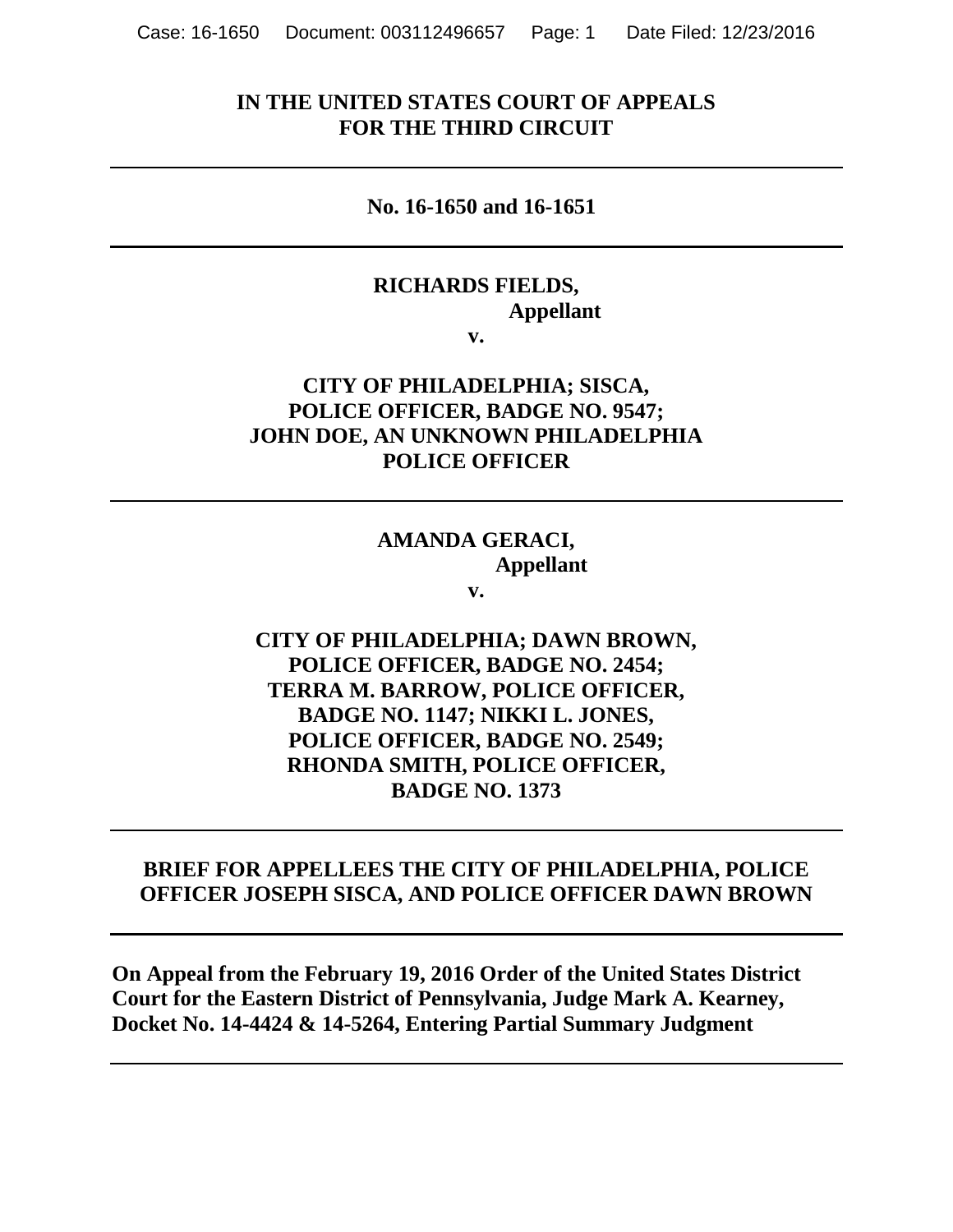**IN THE UNITED STATES COURT OF APPEALS**
**FOR THE THIRD CIRCUIT**

---

**No. 16-1650 and 16-1651**

---

**RICHARDS FIELDS,**
**Appellant**

**v.**

**CITY OF PHILADELPHIA; SISCA,**
**POLICE OFFICER, BADGE NO. 9547;**
**JOHN DOE, AN UNKNOWN PHILADELPHIA**
**POLICE OFFICER**

---

**AMANDA GERACI,**
**Appellant**

**v.**

**CITY OF PHILADELPHIA; DAWN BROWN,**
**POLICE OFFICER, BADGE NO. 2454;**
**TERRA M. BARROW, POLICE OFFICER,**
**BADGE NO. 1147; NIKKI L. JONES,**
**POLICE OFFICER, BADGE NO. 2549;**
**RHONDA SMITH, POLICE OFFICER,**
**BADGE NO. 1373**

---

**BRIEF FOR APPELLEES THE CITY OF PHILADELPHIA, POLICE OFFICER JOSEPH SISCA, AND POLICE OFFICER DAWN BROWN**

---

**On Appeal from the February 19, 2016 Order of the United States District Court for the Eastern District of Pennsylvania, Judge Mark A. Kearney, Docket No. 14-4424 & 14-5264, Entering Partial Summary Judgment**

---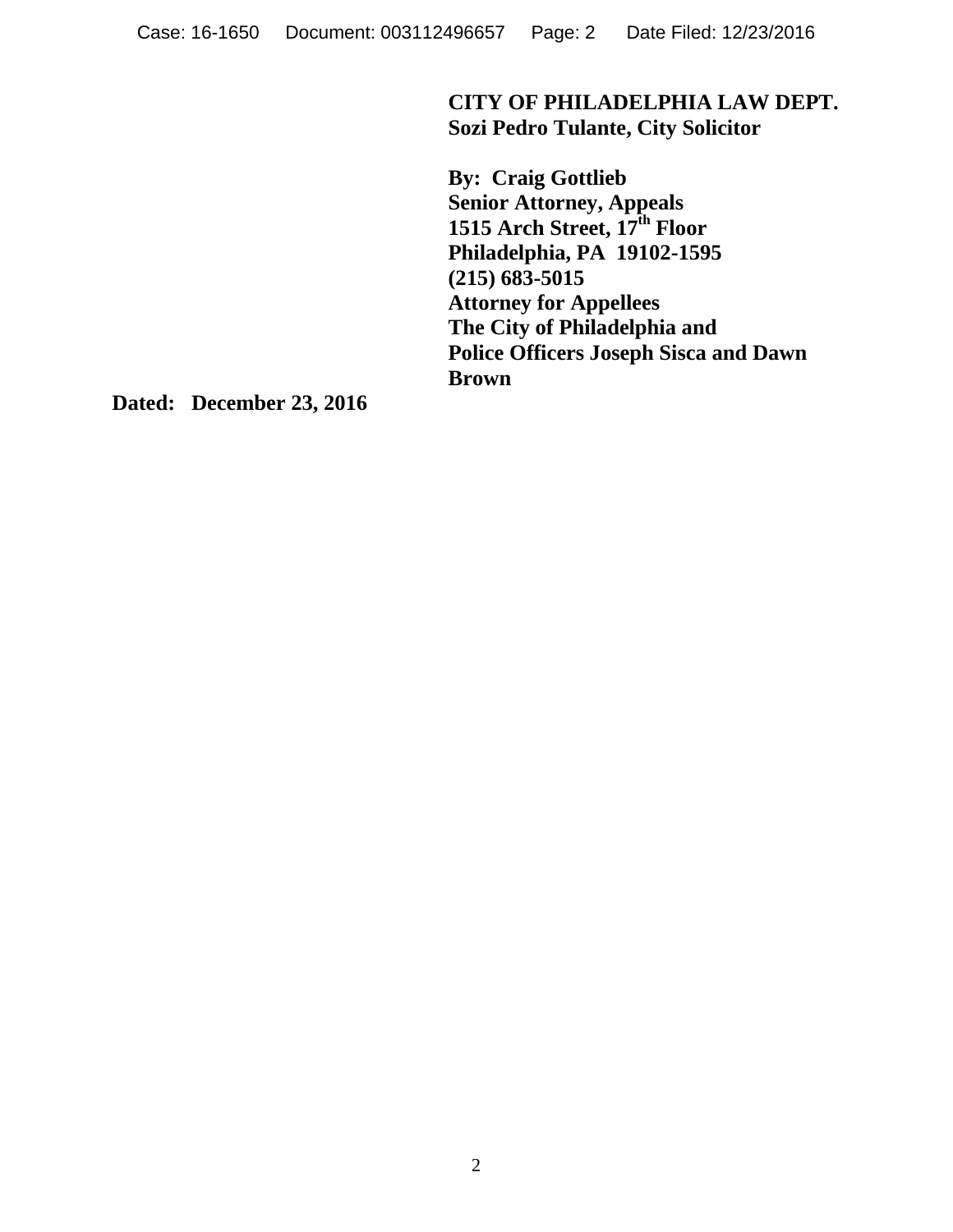**CITY OF PHILADELPHIA LAW DEPT.**
**Sozi Pedro Tulante, City Solicitor**

**By: Craig Gottlieb**
**Senior Attorney, Appeals**
**1515 Arch Street, 17th Floor**
**Philadelphia, PA 19102-1595**
**(215) 683-5015**
**Attorney for Appellees**
**The City of Philadelphia and**
**Police Officers Joseph Sisca and Dawn Brown**

**Dated: December 23, 2016**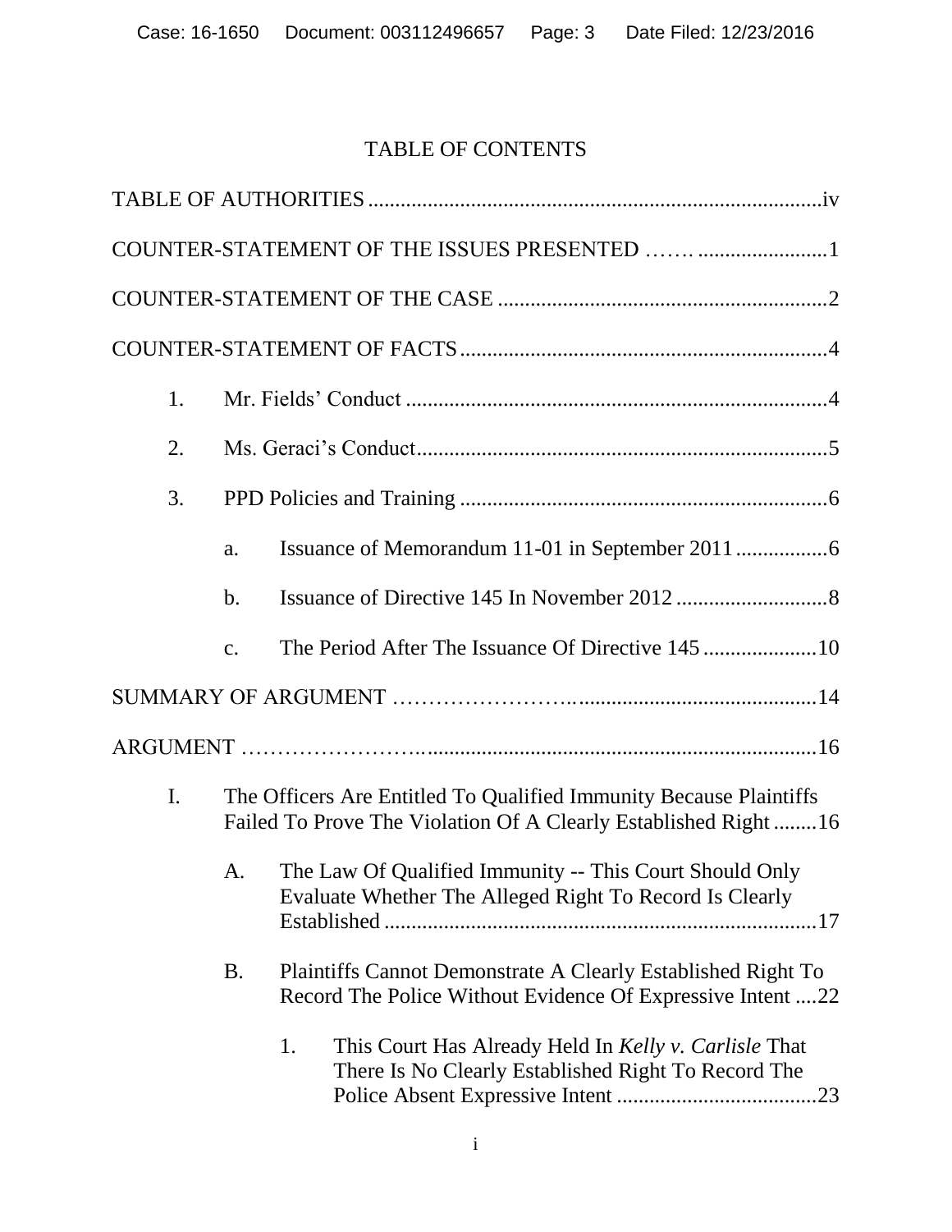# TABLE OF CONTENTS

TABLE OF AUTHORITIES .......... iv

COUNTER-STATEMENT OF THE ISSUES PRESENTED .......... 1

COUNTER-STATEMENT OF THE CASE .......... 2

COUNTER-STATEMENT OF FACTS .......... 4

1. Mr. Fields' Conduct .......... 4
2. Ms. Geraci's Conduct .......... 5
3. PPD Policies and Training .......... 6
   - a. Issuance of Memorandum 11-01 in September 2011 .......... 6
   - b. Issuance of Directive 145 In November 2012 .......... 8
   - c. The Period After The Issuance Of Directive 145 .......... 10

SUMMARY OF ARGUMENT .......... 14

ARGUMENT .......... 16

I. The Officers Are Entitled To Qualified Immunity Because Plaintiffs Failed To Prove The Violation Of A Clearly Established Right .......... 16
   - A. The Law Of Qualified Immunity -- This Court Should Only Evaluate Whether The Alleged Right To Record Is Clearly Established .......... 17
   - B. Plaintiffs Cannot Demonstrate A Clearly Established Right To Record The Police Without Evidence Of Expressive Intent .......... 22
     1. This Court Has Already Held In *Kelly v. Carlisle* That There Is No Clearly Established Right To Record The Police Absent Expressive Intent .......... 23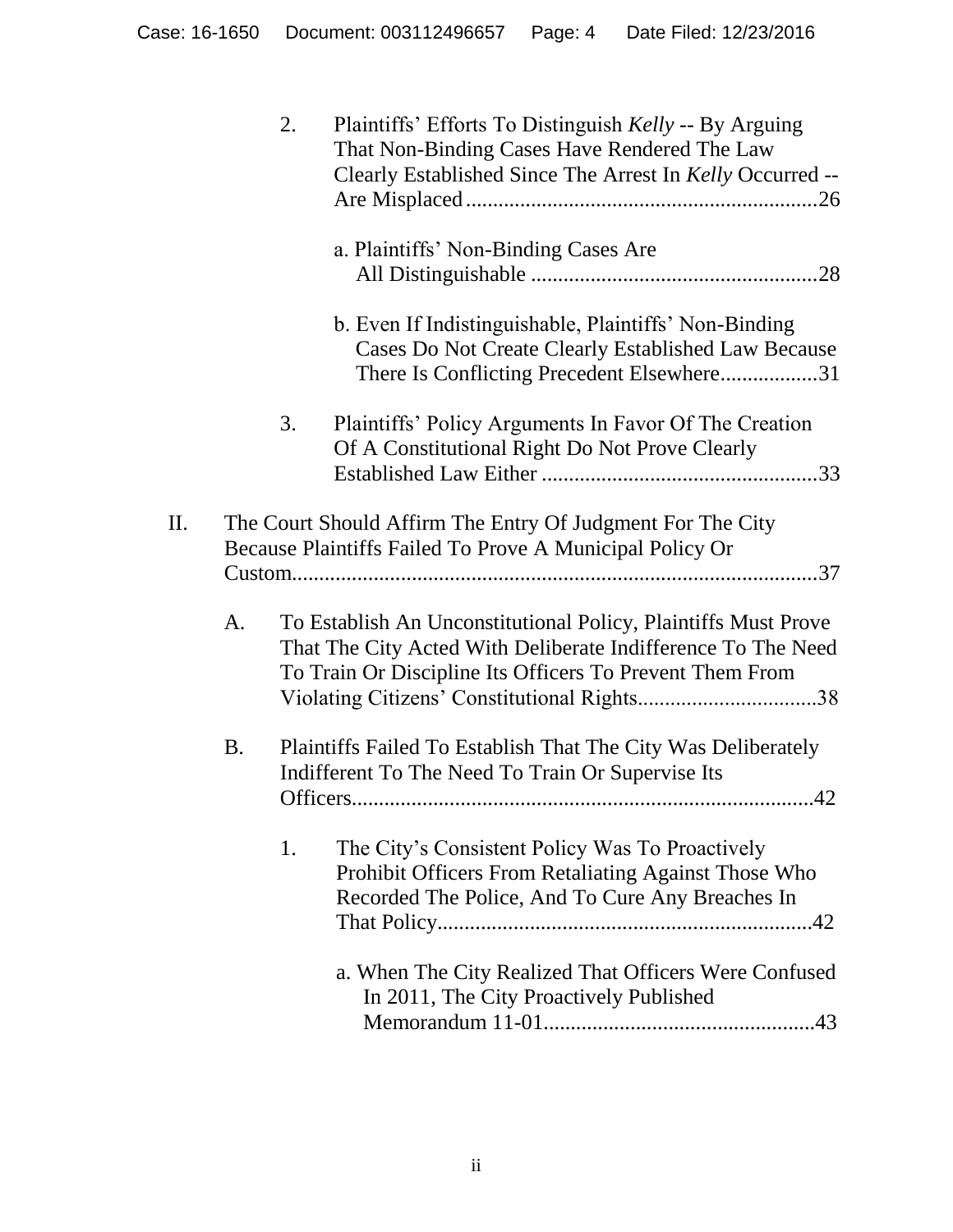2. Plaintiffs' Efforts To Distinguish *Kelly* -- By Arguing That Non-Binding Cases Have Rendered The Law Clearly Established Since The Arrest In *Kelly* Occurred -- Are Misplaced ................................................................26

a. Plaintiffs' Non-Binding Cases Are All Distinguishable .....................................................28

b. Even If Indistinguishable, Plaintiffs' Non-Binding Cases Do Not Create Clearly Established Law Because There Is Conflicting Precedent Elsewhere..................31

3. Plaintiffs' Policy Arguments In Favor Of The Creation Of A Constitutional Right Do Not Prove Clearly Established Law Either ...................................................33

II. The Court Should Affirm The Entry Of Judgment For The City Because Plaintiffs Failed To Prove A Municipal Policy Or Custom.................................................................................................37

A. To Establish An Unconstitutional Policy, Plaintiffs Must Prove That The City Acted With Deliberate Indifference To The Need To Train Or Discipline Its Officers To Prevent Them From Violating Citizens' Constitutional Rights.................................38

B. Plaintiffs Failed To Establish That The City Was Deliberately Indifferent To The Need To Train Or Supervise Its Officers.....................................................................................42

1. The City's Consistent Policy Was To Proactively Prohibit Officers From Retaliating Against Those Who Recorded The Police, And To Cure Any Breaches In That Policy.....................................................................42

a. When The City Realized That Officers Were Confused In 2011, The City Proactively Published Memorandum 11-01..................................................43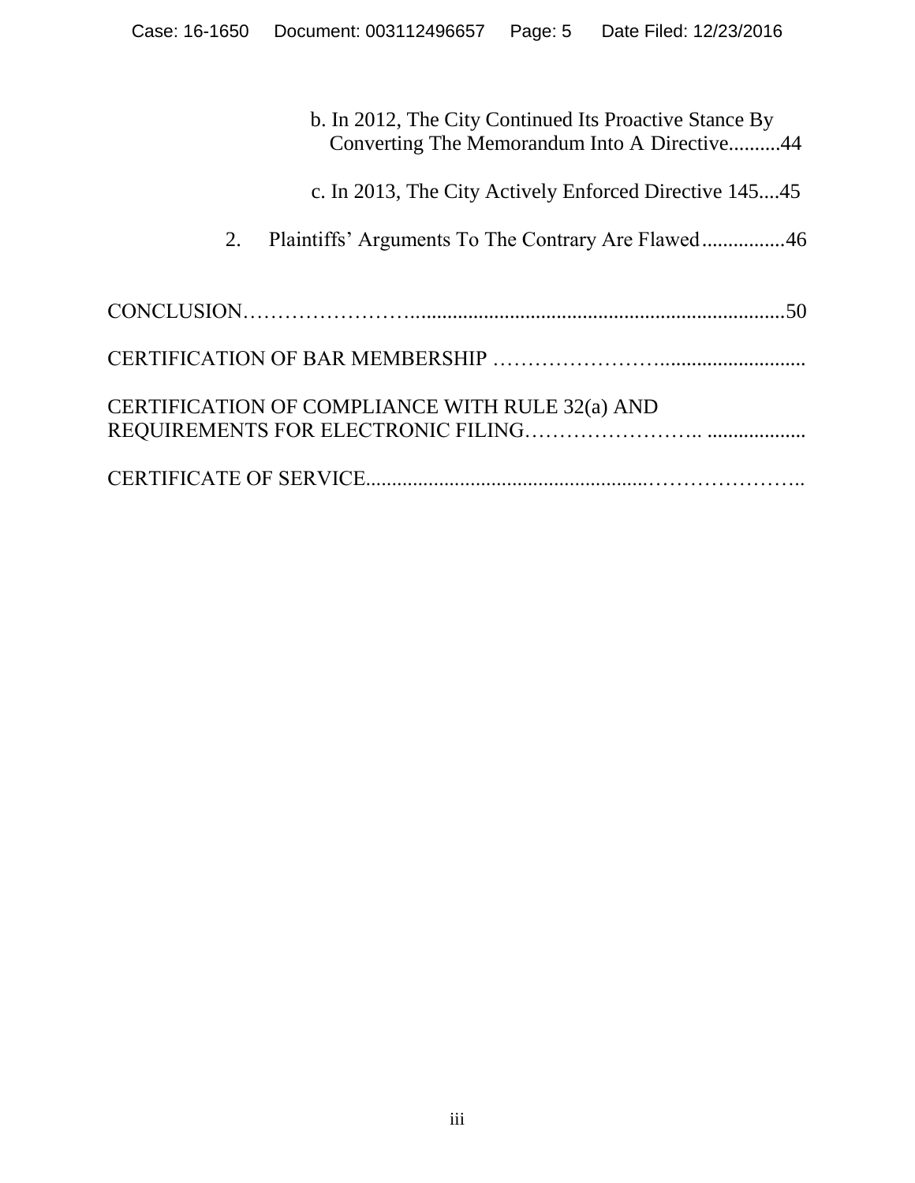b. In 2012, The City Continued Its Proactive Stance By Converting The Memorandum Into A Directive..........44

c. In 2013, The City Actively Enforced Directive 145....45

2. Plaintiffs' Arguments To The Contrary Are Flawed................46

CONCLUSION…………………….......................................................................50

CERTIFICATION OF BAR MEMBERSHIP …………………............................

CERTIFICATION OF COMPLIANCE WITH RULE 32(a) AND REQUIREMENTS FOR ELECTRONIC FILING…………………….. ...................

CERTIFICATE OF SERVICE.....................................................………………..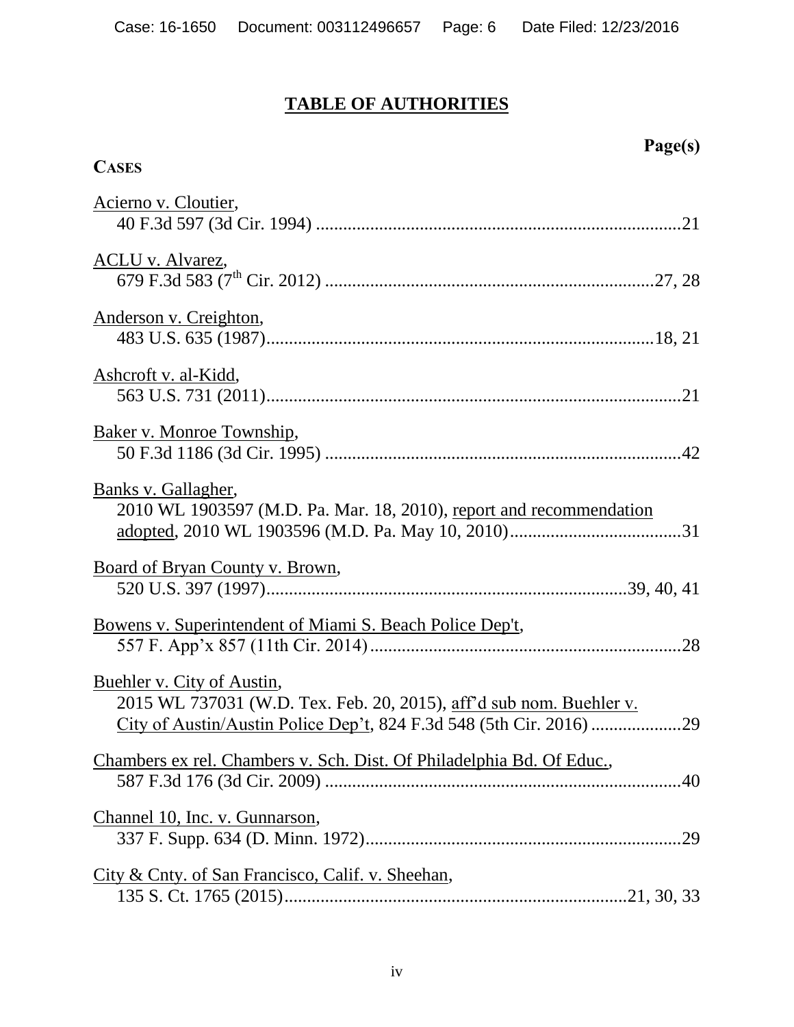# TABLE OF AUTHORITIES

**Page(s)**

**CASES**

Acierno v. Cloutier,
40 F.3d 597 (3d Cir. 1994) .......................................................................................21

ACLU v. Alvarez,
679 F.3d 583 (7th Cir. 2012) ...............................................................................27, 28

Anderson v. Creighton,
483 U.S. 635 (1987)...........................................................................................18, 21

Ashcroft v. al-Kidd,
563 U.S. 731 (2011)...................................................................................................21

Baker v. Monroe Township,
50 F.3d 1186 (3d Cir. 1995) .......................................................................................42

Banks v. Gallagher,
2010 WL 1903597 (M.D. Pa. Mar. 18, 2010), report and recommendation adopted, 2010 WL 1903596 (M.D. Pa. May 10, 2010).......................................31

Board of Bryan County v. Brown,
520 U.S. 397 (1997).....................................................................................39, 40, 41

Bowens v. Superintendent of Miami S. Beach Police Dep't,
557 F. App'x 857 (11th Cir. 2014).............................................................................28

Buehler v. City of Austin,
2015 WL 737031 (W.D. Tex. Feb. 20, 2015), aff'd sub nom. Buehler v. City of Austin/Austin Police Dep't, 824 F.3d 548 (5th Cir. 2016) ....................29

Chambers ex rel. Chambers v. Sch. Dist. Of Philadelphia Bd. Of Educ.,
587 F.3d 176 (3d Cir. 2009) .......................................................................................40

Channel 10, Inc. v. Gunnarson,
337 F. Supp. 634 (D. Minn. 1972).............................................................................29

City & Cnty. of San Francisco, Calif. v. Sheehan,
135 S. Ct. 1765 (2015)...................................................................................21, 30, 33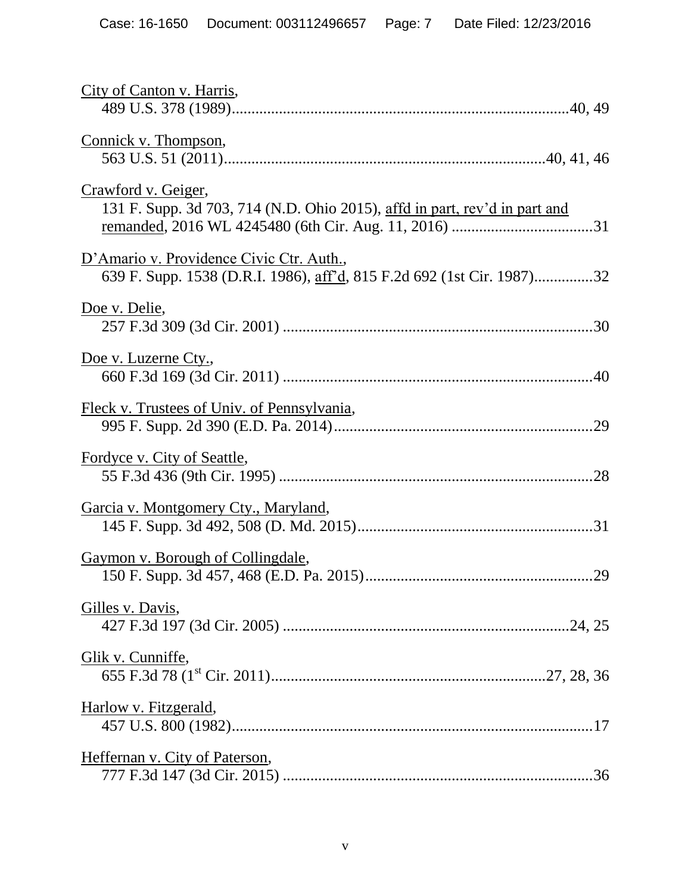City of Canton v. Harris,
489 U.S. 378 (1989)....................................................................................40, 49

Connick v. Thompson,
563 U.S. 51 (2011)...............................................................................40, 41, 46

Crawford v. Geiger,
131 F. Supp. 3d 703, 714 (N.D. Ohio 2015), affd in part, rev'd in part and remanded, 2016 WL 4245480 (6th Cir. Aug. 11, 2016) ...................................31

D'Amario v. Providence Civic Ctr. Auth.,
639 F. Supp. 1538 (D.R.I. 1986), aff'd, 815 F.2d 692 (1st Cir. 1987)..............32

Doe v. Delie,
257 F.3d 309 (3d Cir. 2001) .............................................................................30

Doe v. Luzerne Cty.,
660 F.3d 169 (3d Cir. 2011) .............................................................................40

Fleck v. Trustees of Univ. of Pennsylvania,
995 F. Supp. 2d 390 (E.D. Pa. 2014)................................................................29

Fordyce v. City of Seattle,
55 F.3d 436 (9th Cir. 1995) ..............................................................................28

Garcia v. Montgomery Cty., Maryland,
145 F. Supp. 3d 492, 508 (D. Md. 2015)..........................................................31

Gaymon v. Borough of Collingdale,
150 F. Supp. 3d 457, 468 (E.D. Pa. 2015)........................................................29

Gilles v. Davis,
427 F.3d 197 (3d Cir. 2005) .......................................................................24, 25

Glik v. Cunniffe,
655 F.3d 78 (1st Cir. 2011)...................................................................27, 28, 36

Harlow v. Fitzgerald,
457 U.S. 800 (1982)..........................................................................................17

Heffernan v. City of Paterson,
777 F.3d 147 (3d Cir. 2015) .............................................................................36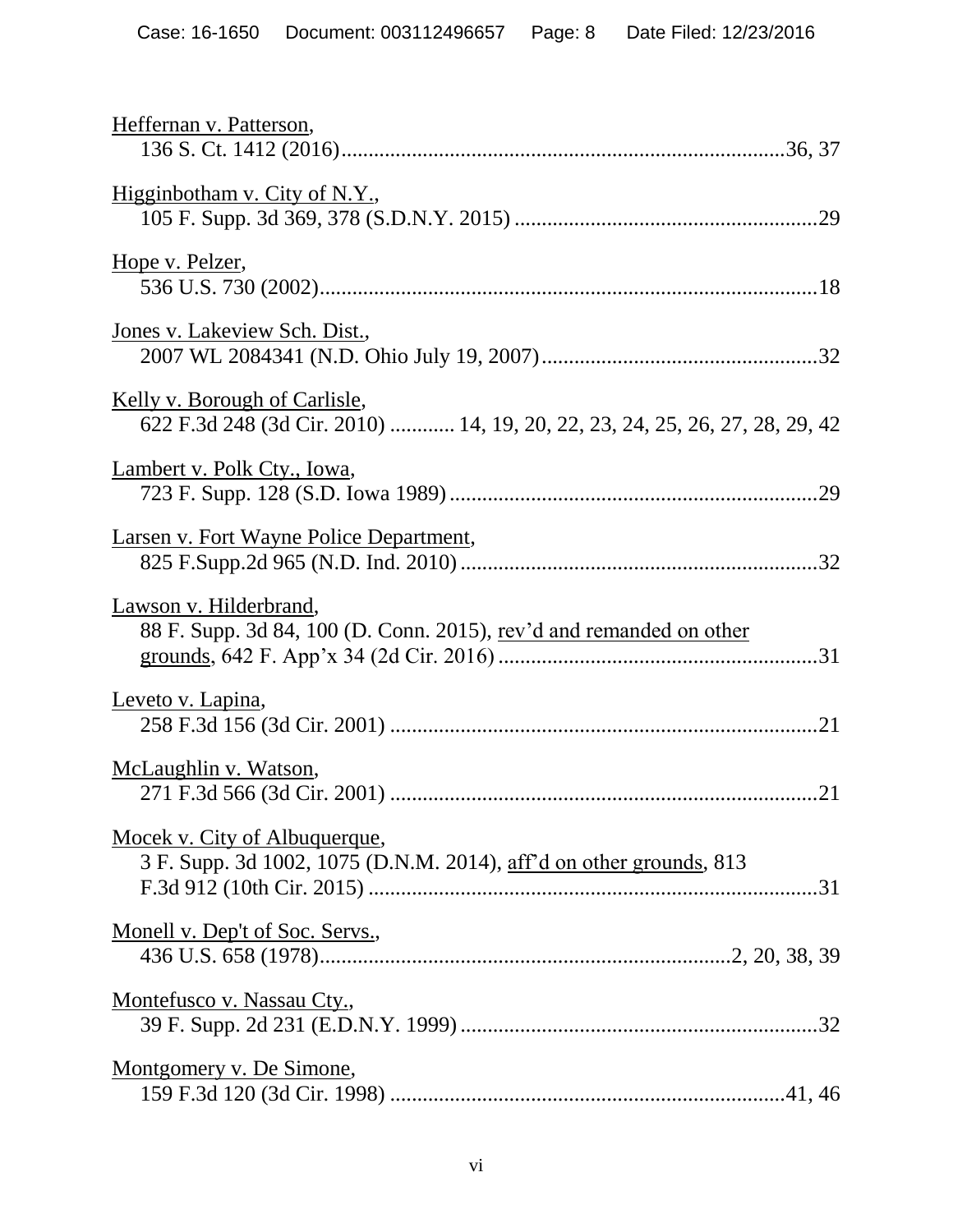Heffernan v. Patterson,
136 S. Ct. 1412 (2016)..................................................................................36, 37

Higginbotham v. City of N.Y.,
105 F. Supp. 3d 369, 378 (S.D.N.Y. 2015) .......................................................29

Hope v. Pelzer,
536 U.S. 730 (2002)...........................................................................................18

Jones v. Lakeview Sch. Dist.,
2007 WL 2084341 (N.D. Ohio July 19, 2007)..................................................32

Kelly v. Borough of Carlisle,
622 F.3d 248 (3d Cir. 2010) ............ 14, 19, 20, 22, 23, 24, 25, 26, 27, 28, 29, 42

Lambert v. Polk Cty., Iowa,
723 F. Supp. 128 (S.D. Iowa 1989) ...................................................................29

Larsen v. Fort Wayne Police Department,
825 F.Supp.2d 965 (N.D. Ind. 2010) .................................................................32

Lawson v. Hilderbrand,
88 F. Supp. 3d 84, 100 (D. Conn. 2015), rev'd and remanded on other grounds, 642 F. App'x 34 (2d Cir. 2016) ..........................................................31

Leveto v. Lapina,
258 F.3d 156 (3d Cir. 2001) ..............................................................................21

McLaughlin v. Watson,
271 F.3d 566 (3d Cir. 2001) ..............................................................................21

Mocek v. City of Albuquerque,
3 F. Supp. 3d 1002, 1075 (D.N.M. 2014), aff'd on other grounds, 813 F.3d 912 (10th Cir. 2015) ..................................................................................31

Monell v. Dep't of Soc. Servs.,
436 U.S. 658 (1978)...........................................................................2, 20, 38, 39

Montefusco v. Nassau Cty.,
39 F. Supp. 2d 231 (E.D.N.Y. 1999) .................................................................32

Montgomery v. De Simone,
159 F.3d 120 (3d Cir. 1998) .........................................................................41, 46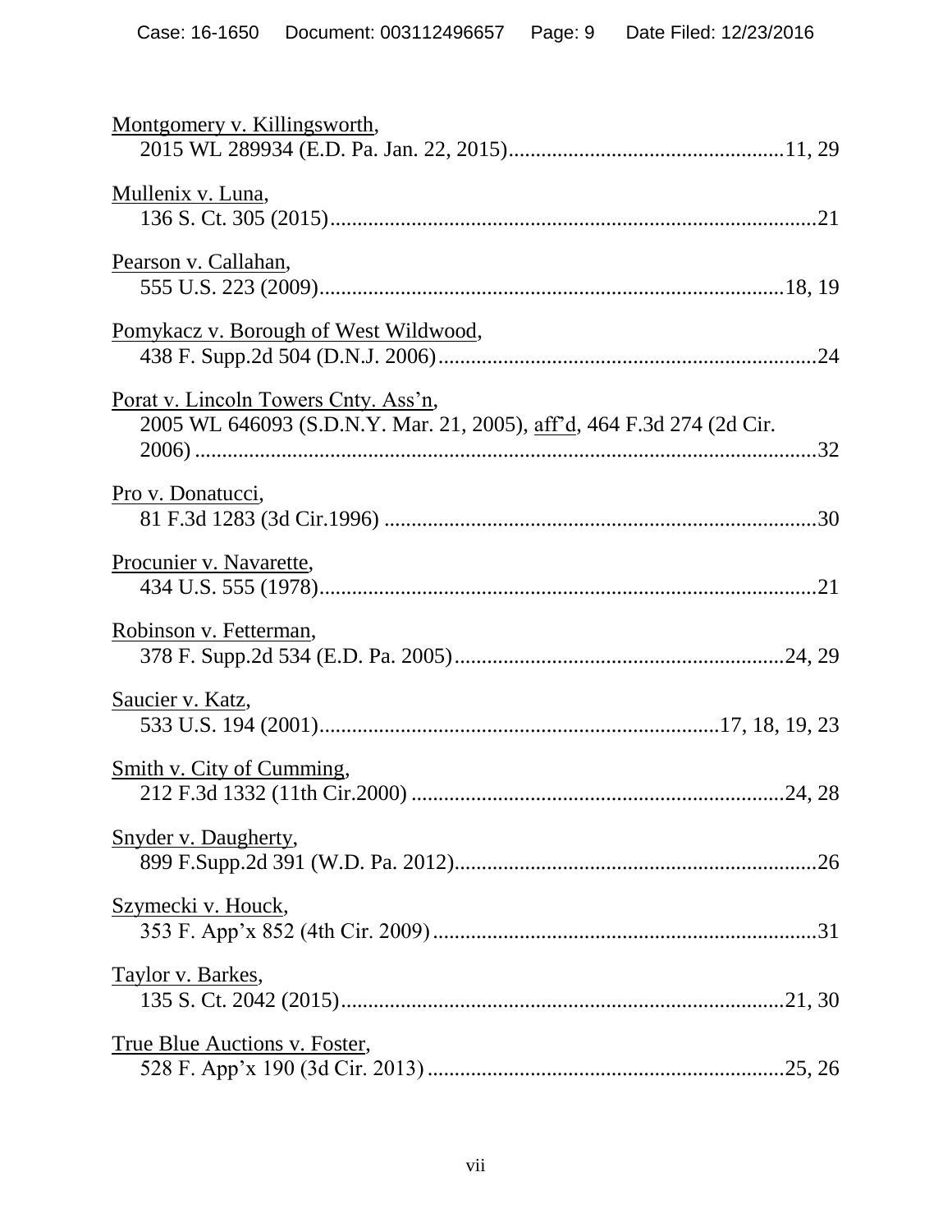Montgomery v. Killingsworth,
2015 WL 289934 (E.D. Pa. Jan. 22, 2015)..................................................11, 29

Mullenix v. Luna,
136 S. Ct. 305 (2015).........................................................................................21

Pearson v. Callahan,
555 U.S. 223 (2009)......................................................................................18, 19

Pomykacz v. Borough of West Wildwood,
438 F. Supp.2d 504 (D.N.J. 2006).....................................................................24

Porat v. Lincoln Towers Cnty. Ass'n,
2005 WL 646093 (S.D.N.Y. Mar. 21, 2005), aff'd, 464 F.3d 274 (2d Cir. 2006) ..................................................................................................................32

Pro v. Donatucci,
81 F.3d 1283 (3d Cir.1996) ...............................................................................30

Procunier v. Navarette,
434 U.S. 555 (1978)...........................................................................................21

Robinson v. Fetterman,
378 F. Supp.2d 534 (E.D. Pa. 2005).............................................................24, 29

Saucier v. Katz,
533 U.S. 194 (2001).........................................................................17, 18, 19, 23

Smith v. City of Cumming,
212 F.3d 1332 (11th Cir.2000) ....................................................................24, 28

Snyder v. Daugherty,
899 F.Supp.2d 391 (W.D. Pa. 2012)..................................................................26

Szymecki v. Houck,
353 F. App'x 852 (4th Cir. 2009)......................................................................31

Taylor v. Barkes,
135 S. Ct. 2042 (2015).................................................................................21, 30

True Blue Auctions v. Foster,
528 F. App'x 190 (3d Cir. 2013) .................................................................25, 26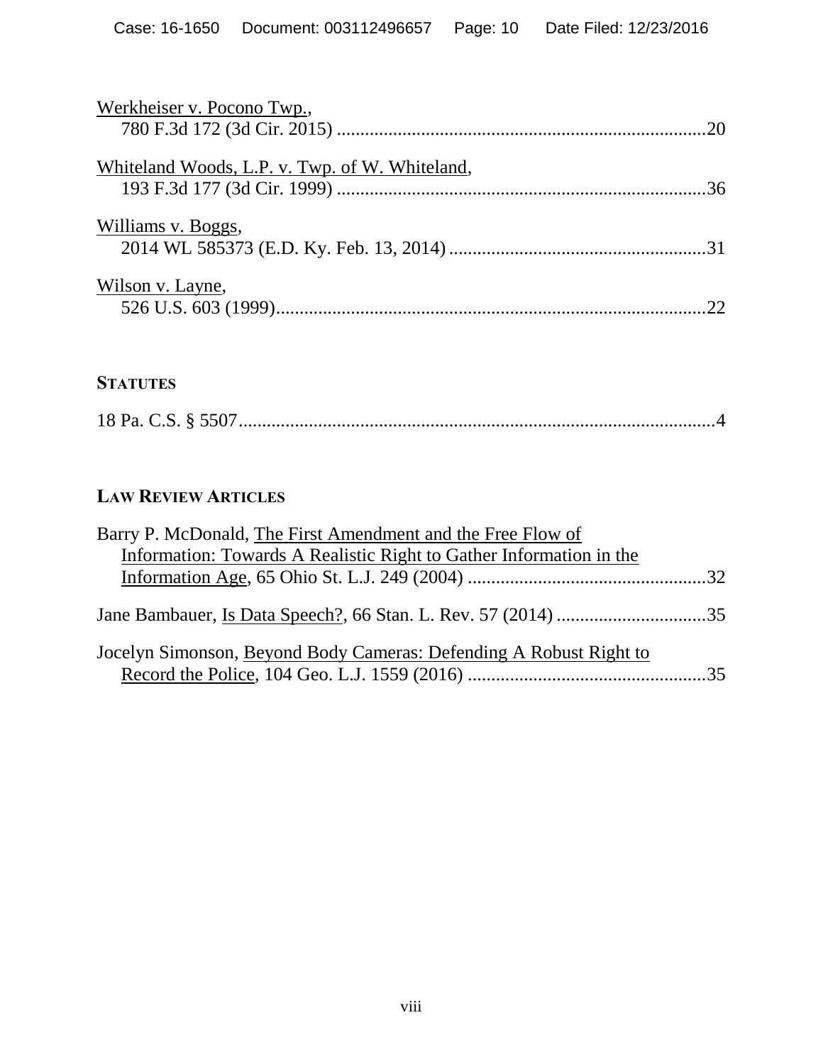Werkheiser v. Pocono Twp.,
780 F.3d 172 (3d Cir. 2015) ..............................................................................20

Whiteland Woods, L.P. v. Twp. of W. Whiteland,
193 F.3d 177 (3d Cir. 1999) ..............................................................................36

Williams v. Boggs,
2014 WL 585373 (E.D. Ky. Feb. 13, 2014) .......................................................31

Wilson v. Layne,
526 U.S. 603 (1999)...........................................................................................22

## STATUTES

18 Pa. C.S. § 5507.....................................................................................................4

## LAW REVIEW ARTICLES

Barry P. McDonald, The First Amendment and the Free Flow of Information: Towards A Realistic Right to Gather Information in the Information Age, 65 Ohio St. L.J. 249 (2004) ...................................................32

Jane Bambauer, Is Data Speech?, 66 Stan. L. Rev. 57 (2014) ................................35

Jocelyn Simonson, Beyond Body Cameras: Defending A Robust Right to Record the Police, 104 Geo. L.J. 1559 (2016) ...................................................35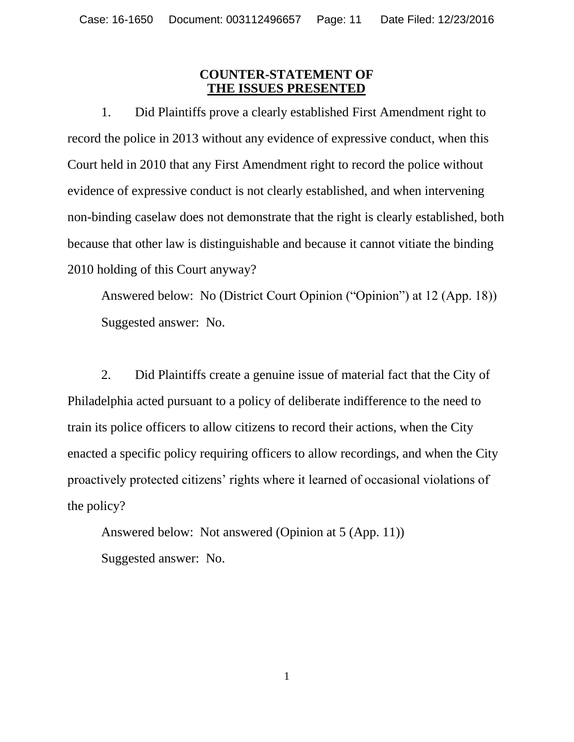## COUNTER-STATEMENT OF THE ISSUES PRESENTED

1. Did Plaintiffs prove a clearly established First Amendment right to record the police in 2013 without any evidence of expressive conduct, when this Court held in 2010 that any First Amendment right to record the police without evidence of expressive conduct is not clearly established, and when intervening non-binding caselaw does not demonstrate that the right is clearly established, both because that other law is distinguishable and because it cannot vitiate the binding 2010 holding of this Court anyway?

   Answered below: No (District Court Opinion ("Opinion") at 12 (App. 18))

   Suggested answer: No.

2. Did Plaintiffs create a genuine issue of material fact that the City of Philadelphia acted pursuant to a policy of deliberate indifference to the need to train its police officers to allow citizens to record their actions, when the City enacted a specific policy requiring officers to allow recordings, and when the City proactively protected citizens' rights where it learned of occasional violations of the policy?

   Answered below: Not answered (Opinion at 5 (App. 11))

   Suggested answer: No.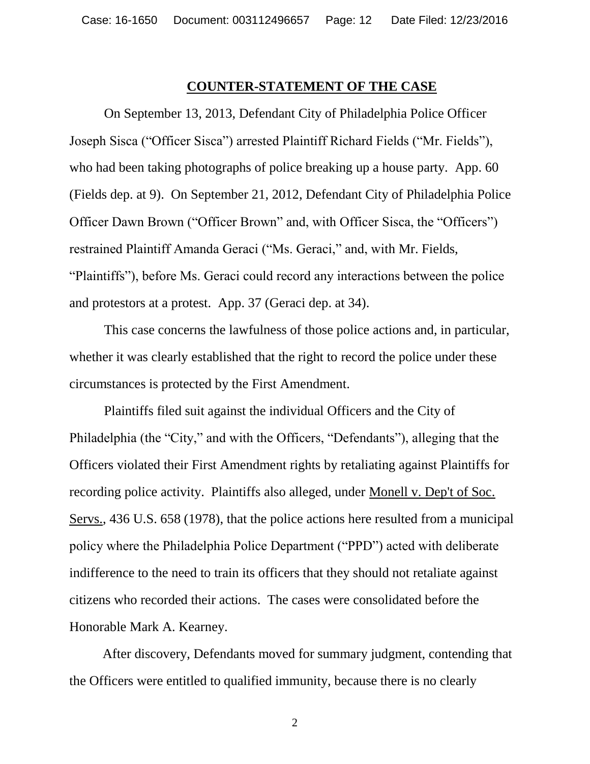## COUNTER-STATEMENT OF THE CASE

On September 13, 2013, Defendant City of Philadelphia Police Officer Joseph Sisca ("Officer Sisca") arrested Plaintiff Richard Fields ("Mr. Fields"), who had been taking photographs of police breaking up a house party. App. 60 (Fields dep. at 9). On September 21, 2012, Defendant City of Philadelphia Police Officer Dawn Brown ("Officer Brown" and, with Officer Sisca, the "Officers") restrained Plaintiff Amanda Geraci ("Ms. Geraci," and, with Mr. Fields, "Plaintiffs"), before Ms. Geraci could record any interactions between the police and protestors at a protest. App. 37 (Geraci dep. at 34).

This case concerns the lawfulness of those police actions and, in particular, whether it was clearly established that the right to record the police under these circumstances is protected by the First Amendment.

Plaintiffs filed suit against the individual Officers and the City of Philadelphia (the "City," and with the Officers, "Defendants"), alleging that the Officers violated their First Amendment rights by retaliating against Plaintiffs for recording police activity. Plaintiffs also alleged, under Monell v. Dep't of Soc. Servs., 436 U.S. 658 (1978), that the police actions here resulted from a municipal policy where the Philadelphia Police Department ("PPD") acted with deliberate indifference to the need to train its officers that they should not retaliate against citizens who recorded their actions. The cases were consolidated before the Honorable Mark A. Kearney.

After discovery, Defendants moved for summary judgment, contending that the Officers were entitled to qualified immunity, because there is no clearly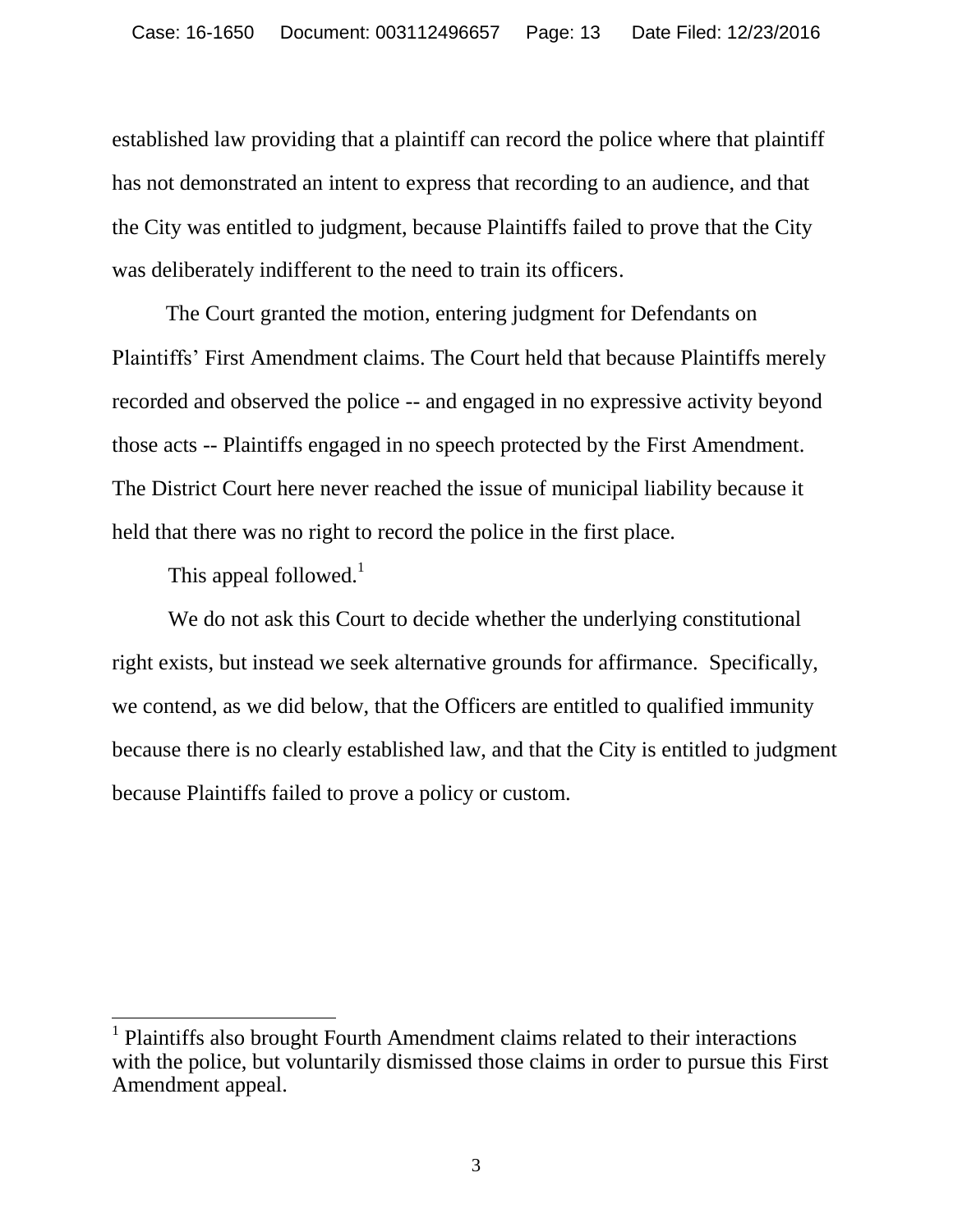established law providing that a plaintiff can record the police where that plaintiff has not demonstrated an intent to express that recording to an audience, and that the City was entitled to judgment, because Plaintiffs failed to prove that the City was deliberately indifferent to the need to train its officers.

The Court granted the motion, entering judgment for Defendants on Plaintiffs' First Amendment claims. The Court held that because Plaintiffs merely recorded and observed the police -- and engaged in no expressive activity beyond those acts -- Plaintiffs engaged in no speech protected by the First Amendment. The District Court here never reached the issue of municipal liability because it held that there was no right to record the police in the first place.

This appeal followed.[1]

We do not ask this Court to decide whether the underlying constitutional right exists, but instead we seek alternative grounds for affirmance. Specifically, we contend, as we did below, that the Officers are entitled to qualified immunity because there is no clearly established law, and that the City is entitled to judgment because Plaintiffs failed to prove a policy or custom.

---

[1] Plaintiffs also brought Fourth Amendment claims related to their interactions with the police, but voluntarily dismissed those claims in order to pursue this First Amendment appeal.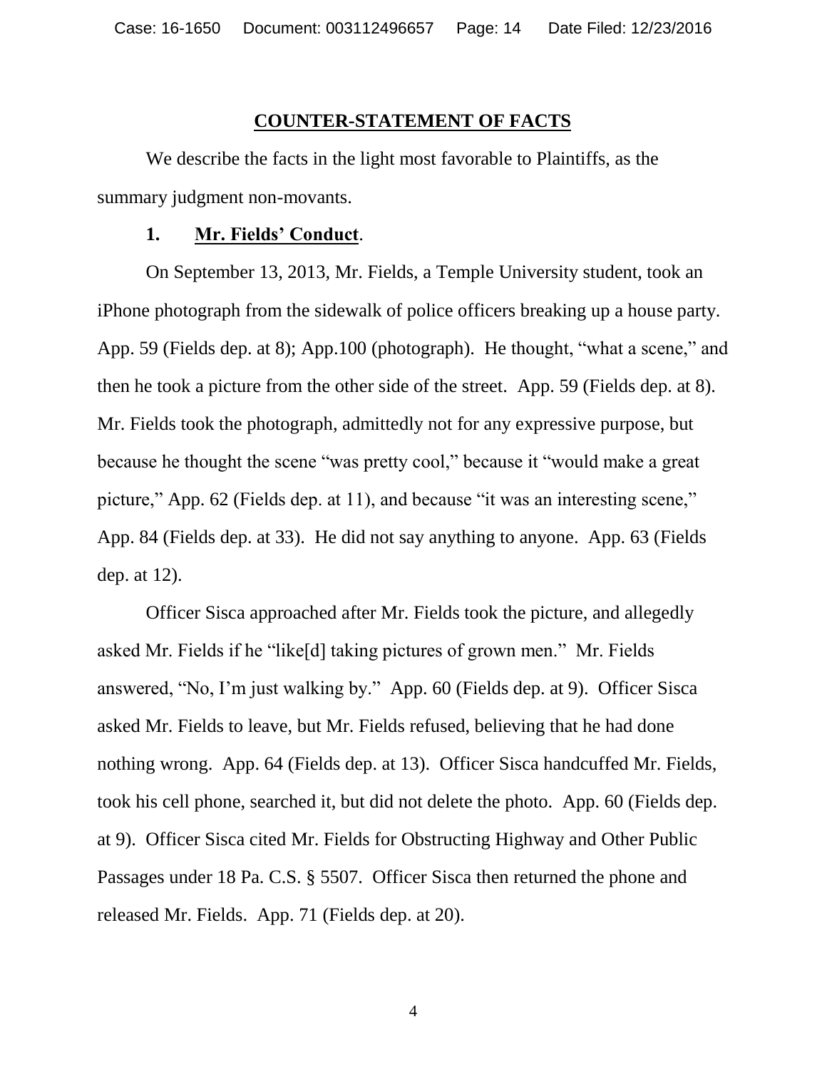## COUNTER-STATEMENT OF FACTS

We describe the facts in the light most favorable to Plaintiffs, as the summary judgment non-movants.

### 1. Mr. Fields' Conduct.

On September 13, 2013, Mr. Fields, a Temple University student, took an iPhone photograph from the sidewalk of police officers breaking up a house party. App. 59 (Fields dep. at 8); App.100 (photograph). He thought, "what a scene," and then he took a picture from the other side of the street. App. 59 (Fields dep. at 8). Mr. Fields took the photograph, admittedly not for any expressive purpose, but because he thought the scene "was pretty cool," because it "would make a great picture," App. 62 (Fields dep. at 11), and because "it was an interesting scene," App. 84 (Fields dep. at 33). He did not say anything to anyone. App. 63 (Fields dep. at 12).

Officer Sisca approached after Mr. Fields took the picture, and allegedly asked Mr. Fields if he "like[d] taking pictures of grown men." Mr. Fields answered, "No, I'm just walking by." App. 60 (Fields dep. at 9). Officer Sisca asked Mr. Fields to leave, but Mr. Fields refused, believing that he had done nothing wrong. App. 64 (Fields dep. at 13). Officer Sisca handcuffed Mr. Fields, took his cell phone, searched it, but did not delete the photo. App. 60 (Fields dep. at 9). Officer Sisca cited Mr. Fields for Obstructing Highway and Other Public Passages under 18 Pa. C.S. § 5507. Officer Sisca then returned the phone and released Mr. Fields. App. 71 (Fields dep. at 20).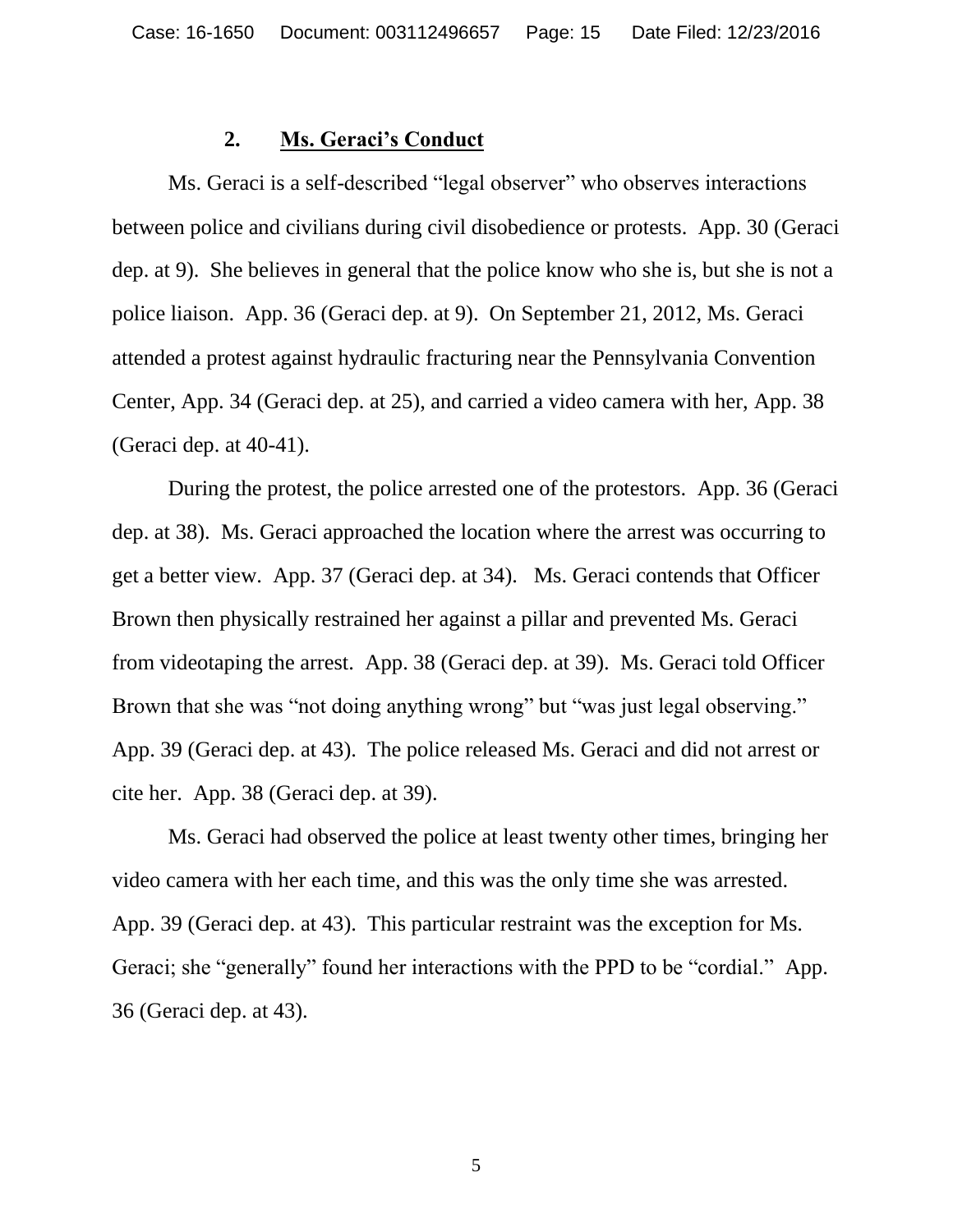### 2. Ms. Geraci's Conduct

Ms. Geraci is a self-described "legal observer" who observes interactions between police and civilians during civil disobedience or protests. App. 30 (Geraci dep. at 9). She believes in general that the police know who she is, but she is not a police liaison. App. 36 (Geraci dep. at 9). On September 21, 2012, Ms. Geraci attended a protest against hydraulic fracturing near the Pennsylvania Convention Center, App. 34 (Geraci dep. at 25), and carried a video camera with her, App. 38 (Geraci dep. at 40-41).

During the protest, the police arrested one of the protestors. App. 36 (Geraci dep. at 38). Ms. Geraci approached the location where the arrest was occurring to get a better view. App. 37 (Geraci dep. at 34). Ms. Geraci contends that Officer Brown then physically restrained her against a pillar and prevented Ms. Geraci from videotaping the arrest. App. 38 (Geraci dep. at 39). Ms. Geraci told Officer Brown that she was "not doing anything wrong" but "was just legal observing." App. 39 (Geraci dep. at 43). The police released Ms. Geraci and did not arrest or cite her. App. 38 (Geraci dep. at 39).

Ms. Geraci had observed the police at least twenty other times, bringing her video camera with her each time, and this was the only time she was arrested. App. 39 (Geraci dep. at 43). This particular restraint was the exception for Ms. Geraci; she "generally" found her interactions with the PPD to be "cordial." App. 36 (Geraci dep. at 43).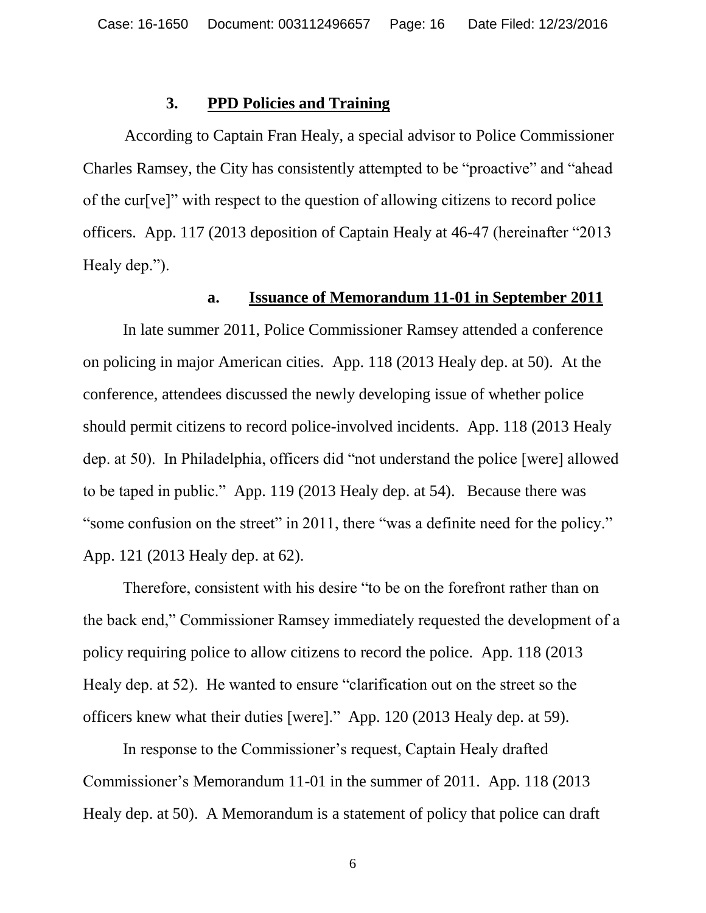### 3. **PPD Policies and Training**

According to Captain Fran Healy, a special advisor to Police Commissioner Charles Ramsey, the City has consistently attempted to be "proactive" and "ahead of the cur[ve]" with respect to the question of allowing citizens to record police officers. App. 117 (2013 deposition of Captain Healy at 46-47 (hereinafter "2013 Healy dep.").

#### a. **Issuance of Memorandum 11-01 in September 2011**

In late summer 2011, Police Commissioner Ramsey attended a conference on policing in major American cities. App. 118 (2013 Healy dep. at 50). At the conference, attendees discussed the newly developing issue of whether police should permit citizens to record police-involved incidents. App. 118 (2013 Healy dep. at 50). In Philadelphia, officers did "not understand the police [were] allowed to be taped in public." App. 119 (2013 Healy dep. at 54). Because there was "some confusion on the street" in 2011, there "was a definite need for the policy." App. 121 (2013 Healy dep. at 62).

Therefore, consistent with his desire "to be on the forefront rather than on the back end," Commissioner Ramsey immediately requested the development of a policy requiring police to allow citizens to record the police. App. 118 (2013 Healy dep. at 52). He wanted to ensure "clarification out on the street so the officers knew what their duties [were]." App. 120 (2013 Healy dep. at 59).

In response to the Commissioner's request, Captain Healy drafted Commissioner's Memorandum 11-01 in the summer of 2011. App. 118 (2013 Healy dep. at 50). A Memorandum is a statement of policy that police can draft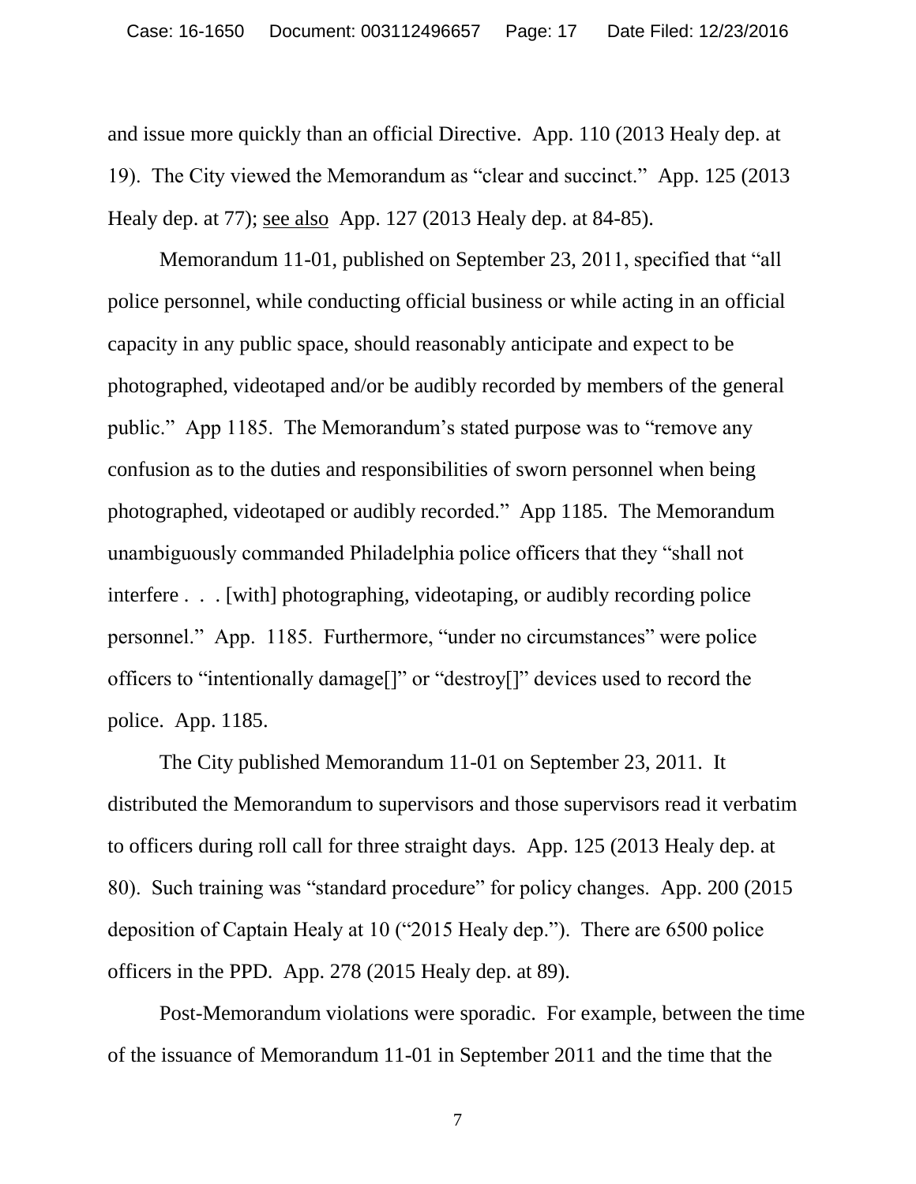and issue more quickly than an official Directive. App. 110 (2013 Healy dep. at 19). The City viewed the Memorandum as "clear and succinct." App. 125 (2013 Healy dep. at 77); see also App. 127 (2013 Healy dep. at 84-85).

Memorandum 11-01, published on September 23, 2011, specified that "all police personnel, while conducting official business or while acting in an official capacity in any public space, should reasonably anticipate and expect to be photographed, videotaped and/or be audibly recorded by members of the general public." App 1185. The Memorandum's stated purpose was to "remove any confusion as to the duties and responsibilities of sworn personnel when being photographed, videotaped or audibly recorded." App 1185. The Memorandum unambiguously commanded Philadelphia police officers that they "shall not interfere . . . [with] photographing, videotaping, or audibly recording police personnel." App. 1185. Furthermore, "under no circumstances" were police officers to "intentionally damage[]" or "destroy[]" devices used to record the police. App. 1185.

The City published Memorandum 11-01 on September 23, 2011. It distributed the Memorandum to supervisors and those supervisors read it verbatim to officers during roll call for three straight days. App. 125 (2013 Healy dep. at 80). Such training was "standard procedure" for policy changes. App. 200 (2015 deposition of Captain Healy at 10 ("2015 Healy dep."). There are 6500 police officers in the PPD. App. 278 (2015 Healy dep. at 89).

Post-Memorandum violations were sporadic. For example, between the time of the issuance of Memorandum 11-01 in September 2011 and the time that the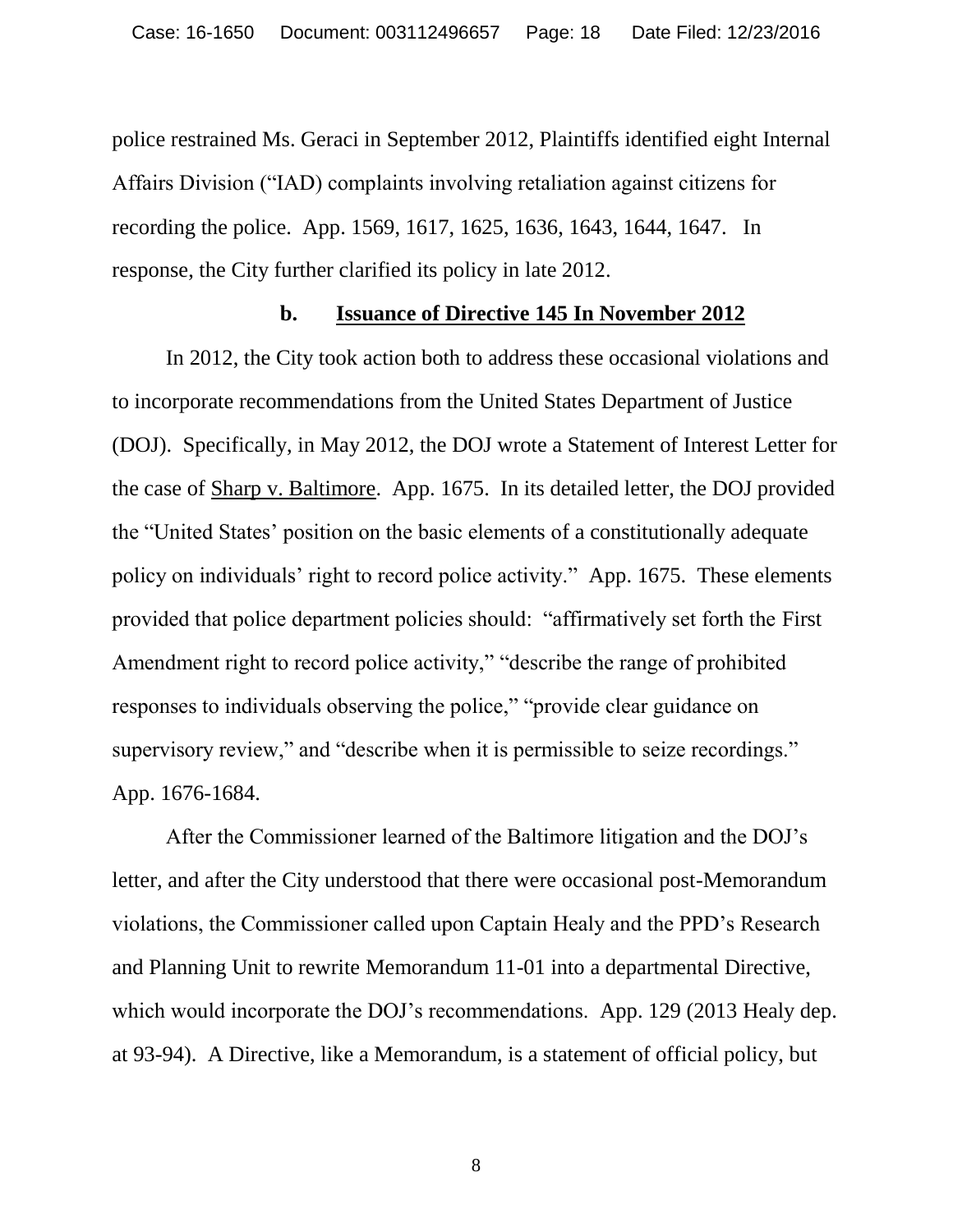police restrained Ms. Geraci in September 2012, Plaintiffs identified eight Internal Affairs Division ("IAD) complaints involving retaliation against citizens for recording the police. App. 1569, 1617, 1625, 1636, 1643, 1644, 1647. In response, the City further clarified its policy in late 2012.

### b. <u>Issuance of Directive 145 In November 2012</u>

In 2012, the City took action both to address these occasional violations and to incorporate recommendations from the United States Department of Justice (DOJ). Specifically, in May 2012, the DOJ wrote a Statement of Interest Letter for the case of <u>Sharp v. Baltimore</u>. App. 1675. In its detailed letter, the DOJ provided the "United States' position on the basic elements of a constitutionally adequate policy on individuals' right to record police activity." App. 1675. These elements provided that police department policies should: "affirmatively set forth the First Amendment right to record police activity," "describe the range of prohibited responses to individuals observing the police," "provide clear guidance on supervisory review," and "describe when it is permissible to seize recordings." App. 1676-1684.

After the Commissioner learned of the Baltimore litigation and the DOJ's letter, and after the City understood that there were occasional post-Memorandum violations, the Commissioner called upon Captain Healy and the PPD's Research and Planning Unit to rewrite Memorandum 11-01 into a departmental Directive, which would incorporate the DOJ's recommendations. App. 129 (2013 Healy dep. at 93-94). A Directive, like a Memorandum, is a statement of official policy, but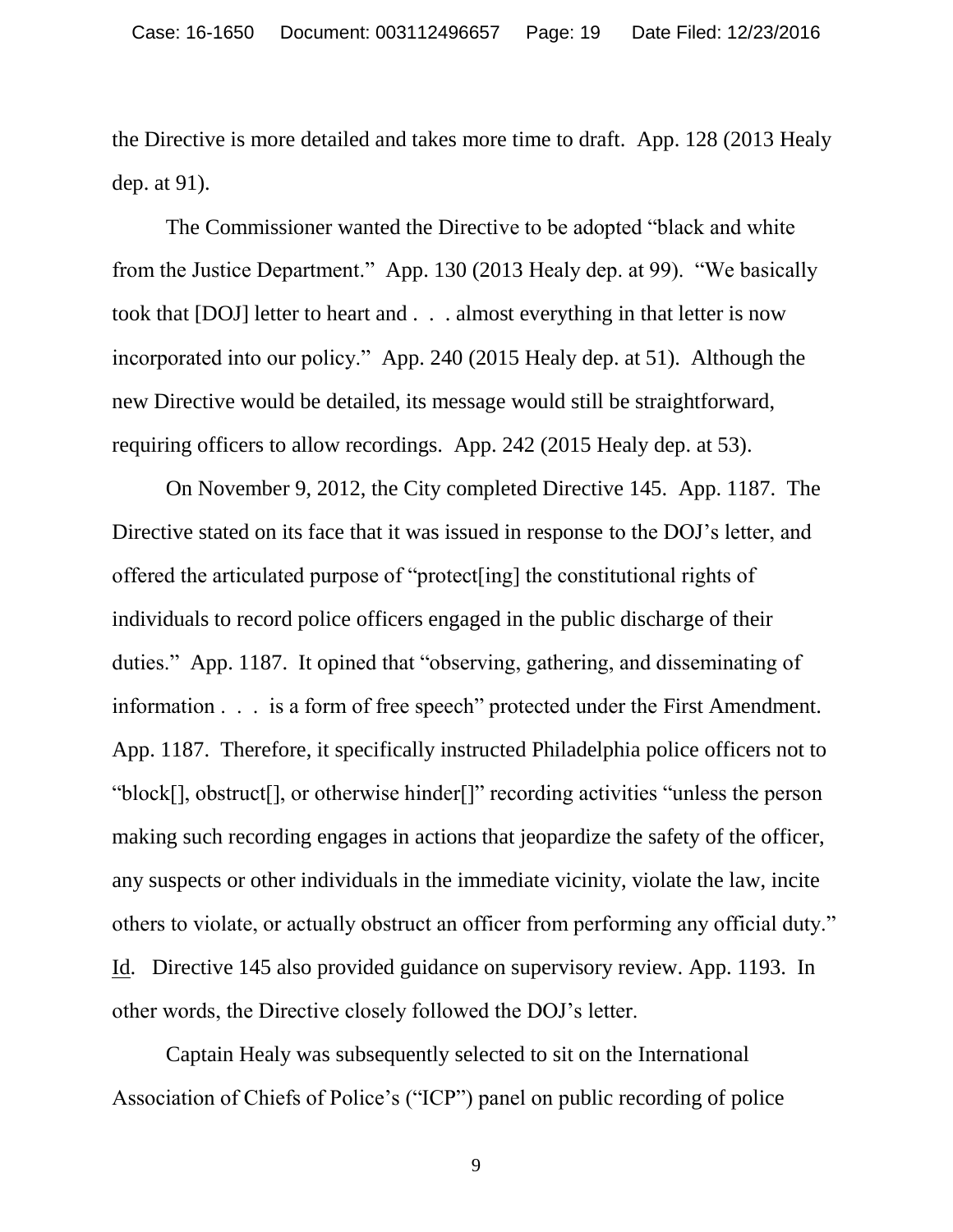the Directive is more detailed and takes more time to draft. App. 128 (2013 Healy dep. at 91).

The Commissioner wanted the Directive to be adopted "black and white from the Justice Department." App. 130 (2013 Healy dep. at 99). "We basically took that [DOJ] letter to heart and . . . almost everything in that letter is now incorporated into our policy." App. 240 (2015 Healy dep. at 51). Although the new Directive would be detailed, its message would still be straightforward, requiring officers to allow recordings. App. 242 (2015 Healy dep. at 53).

On November 9, 2012, the City completed Directive 145. App. 1187. The Directive stated on its face that it was issued in response to the DOJ's letter, and offered the articulated purpose of "protect[ing] the constitutional rights of individuals to record police officers engaged in the public discharge of their duties." App. 1187. It opined that "observing, gathering, and disseminating of information . . . is a form of free speech" protected under the First Amendment. App. 1187. Therefore, it specifically instructed Philadelphia police officers not to "block[], obstruct[], or otherwise hinder[]" recording activities "unless the person making such recording engages in actions that jeopardize the safety of the officer, any suspects or other individuals in the immediate vicinity, violate the law, incite others to violate, or actually obstruct an officer from performing any official duty." Id. Directive 145 also provided guidance on supervisory review. App. 1193. In other words, the Directive closely followed the DOJ's letter.

Captain Healy was subsequently selected to sit on the International Association of Chiefs of Police's ("ICP") panel on public recording of police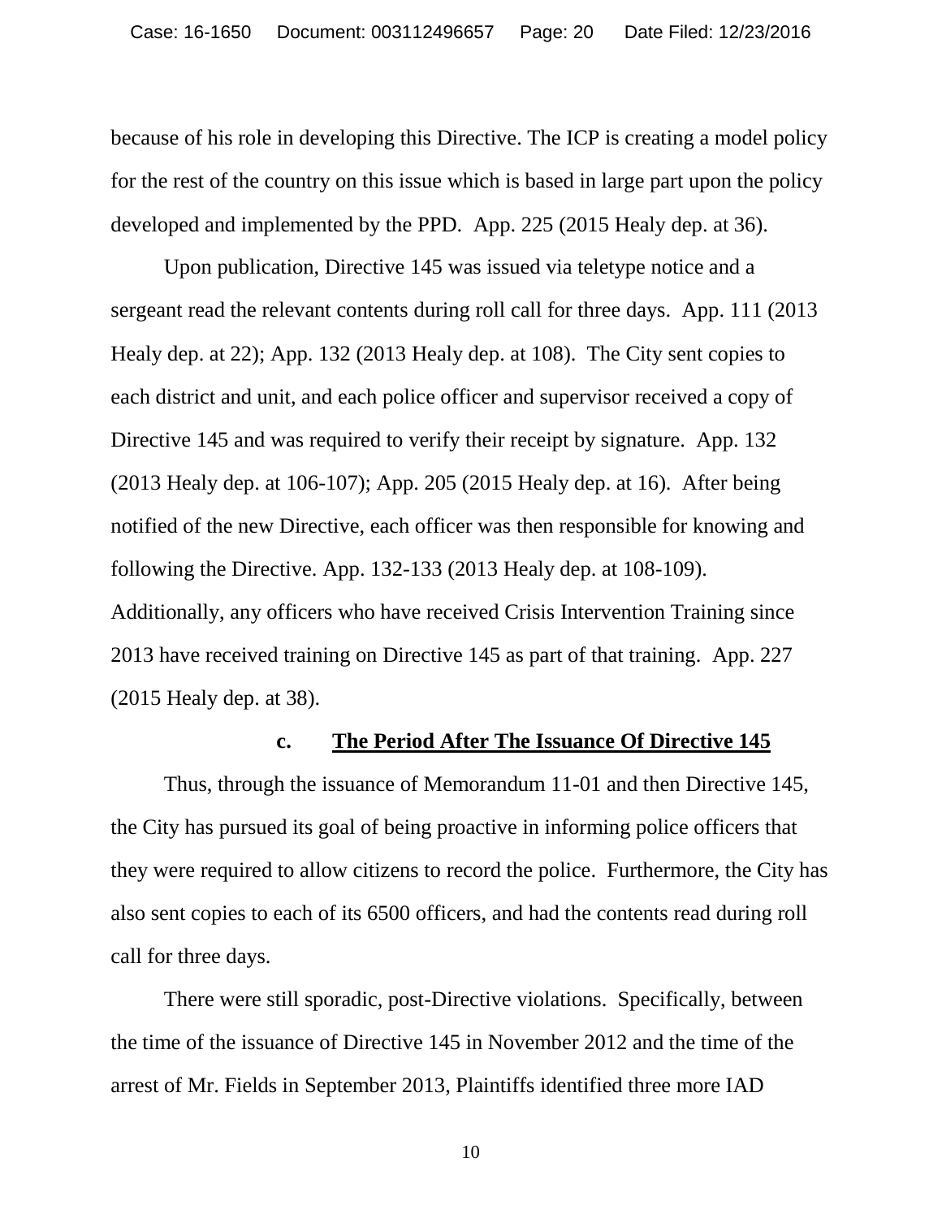because of his role in developing this Directive. The ICP is creating a model policy for the rest of the country on this issue which is based in large part upon the policy developed and implemented by the PPD. App. 225 (2015 Healy dep. at 36).

Upon publication, Directive 145 was issued via teletype notice and a sergeant read the relevant contents during roll call for three days. App. 111 (2013 Healy dep. at 22); App. 132 (2013 Healy dep. at 108). The City sent copies to each district and unit, and each police officer and supervisor received a copy of Directive 145 and was required to verify their receipt by signature. App. 132 (2013 Healy dep. at 106-107); App. 205 (2015 Healy dep. at 16). After being notified of the new Directive, each officer was then responsible for knowing and following the Directive. App. 132-133 (2013 Healy dep. at 108-109). Additionally, any officers who have received Crisis Intervention Training since 2013 have received training on Directive 145 as part of that training. App. 227 (2015 Healy dep. at 38).

#### c. <u>The Period After The Issuance Of Directive 145</u>

Thus, through the issuance of Memorandum 11-01 and then Directive 145, the City has pursued its goal of being proactive in informing police officers that they were required to allow citizens to record the police. Furthermore, the City has also sent copies to each of its 6500 officers, and had the contents read during roll call for three days.

There were still sporadic, post-Directive violations. Specifically, between the time of the issuance of Directive 145 in November 2012 and the time of the arrest of Mr. Fields in September 2013, Plaintiffs identified three more IAD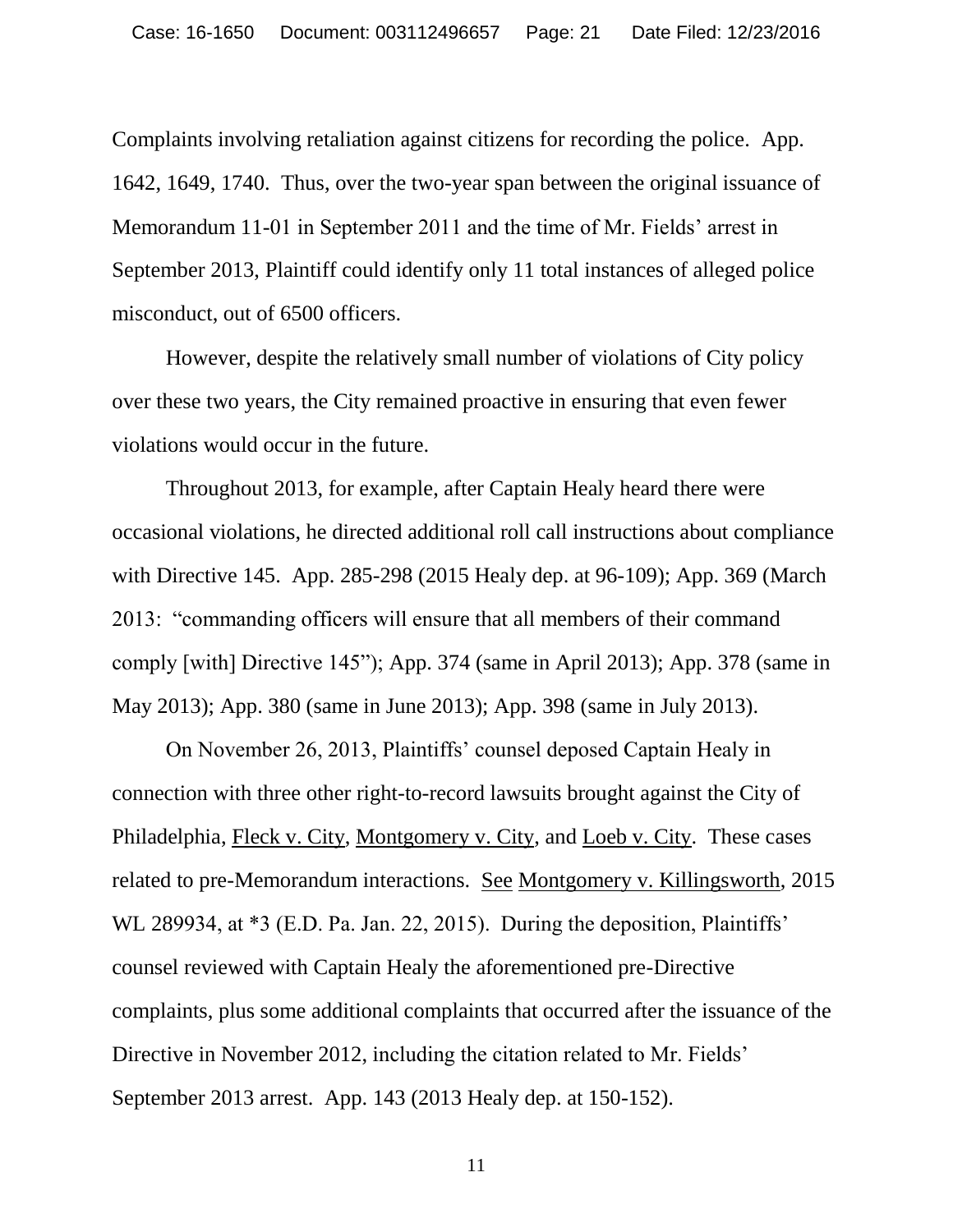Complaints involving retaliation against citizens for recording the police. App. 1642, 1649, 1740. Thus, over the two-year span between the original issuance of Memorandum 11-01 in September 2011 and the time of Mr. Fields' arrest in September 2013, Plaintiff could identify only 11 total instances of alleged police misconduct, out of 6500 officers.

However, despite the relatively small number of violations of City policy over these two years, the City remained proactive in ensuring that even fewer violations would occur in the future.

Throughout 2013, for example, after Captain Healy heard there were occasional violations, he directed additional roll call instructions about compliance with Directive 145. App. 285-298 (2015 Healy dep. at 96-109); App. 369 (March 2013: "commanding officers will ensure that all members of their command comply [with] Directive 145"); App. 374 (same in April 2013); App. 378 (same in May 2013); App. 380 (same in June 2013); App. 398 (same in July 2013).

On November 26, 2013, Plaintiffs' counsel deposed Captain Healy in connection with three other right-to-record lawsuits brought against the City of Philadelphia, Fleck v. City, Montgomery v. City, and Loeb v. City. These cases related to pre-Memorandum interactions. See Montgomery v. Killingsworth, 2015 WL 289934, at *3 (E.D. Pa. Jan. 22, 2015). During the deposition, Plaintiffs' counsel reviewed with Captain Healy the aforementioned pre-Directive complaints, plus some additional complaints that occurred after the issuance of the Directive in November 2012, including the citation related to Mr. Fields' September 2013 arrest. App. 143 (2013 Healy dep. at 150-152).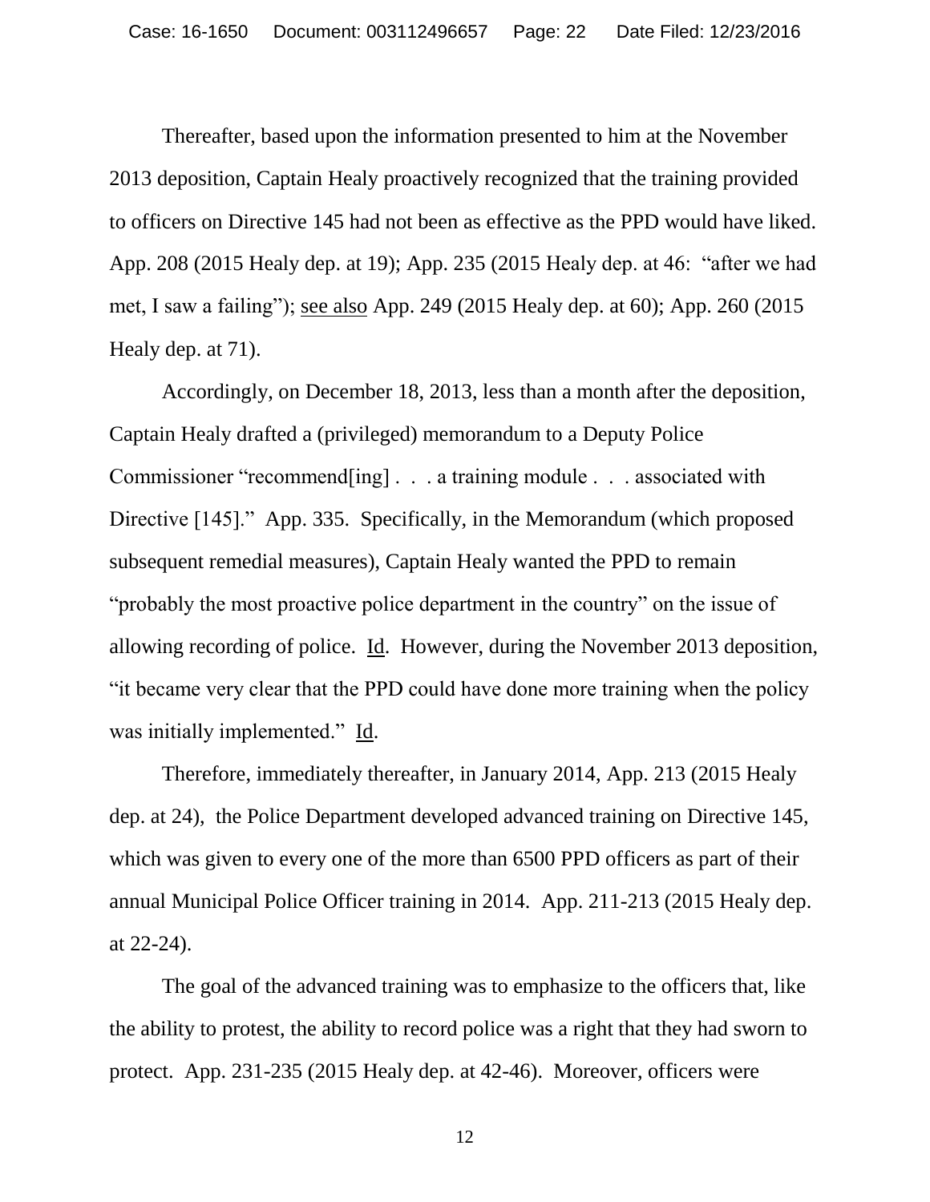Thereafter, based upon the information presented to him at the November 2013 deposition, Captain Healy proactively recognized that the training provided to officers on Directive 145 had not been as effective as the PPD would have liked. App. 208 (2015 Healy dep. at 19); App. 235 (2015 Healy dep. at 46: "after we had met, I saw a failing"); see also App. 249 (2015 Healy dep. at 60); App. 260 (2015 Healy dep. at 71).

Accordingly, on December 18, 2013, less than a month after the deposition, Captain Healy drafted a (privileged) memorandum to a Deputy Police Commissioner "recommend[ing] . . . a training module . . . associated with Directive [145]." App. 335. Specifically, in the Memorandum (which proposed subsequent remedial measures), Captain Healy wanted the PPD to remain "probably the most proactive police department in the country" on the issue of allowing recording of police. Id. However, during the November 2013 deposition, "it became very clear that the PPD could have done more training when the policy was initially implemented." Id.

Therefore, immediately thereafter, in January 2014, App. 213 (2015 Healy dep. at 24), the Police Department developed advanced training on Directive 145, which was given to every one of the more than 6500 PPD officers as part of their annual Municipal Police Officer training in 2014. App. 211-213 (2015 Healy dep. at 22-24).

The goal of the advanced training was to emphasize to the officers that, like the ability to protest, the ability to record police was a right that they had sworn to protect. App. 231-235 (2015 Healy dep. at 42-46). Moreover, officers were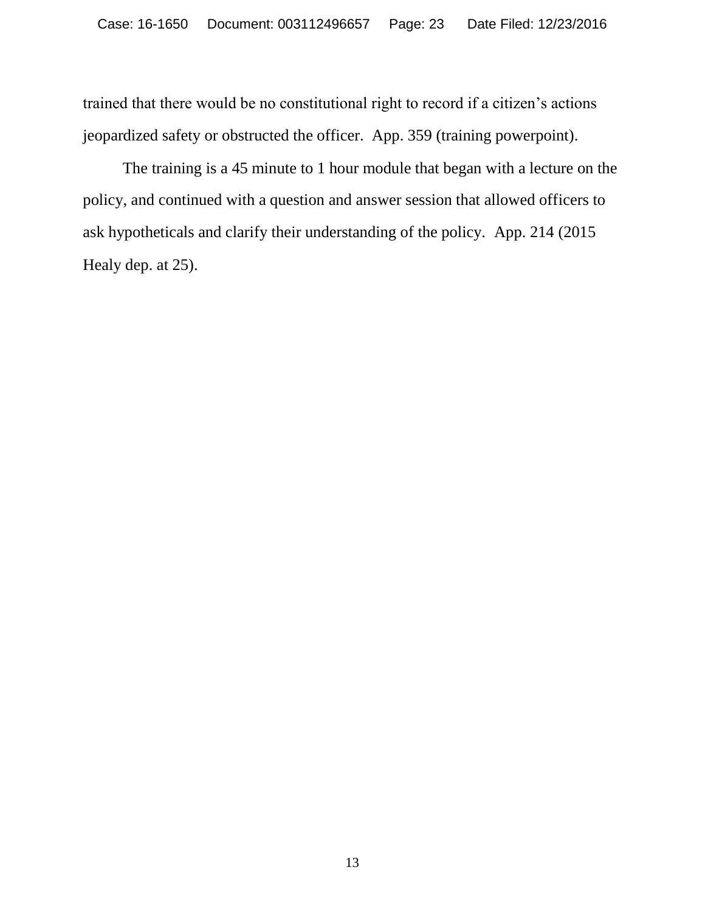trained that there would be no constitutional right to record if a citizen's actions jeopardized safety or obstructed the officer. App. 359 (training powerpoint).

The training is a 45 minute to 1 hour module that began with a lecture on the policy, and continued with a question and answer session that allowed officers to ask hypotheticals and clarify their understanding of the policy. App. 214 (2015 Healy dep. at 25).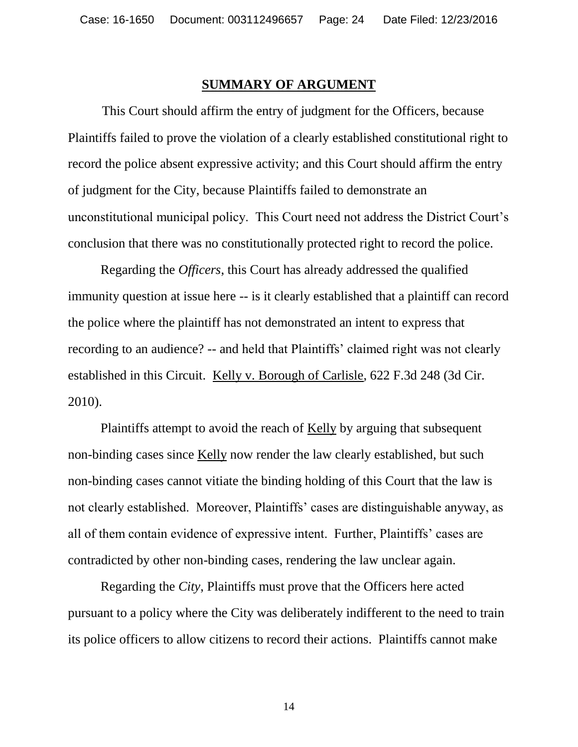## SUMMARY OF ARGUMENT

This Court should affirm the entry of judgment for the Officers, because Plaintiffs failed to prove the violation of a clearly established constitutional right to record the police absent expressive activity; and this Court should affirm the entry of judgment for the City, because Plaintiffs failed to demonstrate an unconstitutional municipal policy. This Court need not address the District Court's conclusion that there was no constitutionally protected right to record the police.

Regarding the *Officers*, this Court has already addressed the qualified immunity question at issue here -- is it clearly established that a plaintiff can record the police where the plaintiff has not demonstrated an intent to express that recording to an audience? -- and held that Plaintiffs' claimed right was not clearly established in this Circuit. Kelly v. Borough of Carlisle, 622 F.3d 248 (3d Cir. 2010).

Plaintiffs attempt to avoid the reach of Kelly by arguing that subsequent non-binding cases since Kelly now render the law clearly established, but such non-binding cases cannot vitiate the binding holding of this Court that the law is not clearly established. Moreover, Plaintiffs' cases are distinguishable anyway, as all of them contain evidence of expressive intent. Further, Plaintiffs' cases are contradicted by other non-binding cases, rendering the law unclear again.

Regarding the *City*, Plaintiffs must prove that the Officers here acted pursuant to a policy where the City was deliberately indifferent to the need to train its police officers to allow citizens to record their actions. Plaintiffs cannot make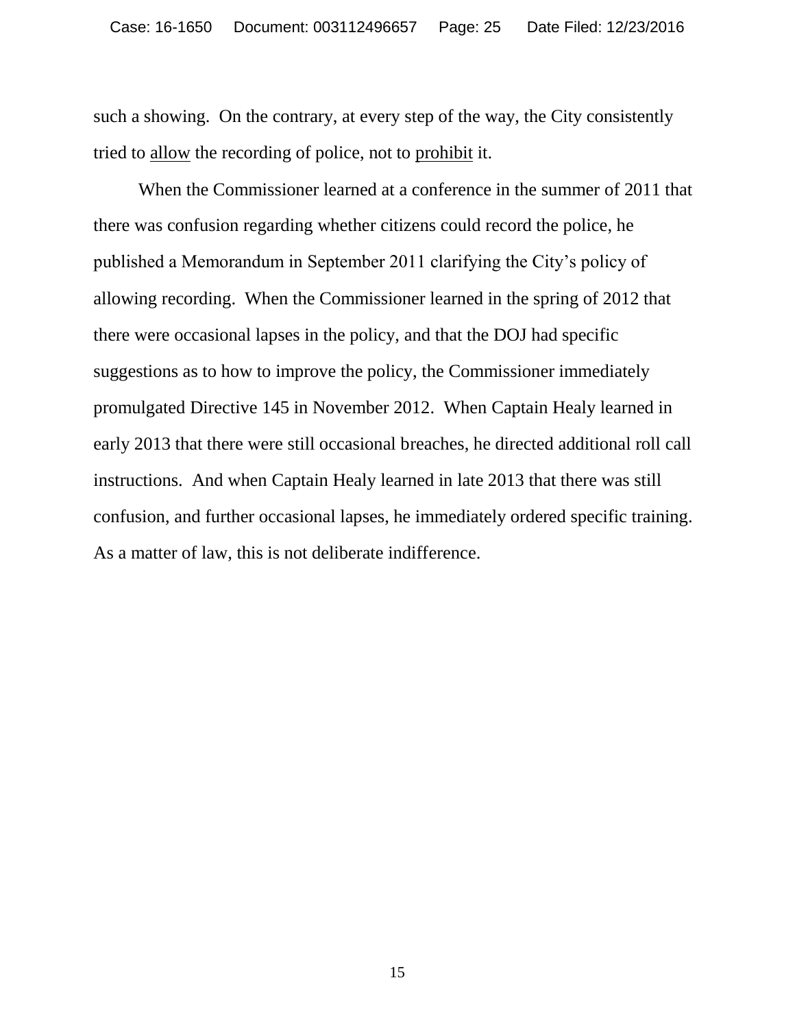such a showing. On the contrary, at every step of the way, the City consistently tried to <u>allow</u> the recording of police, not to <u>prohibit</u> it.

When the Commissioner learned at a conference in the summer of 2011 that there was confusion regarding whether citizens could record the police, he published a Memorandum in September 2011 clarifying the City's policy of allowing recording. When the Commissioner learned in the spring of 2012 that there were occasional lapses in the policy, and that the DOJ had specific suggestions as to how to improve the policy, the Commissioner immediately promulgated Directive 145 in November 2012. When Captain Healy learned in early 2013 that there were still occasional breaches, he directed additional roll call instructions. And when Captain Healy learned in late 2013 that there was still confusion, and further occasional lapses, he immediately ordered specific training. As a matter of law, this is not deliberate indifference.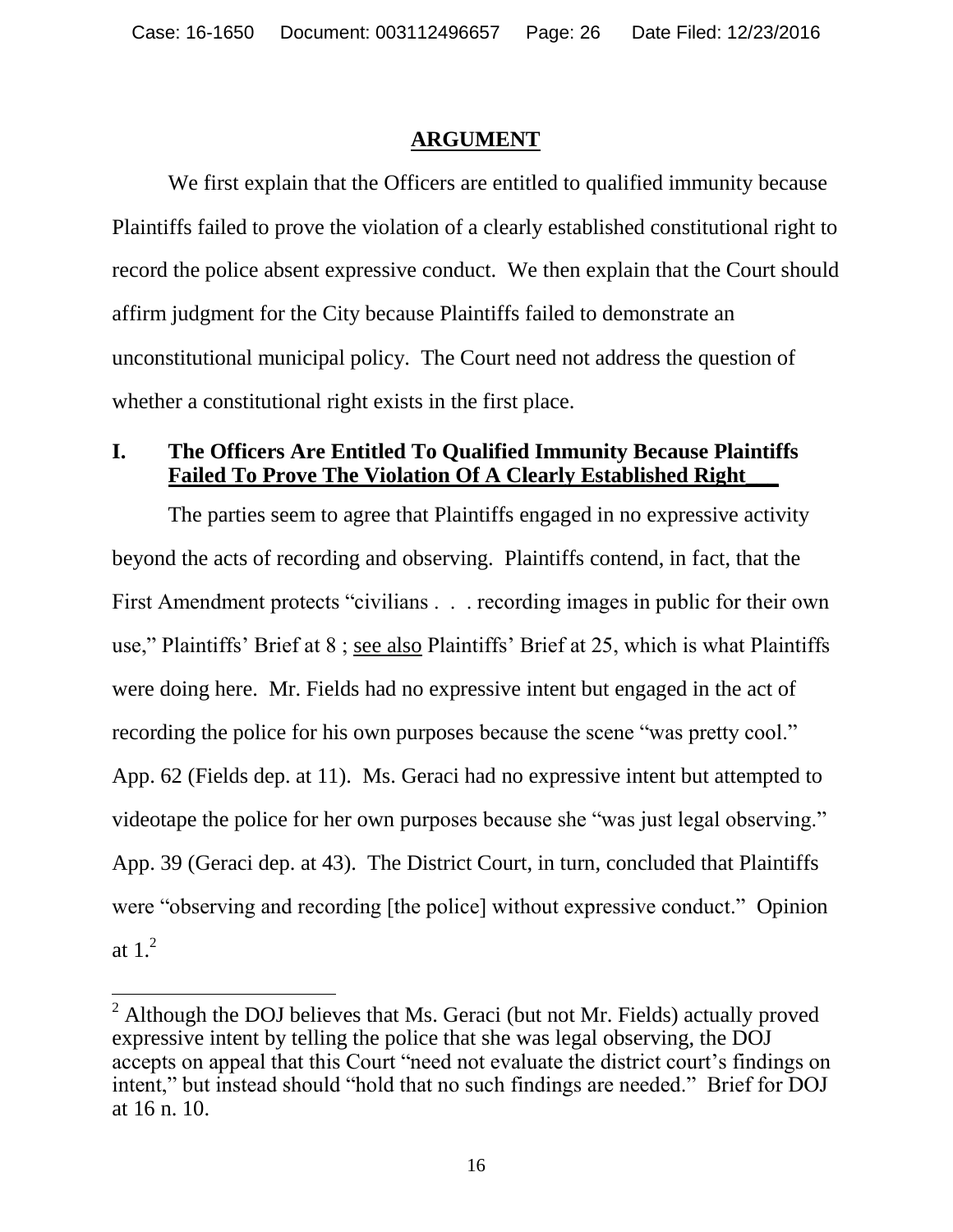## ARGUMENT

We first explain that the Officers are entitled to qualified immunity because Plaintiffs failed to prove the violation of a clearly established constitutional right to record the police absent expressive conduct. We then explain that the Court should affirm judgment for the City because Plaintiffs failed to demonstrate an unconstitutional municipal policy. The Court need not address the question of whether a constitutional right exists in the first place.

### I. The Officers Are Entitled To Qualified Immunity Because Plaintiffs Failed To Prove The Violation Of A Clearly Established Right

The parties seem to agree that Plaintiffs engaged in no expressive activity beyond the acts of recording and observing. Plaintiffs contend, in fact, that the First Amendment protects "civilians . . . recording images in public for their own use," Plaintiffs' Brief at 8 ; see also Plaintiffs' Brief at 25, which is what Plaintiffs were doing here. Mr. Fields had no expressive intent but engaged in the act of recording the police for his own purposes because the scene "was pretty cool." App. 62 (Fields dep. at 11). Ms. Geraci had no expressive intent but attempted to videotape the police for her own purposes because she "was just legal observing." App. 39 (Geraci dep. at 43). The District Court, in turn, concluded that Plaintiffs were "observing and recording [the police] without expressive conduct." Opinion at 1.[2]

[2] Although the DOJ believes that Ms. Geraci (but not Mr. Fields) actually proved expressive intent by telling the police that she was legal observing, the DOJ accepts on appeal that this Court "need not evaluate the district court's findings on intent," but instead should "hold that no such findings are needed." Brief for DOJ at 16 n. 10.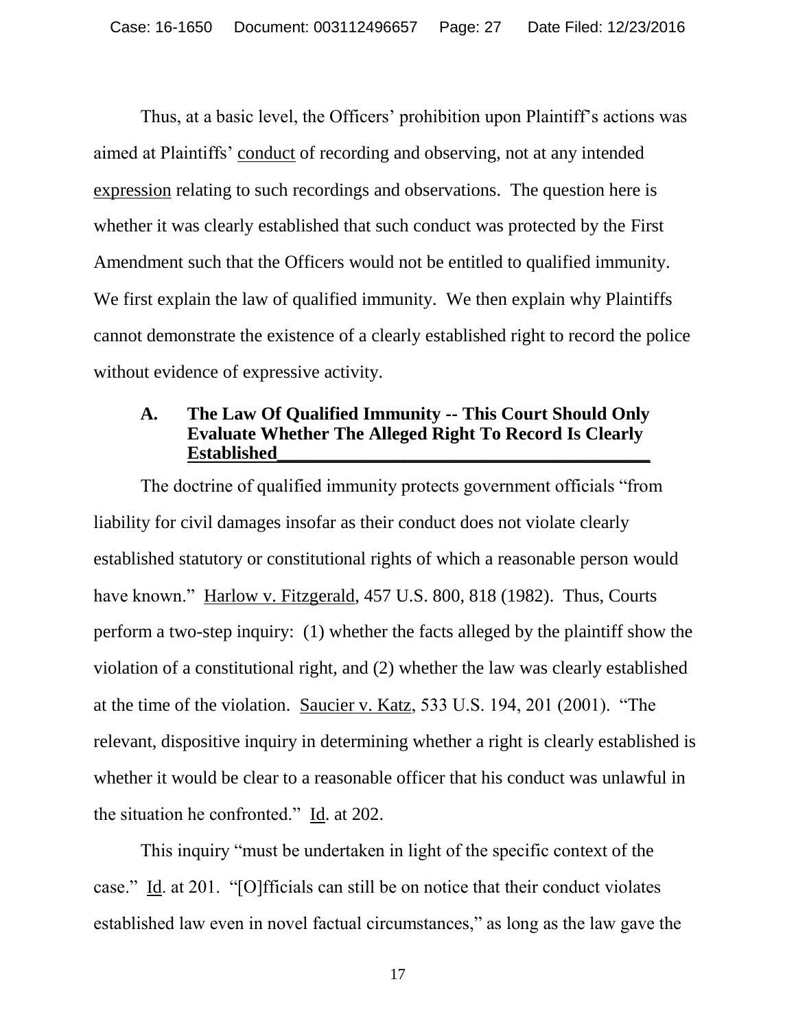Thus, at a basic level, the Officers' prohibition upon Plaintiff's actions was aimed at Plaintiffs' conduct of recording and observing, not at any intended expression relating to such recordings and observations. The question here is whether it was clearly established that such conduct was protected by the First Amendment such that the Officers would not be entitled to qualified immunity. We first explain the law of qualified immunity. We then explain why Plaintiffs cannot demonstrate the existence of a clearly established right to record the police without evidence of expressive activity.

### A. The Law Of Qualified Immunity -- This Court Should Only Evaluate Whether The Alleged Right To Record Is Clearly Established

The doctrine of qualified immunity protects government officials "from liability for civil damages insofar as their conduct does not violate clearly established statutory or constitutional rights of which a reasonable person would have known." Harlow v. Fitzgerald, 457 U.S. 800, 818 (1982). Thus, Courts perform a two-step inquiry: (1) whether the facts alleged by the plaintiff show the violation of a constitutional right, and (2) whether the law was clearly established at the time of the violation. Saucier v. Katz, 533 U.S. 194, 201 (2001). "The relevant, dispositive inquiry in determining whether a right is clearly established is whether it would be clear to a reasonable officer that his conduct was unlawful in the situation he confronted." Id. at 202.

This inquiry "must be undertaken in light of the specific context of the case." Id. at 201. "[O]fficials can still be on notice that their conduct violates established law even in novel factual circumstances," as long as the law gave the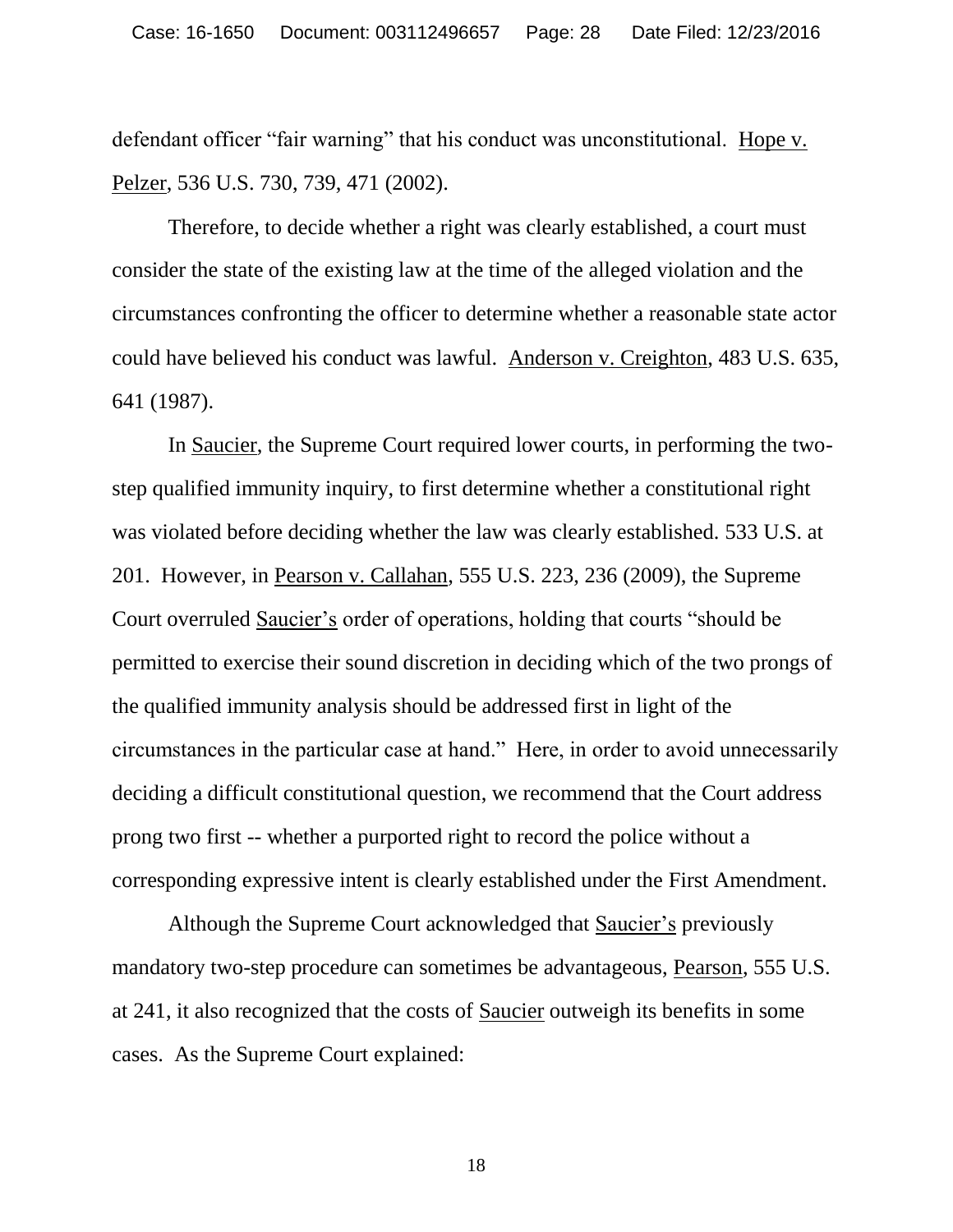defendant officer "fair warning" that his conduct was unconstitutional. Hope v. Pelzer, 536 U.S. 730, 739, 471 (2002).

Therefore, to decide whether a right was clearly established, a court must consider the state of the existing law at the time of the alleged violation and the circumstances confronting the officer to determine whether a reasonable state actor could have believed his conduct was lawful. Anderson v. Creighton, 483 U.S. 635, 641 (1987).

In Saucier, the Supreme Court required lower courts, in performing the two-step qualified immunity inquiry, to first determine whether a constitutional right was violated before deciding whether the law was clearly established. 533 U.S. at 201. However, in Pearson v. Callahan, 555 U.S. 223, 236 (2009), the Supreme Court overruled Saucier's order of operations, holding that courts "should be permitted to exercise their sound discretion in deciding which of the two prongs of the qualified immunity analysis should be addressed first in light of the circumstances in the particular case at hand." Here, in order to avoid unnecessarily deciding a difficult constitutional question, we recommend that the Court address prong two first -- whether a purported right to record the police without a corresponding expressive intent is clearly established under the First Amendment.

Although the Supreme Court acknowledged that Saucier's previously mandatory two-step procedure can sometimes be advantageous, Pearson, 555 U.S. at 241, it also recognized that the costs of Saucier outweigh its benefits in some cases. As the Supreme Court explained: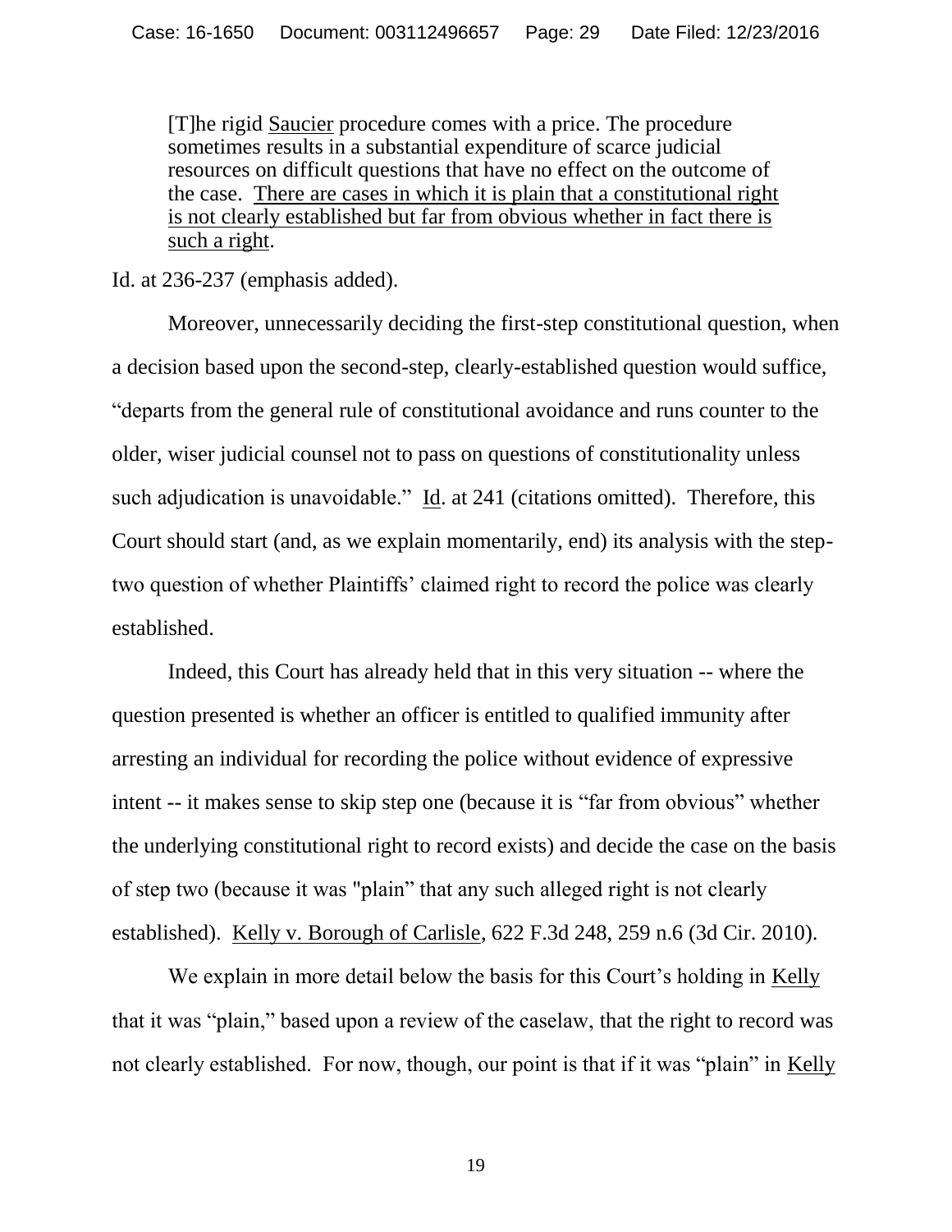> [T]he rigid Saucier procedure comes with a price. The procedure sometimes results in a substantial expenditure of scarce judicial resources on difficult questions that have no effect on the outcome of the case. There are cases in which it is plain that a constitutional right is not clearly established but far from obvious whether in fact there is such a right.

Id. at 236-237 (emphasis added).

Moreover, unnecessarily deciding the first-step constitutional question, when a decision based upon the second-step, clearly-established question would suffice, "departs from the general rule of constitutional avoidance and runs counter to the older, wiser judicial counsel not to pass on questions of constitutionality unless such adjudication is unavoidable." Id. at 241 (citations omitted). Therefore, this Court should start (and, as we explain momentarily, end) its analysis with the step-two question of whether Plaintiffs' claimed right to record the police was clearly established.

Indeed, this Court has already held that in this very situation -- where the question presented is whether an officer is entitled to qualified immunity after arresting an individual for recording the police without evidence of expressive intent -- it makes sense to skip step one (because it is "far from obvious" whether the underlying constitutional right to record exists) and decide the case on the basis of step two (because it was "plain" that any such alleged right is not clearly established). Kelly v. Borough of Carlisle, 622 F.3d 248, 259 n.6 (3d Cir. 2010).

We explain in more detail below the basis for this Court's holding in Kelly that it was "plain," based upon a review of the caselaw, that the right to record was not clearly established. For now, though, our point is that if it was "plain" in Kelly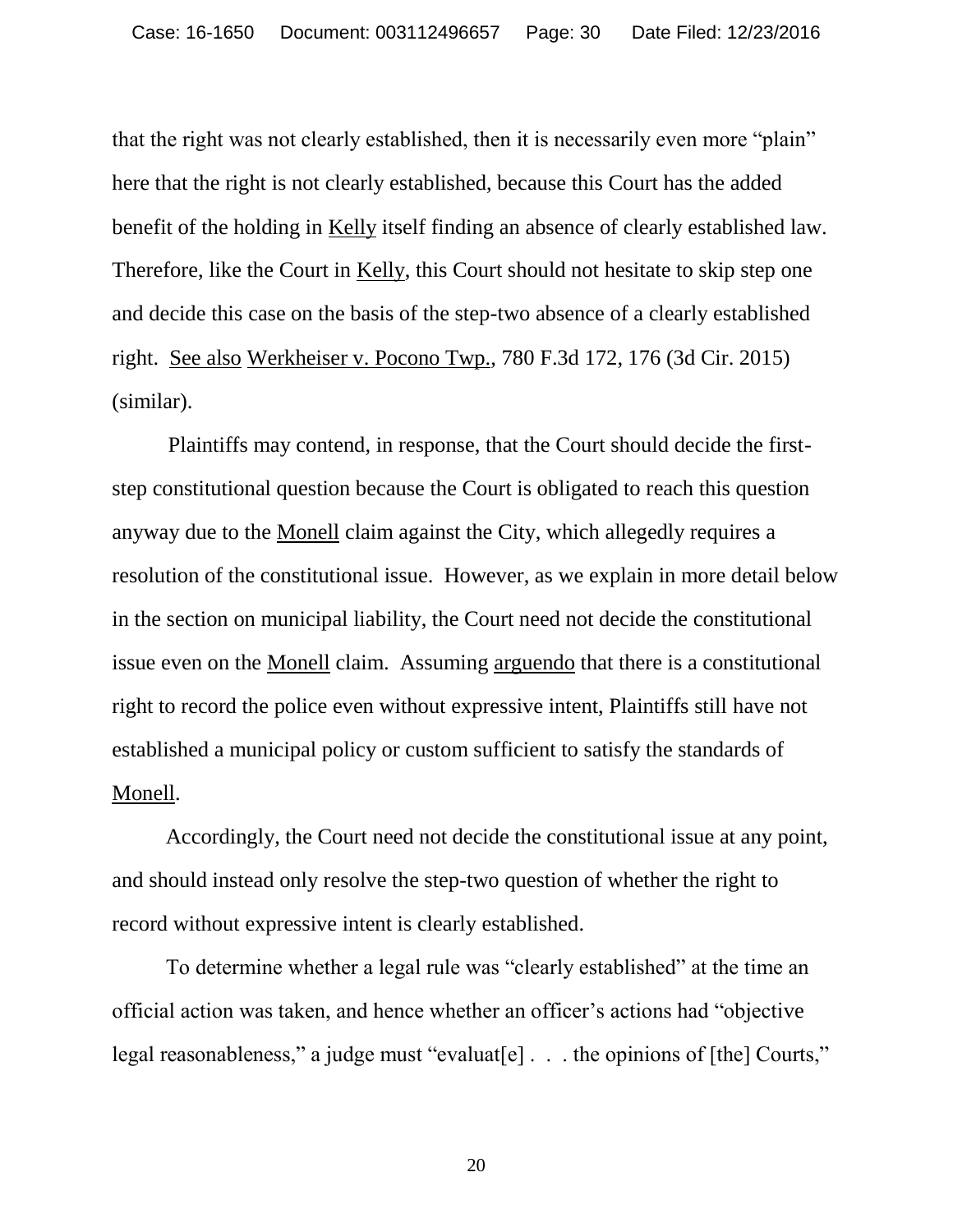that the right was not clearly established, then it is necessarily even more "plain" here that the right is not clearly established, because this Court has the added benefit of the holding in Kelly itself finding an absence of clearly established law. Therefore, like the Court in Kelly, this Court should not hesitate to skip step one and decide this case on the basis of the step-two absence of a clearly established right. See also Werkheiser v. Pocono Twp., 780 F.3d 172, 176 (3d Cir. 2015) (similar).

Plaintiffs may contend, in response, that the Court should decide the first-step constitutional question because the Court is obligated to reach this question anyway due to the Monell claim against the City, which allegedly requires a resolution of the constitutional issue. However, as we explain in more detail below in the section on municipal liability, the Court need not decide the constitutional issue even on the Monell claim. Assuming arguendo that there is a constitutional right to record the police even without expressive intent, Plaintiffs still have not established a municipal policy or custom sufficient to satisfy the standards of Monell.

Accordingly, the Court need not decide the constitutional issue at any point, and should instead only resolve the step-two question of whether the right to record without expressive intent is clearly established.

To determine whether a legal rule was "clearly established" at the time an official action was taken, and hence whether an officer's actions had "objective legal reasonableness," a judge must "evaluat[e] . . . the opinions of [the] Courts,"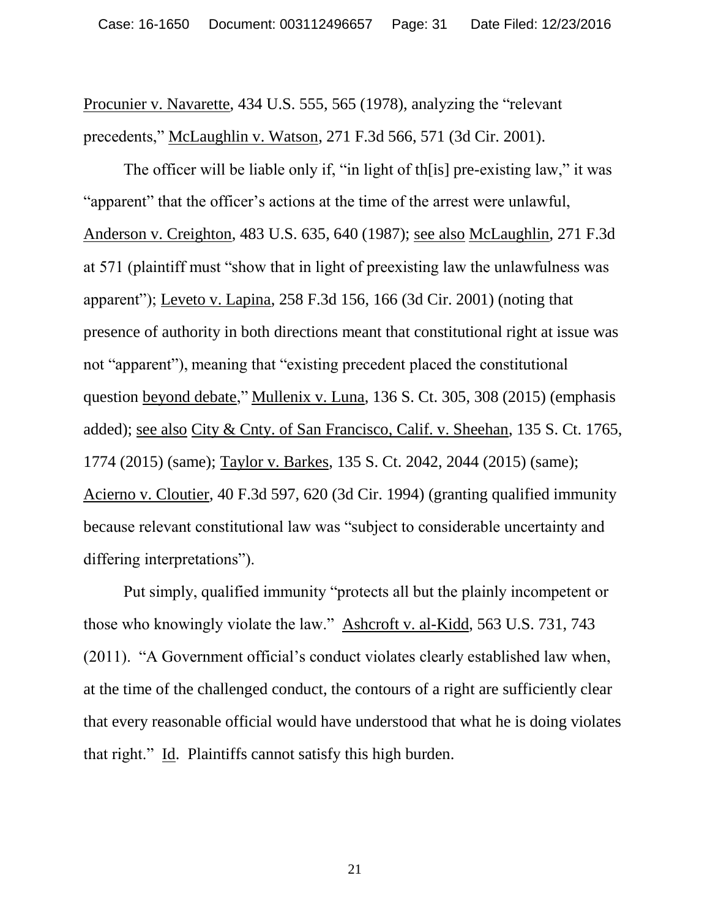Procunier v. Navarette, 434 U.S. 555, 565 (1978), analyzing the "relevant precedents," McLaughlin v. Watson, 271 F.3d 566, 571 (3d Cir. 2001).

The officer will be liable only if, "in light of th[is] pre-existing law," it was "apparent" that the officer's actions at the time of the arrest were unlawful, Anderson v. Creighton, 483 U.S. 635, 640 (1987); see also McLaughlin, 271 F.3d at 571 (plaintiff must "show that in light of preexisting law the unlawfulness was apparent"); Leveto v. Lapina, 258 F.3d 156, 166 (3d Cir. 2001) (noting that presence of authority in both directions meant that constitutional right at issue was not "apparent"), meaning that "existing precedent placed the constitutional question beyond debate," Mullenix v. Luna, 136 S. Ct. 305, 308 (2015) (emphasis added); see also City & Cnty. of San Francisco, Calif. v. Sheehan, 135 S. Ct. 1765, 1774 (2015) (same); Taylor v. Barkes, 135 S. Ct. 2042, 2044 (2015) (same); Acierno v. Cloutier, 40 F.3d 597, 620 (3d Cir. 1994) (granting qualified immunity because relevant constitutional law was "subject to considerable uncertainty and differing interpretations").

Put simply, qualified immunity "protects all but the plainly incompetent or those who knowingly violate the law." Ashcroft v. al-Kidd, 563 U.S. 731, 743 (2011). "A Government official's conduct violates clearly established law when, at the time of the challenged conduct, the contours of a right are sufficiently clear that every reasonable official would have understood that what he is doing violates that right." Id. Plaintiffs cannot satisfy this high burden.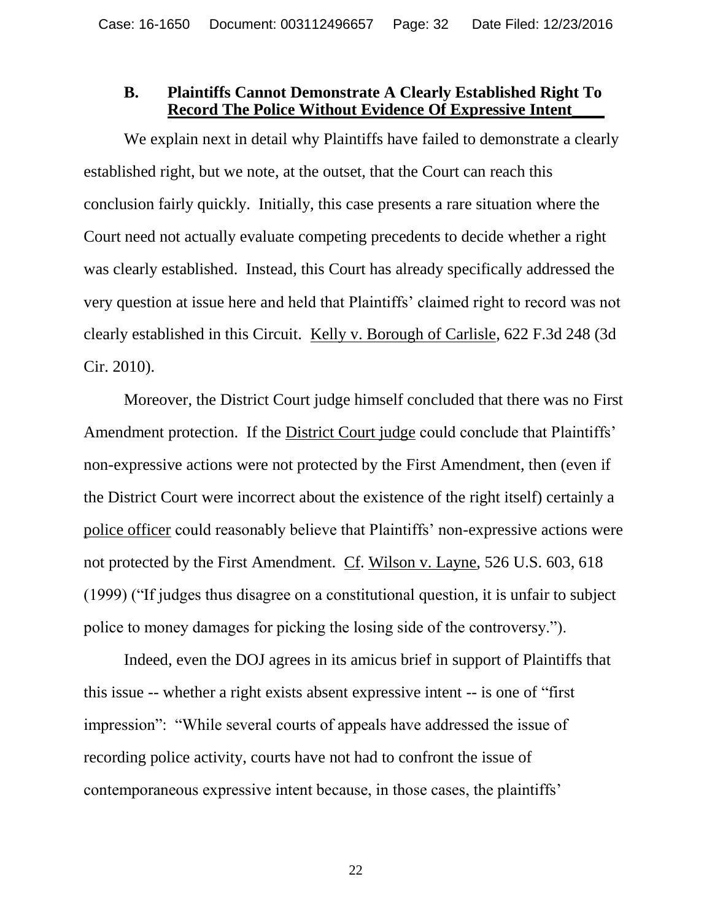### B. Plaintiffs Cannot Demonstrate A Clearly Established Right To Record The Police Without Evidence Of Expressive Intent

We explain next in detail why Plaintiffs have failed to demonstrate a clearly established right, but we note, at the outset, that the Court can reach this conclusion fairly quickly. Initially, this case presents a rare situation where the Court need not actually evaluate competing precedents to decide whether a right was clearly established. Instead, this Court has already specifically addressed the very question at issue here and held that Plaintiffs' claimed right to record was not clearly established in this Circuit. Kelly v. Borough of Carlisle, 622 F.3d 248 (3d Cir. 2010).

Moreover, the District Court judge himself concluded that there was no First Amendment protection. If the District Court judge could conclude that Plaintiffs' non-expressive actions were not protected by the First Amendment, then (even if the District Court were incorrect about the existence of the right itself) certainly a police officer could reasonably believe that Plaintiffs' non-expressive actions were not protected by the First Amendment. Cf. Wilson v. Layne, 526 U.S. 603, 618 (1999) ("If judges thus disagree on a constitutional question, it is unfair to subject police to money damages for picking the losing side of the controversy.").

Indeed, even the DOJ agrees in its amicus brief in support of Plaintiffs that this issue -- whether a right exists absent expressive intent -- is one of "first impression": "While several courts of appeals have addressed the issue of recording police activity, courts have not had to confront the issue of contemporaneous expressive intent because, in those cases, the plaintiffs'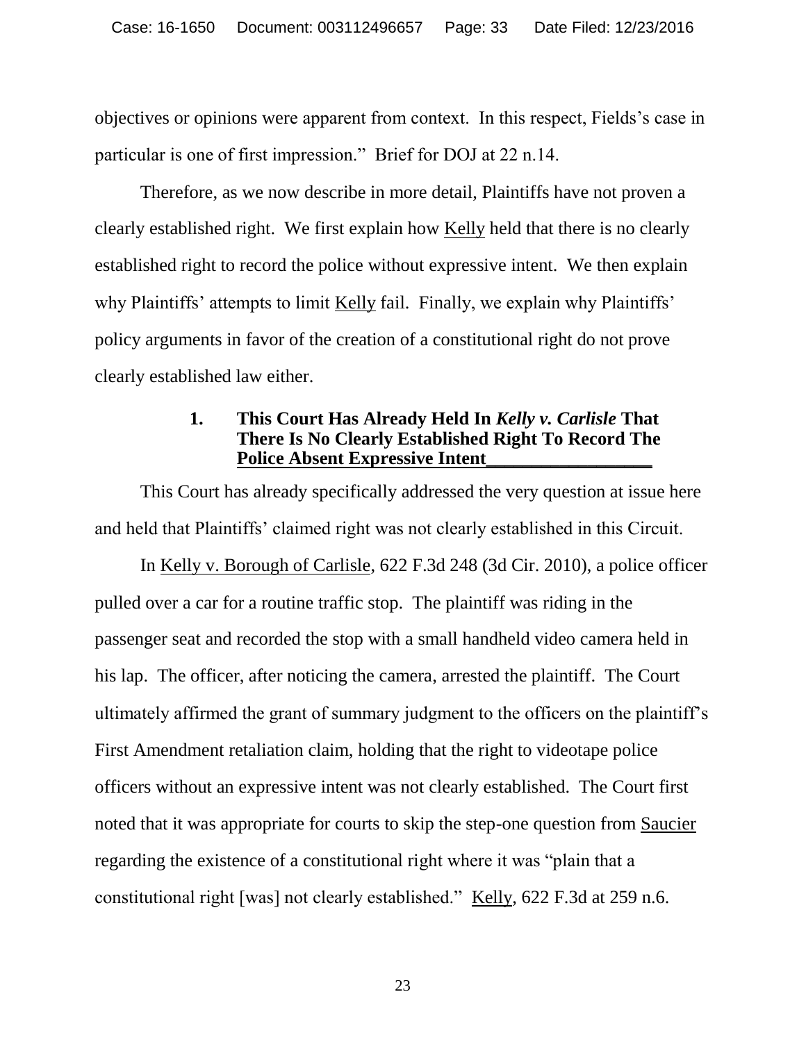objectives or opinions were apparent from context. In this respect, Fields's case in particular is one of first impression." Brief for DOJ at 22 n.14.

Therefore, as we now describe in more detail, Plaintiffs have not proven a clearly established right. We first explain how Kelly held that there is no clearly established right to record the police without expressive intent. We then explain why Plaintiffs' attempts to limit Kelly fail. Finally, we explain why Plaintiffs' policy arguments in favor of the creation of a constitutional right do not prove clearly established law either.

### 1. This Court Has Already Held In *Kelly v. Carlisle* That There Is No Clearly Established Right To Record The Police Absent Expressive Intent

This Court has already specifically addressed the very question at issue here and held that Plaintiffs' claimed right was not clearly established in this Circuit.

In Kelly v. Borough of Carlisle, 622 F.3d 248 (3d Cir. 2010), a police officer pulled over a car for a routine traffic stop. The plaintiff was riding in the passenger seat and recorded the stop with a small handheld video camera held in his lap. The officer, after noticing the camera, arrested the plaintiff. The Court ultimately affirmed the grant of summary judgment to the officers on the plaintiff's First Amendment retaliation claim, holding that the right to videotape police officers without an expressive intent was not clearly established. The Court first noted that it was appropriate for courts to skip the step-one question from Saucier regarding the existence of a constitutional right where it was "plain that a constitutional right [was] not clearly established." Kelly, 622 F.3d at 259 n.6.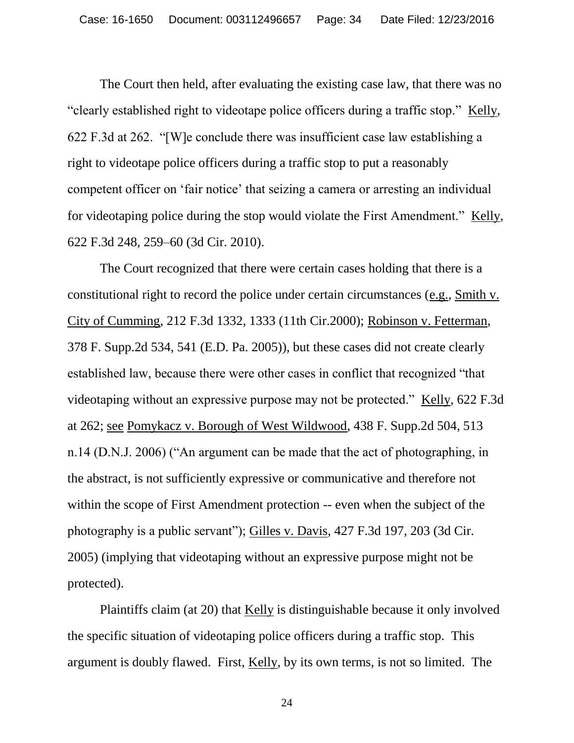The Court then held, after evaluating the existing case law, that there was no "clearly established right to videotape police officers during a traffic stop." Kelly, 622 F.3d at 262. "[W]e conclude there was insufficient case law establishing a right to videotape police officers during a traffic stop to put a reasonably competent officer on 'fair notice' that seizing a camera or arresting an individual for videotaping police during the stop would violate the First Amendment." Kelly, 622 F.3d 248, 259–60 (3d Cir. 2010).

The Court recognized that there were certain cases holding that there is a constitutional right to record the police under certain circumstances (e.g., Smith v. City of Cumming, 212 F.3d 1332, 1333 (11th Cir.2000); Robinson v. Fetterman, 378 F. Supp.2d 534, 541 (E.D. Pa. 2005)), but these cases did not create clearly established law, because there were other cases in conflict that recognized "that videotaping without an expressive purpose may not be protected." Kelly, 622 F.3d at 262; see Pomykacz v. Borough of West Wildwood, 438 F. Supp.2d 504, 513 n.14 (D.N.J. 2006) ("An argument can be made that the act of photographing, in the abstract, is not sufficiently expressive or communicative and therefore not within the scope of First Amendment protection -- even when the subject of the photography is a public servant"); Gilles v. Davis, 427 F.3d 197, 203 (3d Cir. 2005) (implying that videotaping without an expressive purpose might not be protected).

Plaintiffs claim (at 20) that Kelly is distinguishable because it only involved the specific situation of videotaping police officers during a traffic stop. This argument is doubly flawed. First, Kelly, by its own terms, is not so limited. The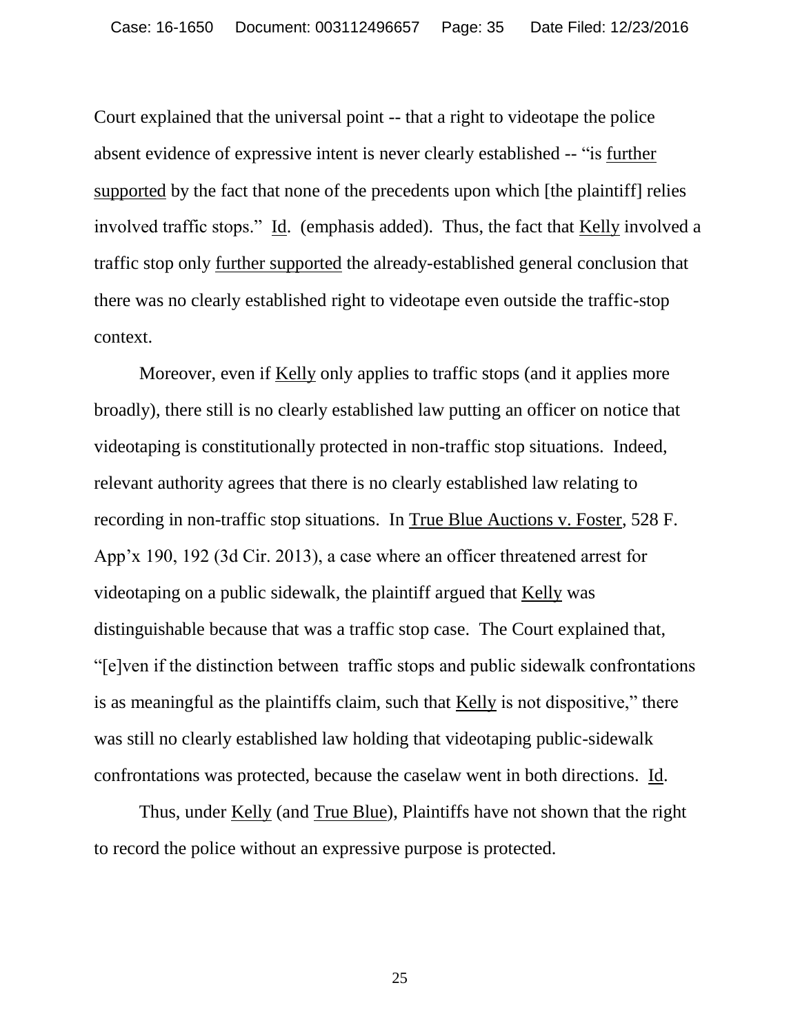Court explained that the universal point -- that a right to videotape the police absent evidence of expressive intent is never clearly established -- "is further supported by the fact that none of the precedents upon which [the plaintiff] relies involved traffic stops." Id. (emphasis added). Thus, the fact that Kelly involved a traffic stop only further supported the already-established general conclusion that there was no clearly established right to videotape even outside the traffic-stop context.

Moreover, even if Kelly only applies to traffic stops (and it applies more broadly), there still is no clearly established law putting an officer on notice that videotaping is constitutionally protected in non-traffic stop situations. Indeed, relevant authority agrees that there is no clearly established law relating to recording in non-traffic stop situations. In True Blue Auctions v. Foster, 528 F. App'x 190, 192 (3d Cir. 2013), a case where an officer threatened arrest for videotaping on a public sidewalk, the plaintiff argued that Kelly was distinguishable because that was a traffic stop case. The Court explained that, "[e]ven if the distinction between traffic stops and public sidewalk confrontations is as meaningful as the plaintiffs claim, such that Kelly is not dispositive," there was still no clearly established law holding that videotaping public-sidewalk confrontations was protected, because the caselaw went in both directions. Id.

Thus, under Kelly (and True Blue), Plaintiffs have not shown that the right to record the police without an expressive purpose is protected.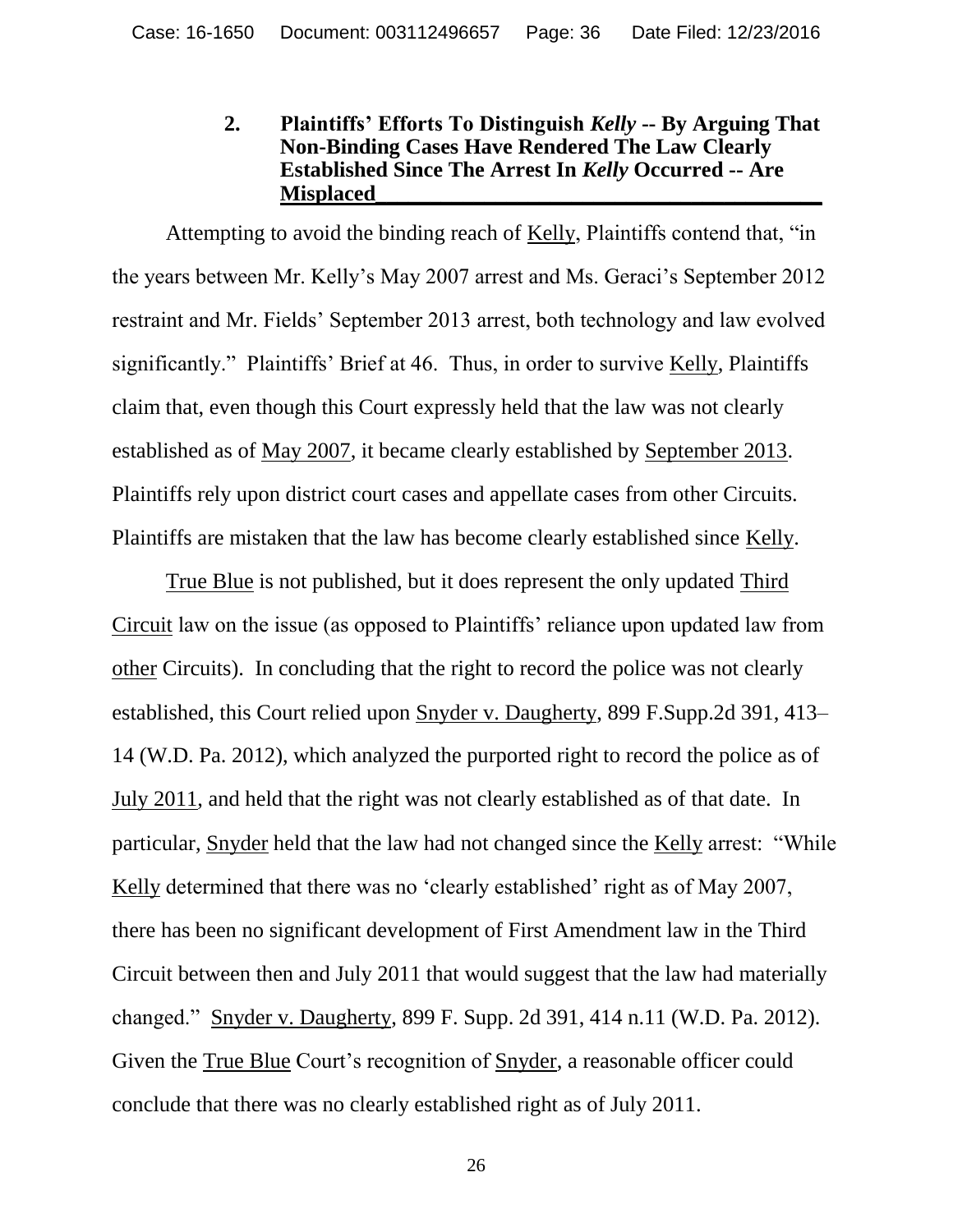### 2. Plaintiffs' Efforts To Distinguish *Kelly* -- By Arguing That Non-Binding Cases Have Rendered The Law Clearly Established Since The Arrest In *Kelly* Occurred -- Are Misplaced

Attempting to avoid the binding reach of Kelly, Plaintiffs contend that, "in the years between Mr. Kelly's May 2007 arrest and Ms. Geraci's September 2012 restraint and Mr. Fields' September 2013 arrest, both technology and law evolved significantly." Plaintiffs' Brief at 46. Thus, in order to survive Kelly, Plaintiffs claim that, even though this Court expressly held that the law was not clearly established as of May 2007, it became clearly established by September 2013. Plaintiffs rely upon district court cases and appellate cases from other Circuits. Plaintiffs are mistaken that the law has become clearly established since Kelly.

True Blue is not published, but it does represent the only updated Third Circuit law on the issue (as opposed to Plaintiffs' reliance upon updated law from other Circuits). In concluding that the right to record the police was not clearly established, this Court relied upon Snyder v. Daugherty, 899 F.Supp.2d 391, 413–14 (W.D. Pa. 2012), which analyzed the purported right to record the police as of July 2011, and held that the right was not clearly established as of that date. In particular, Snyder held that the law had not changed since the Kelly arrest: "While Kelly determined that there was no 'clearly established' right as of May 2007, there has been no significant development of First Amendment law in the Third Circuit between then and July 2011 that would suggest that the law had materially changed." Snyder v. Daugherty, 899 F. Supp. 2d 391, 414 n.11 (W.D. Pa. 2012). Given the True Blue Court's recognition of Snyder, a reasonable officer could conclude that there was no clearly established right as of July 2011.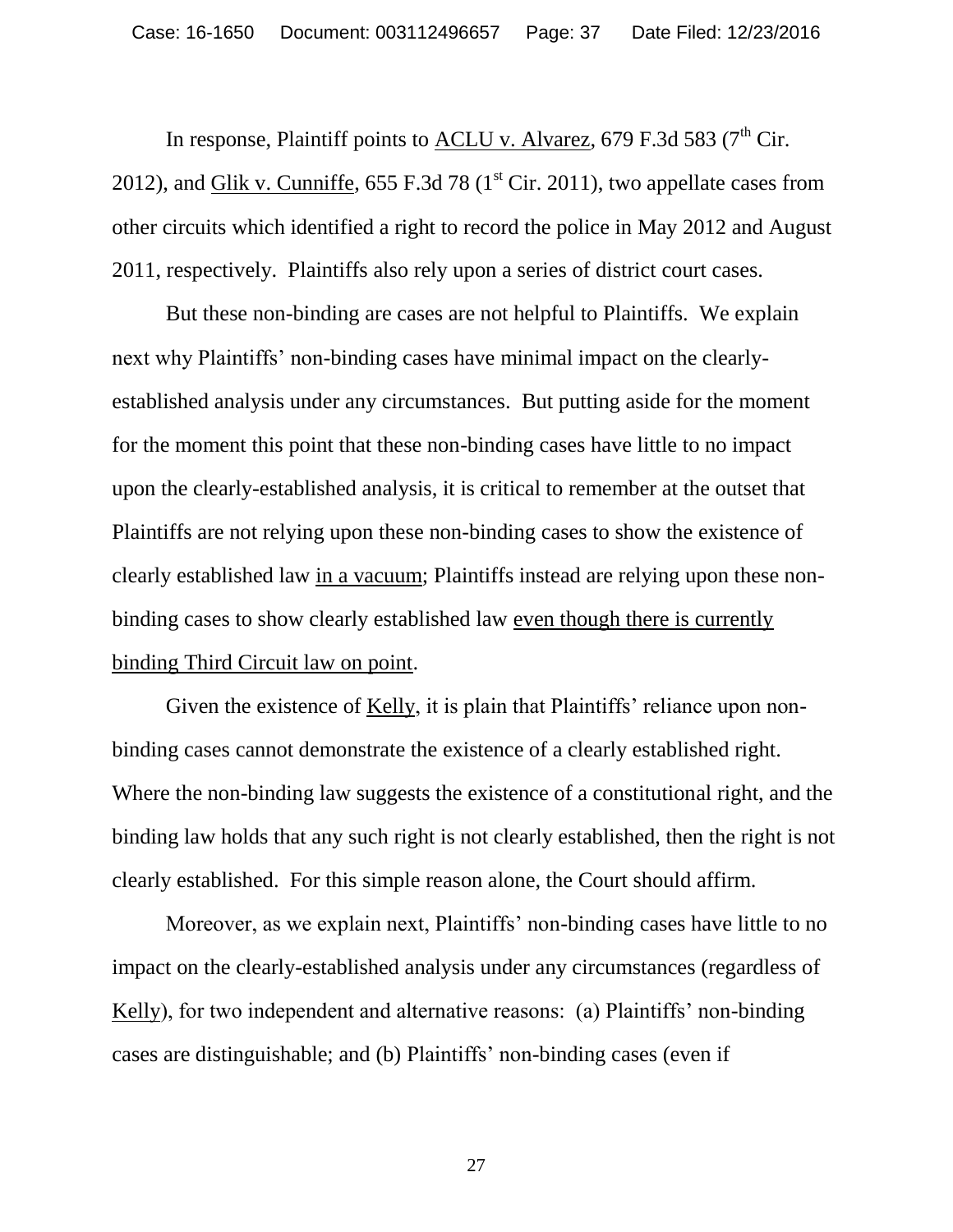In response, Plaintiff points to <u>ACLU v. Alvarez</u>, 679 F.3d 583 (7th Cir. 2012), and <u>Glik v. Cunniffe</u>, 655 F.3d 78 (1st Cir. 2011), two appellate cases from other circuits which identified a right to record the police in May 2012 and August 2011, respectively. Plaintiffs also rely upon a series of district court cases.

But these non-binding are cases are not helpful to Plaintiffs. We explain next why Plaintiffs' non-binding cases have minimal impact on the clearly-established analysis under any circumstances. But putting aside for the moment for the moment this point that these non-binding cases have little to no impact upon the clearly-established analysis, it is critical to remember at the outset that Plaintiffs are not relying upon these non-binding cases to show the existence of clearly established law <u>in a vacuum</u>; Plaintiffs instead are relying upon these non-binding cases to show clearly established law <u>even though there is currently binding Third Circuit law on point</u>.

Given the existence of <u>Kelly</u>, it is plain that Plaintiffs' reliance upon non-binding cases cannot demonstrate the existence of a clearly established right. Where the non-binding law suggests the existence of a constitutional right, and the binding law holds that any such right is not clearly established, then the right is not clearly established. For this simple reason alone, the Court should affirm.

Moreover, as we explain next, Plaintiffs' non-binding cases have little to no impact on the clearly-established analysis under any circumstances (regardless of <u>Kelly</u>), for two independent and alternative reasons: (a) Plaintiffs' non-binding cases are distinguishable; and (b) Plaintiffs' non-binding cases (even if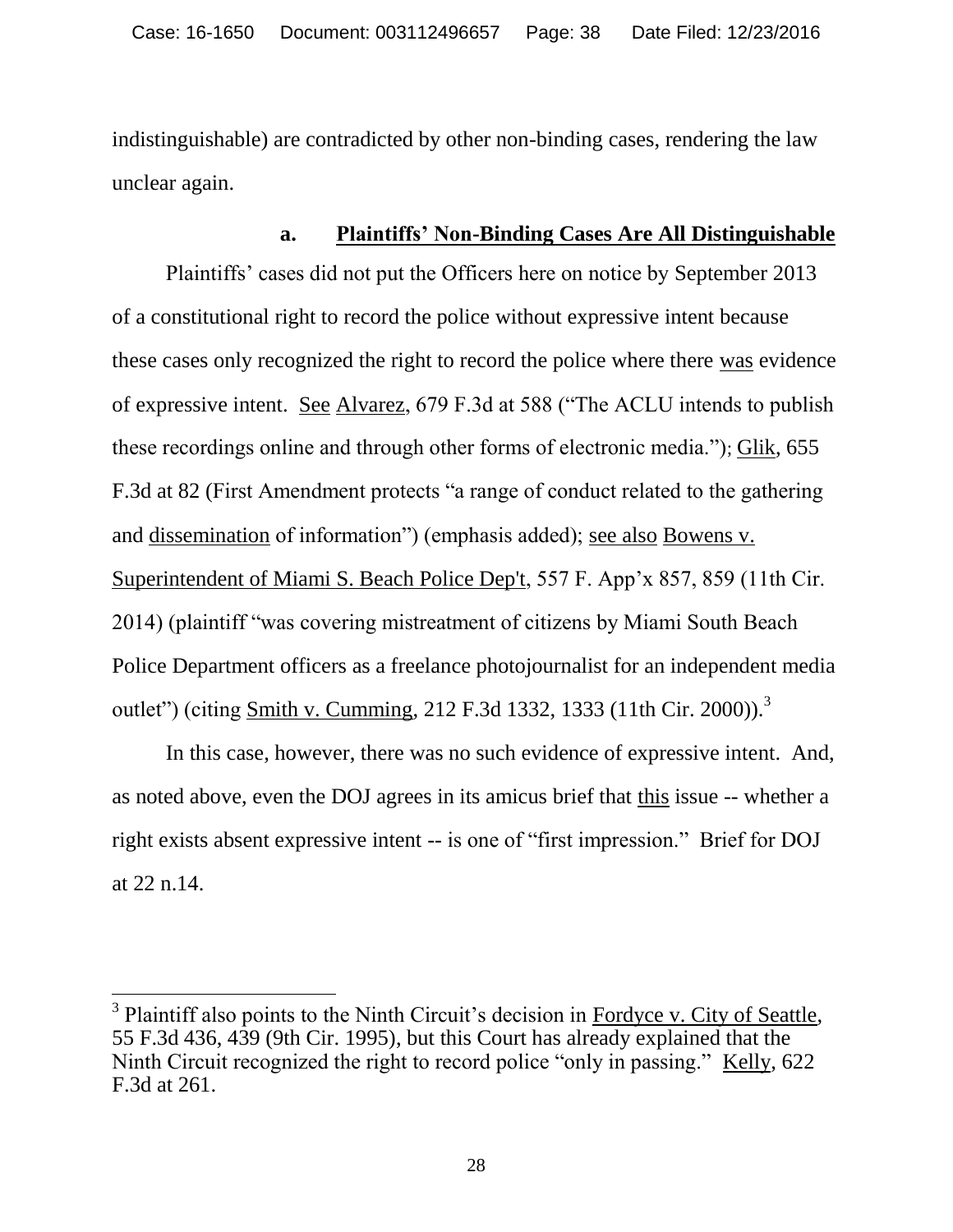indistinguishable) are contradicted by other non-binding cases, rendering the law unclear again.

### a. Plaintiffs' Non-Binding Cases Are All Distinguishable

Plaintiffs' cases did not put the Officers here on notice by September 2013 of a constitutional right to record the police without expressive intent because these cases only recognized the right to record the police where there was evidence of expressive intent. See Alvarez, 679 F.3d at 588 ("The ACLU intends to publish these recordings online and through other forms of electronic media."); Glik, 655 F.3d at 82 (First Amendment protects "a range of conduct related to the gathering and dissemination of information") (emphasis added); see also Bowens v. Superintendent of Miami S. Beach Police Dep't, 557 F. App'x 857, 859 (11th Cir. 2014) (plaintiff "was covering mistreatment of citizens by Miami South Beach Police Department officers as a freelance photojournalist for an independent media outlet") (citing Smith v. Cumming, 212 F.3d 1332, 1333 (11th Cir. 2000)).[3]

In this case, however, there was no such evidence of expressive intent. And, as noted above, even the DOJ agrees in its amicus brief that this issue -- whether a right exists absent expressive intent -- is one of "first impression." Brief for DOJ at 22 n.14.

---

[3] Plaintiff also points to the Ninth Circuit's decision in Fordyce v. City of Seattle, 55 F.3d 436, 439 (9th Cir. 1995), but this Court has already explained that the Ninth Circuit recognized the right to record police "only in passing." Kelly, 622 F.3d at 261.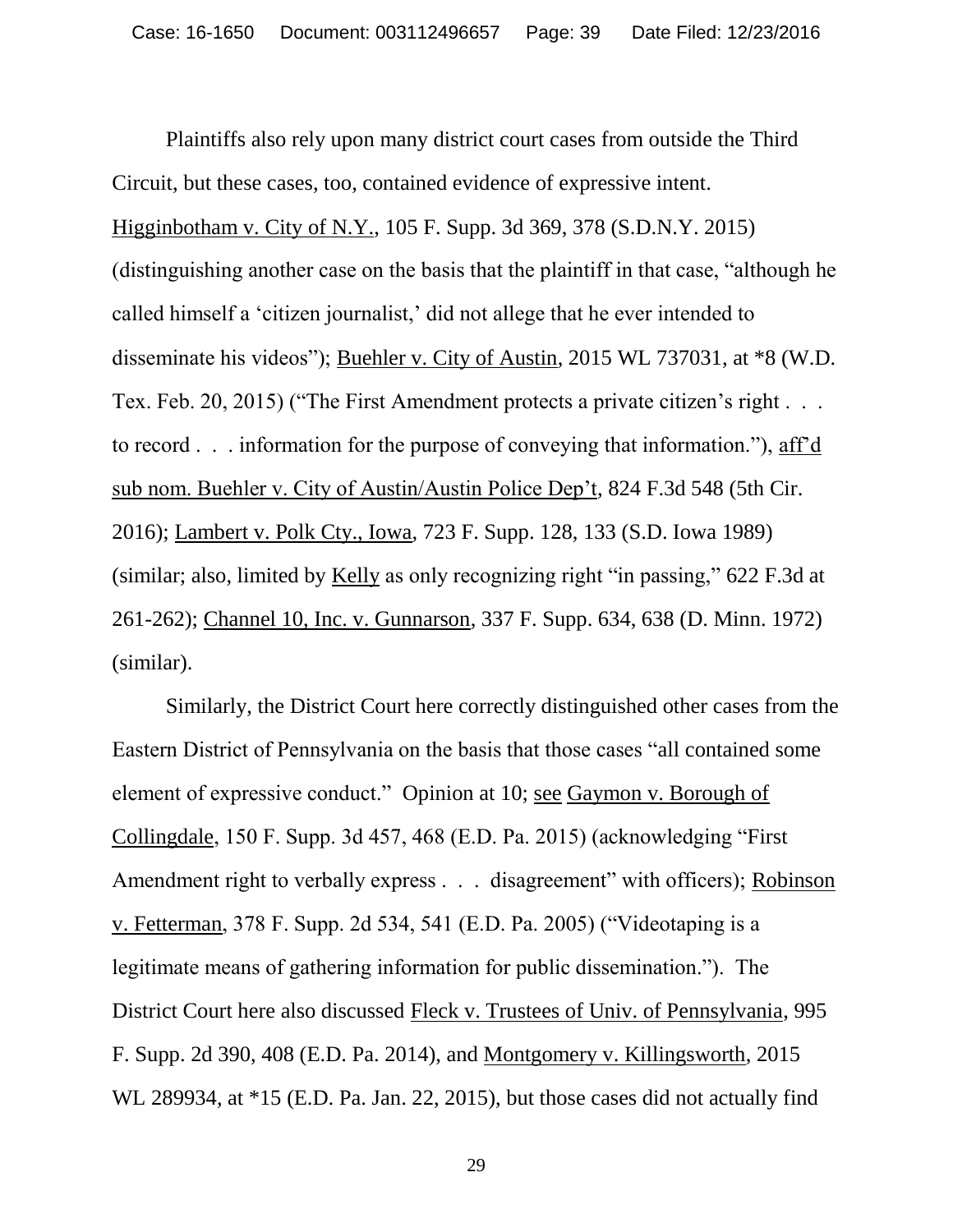Plaintiffs also rely upon many district court cases from outside the Third Circuit, but these cases, too, contained evidence of expressive intent. Higginbotham v. City of N.Y., 105 F. Supp. 3d 369, 378 (S.D.N.Y. 2015) (distinguishing another case on the basis that the plaintiff in that case, "although he called himself a 'citizen journalist,' did not allege that he ever intended to disseminate his videos"); Buehler v. City of Austin, 2015 WL 737031, at *8 (W.D. Tex. Feb. 20, 2015) ("The First Amendment protects a private citizen's right . . . to record . . . information for the purpose of conveying that information."), aff'd sub nom. Buehler v. City of Austin/Austin Police Dep't, 824 F.3d 548 (5th Cir. 2016); Lambert v. Polk Cty., Iowa, 723 F. Supp. 128, 133 (S.D. Iowa 1989) (similar; also, limited by Kelly as only recognizing right "in passing," 622 F.3d at 261-262); Channel 10, Inc. v. Gunnarson, 337 F. Supp. 634, 638 (D. Minn. 1972) (similar).

Similarly, the District Court here correctly distinguished other cases from the Eastern District of Pennsylvania on the basis that those cases "all contained some element of expressive conduct." Opinion at 10; see Gaymon v. Borough of Collingdale, 150 F. Supp. 3d 457, 468 (E.D. Pa. 2015) (acknowledging "First Amendment right to verbally express . . . disagreement" with officers); Robinson v. Fetterman, 378 F. Supp. 2d 534, 541 (E.D. Pa. 2005) ("Videotaping is a legitimate means of gathering information for public dissemination."). The District Court here also discussed Fleck v. Trustees of Univ. of Pennsylvania, 995 F. Supp. 2d 390, 408 (E.D. Pa. 2014), and Montgomery v. Killingsworth, 2015 WL 289934, at *15 (E.D. Pa. Jan. 22, 2015), but those cases did not actually find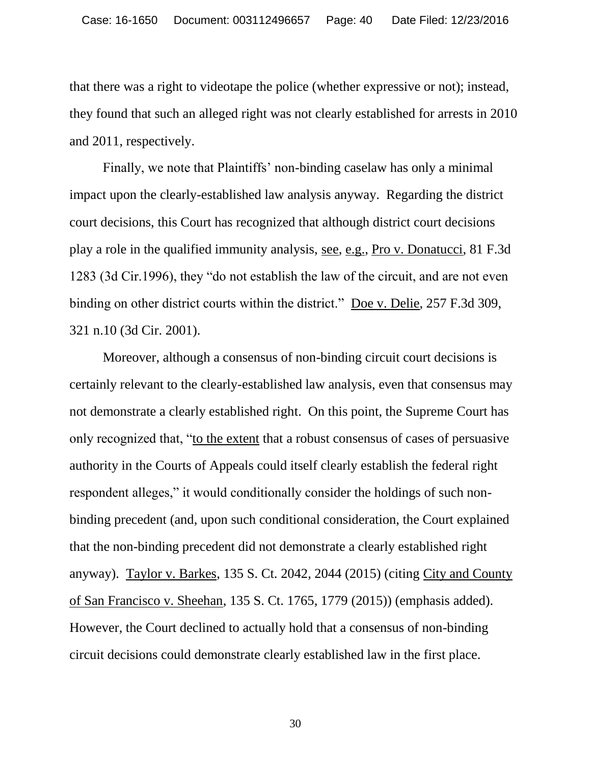that there was a right to videotape the police (whether expressive or not); instead, they found that such an alleged right was not clearly established for arrests in 2010 and 2011, respectively.

Finally, we note that Plaintiffs' non-binding caselaw has only a minimal impact upon the clearly-established law analysis anyway. Regarding the district court decisions, this Court has recognized that although district court decisions play a role in the qualified immunity analysis, see, e.g., Pro v. Donatucci, 81 F.3d 1283 (3d Cir.1996), they "do not establish the law of the circuit, and are not even binding on other district courts within the district." Doe v. Delie, 257 F.3d 309, 321 n.10 (3d Cir. 2001).

Moreover, although a consensus of non-binding circuit court decisions is certainly relevant to the clearly-established law analysis, even that consensus may not demonstrate a clearly established right. On this point, the Supreme Court has only recognized that, "to the extent that a robust consensus of cases of persuasive authority in the Courts of Appeals could itself clearly establish the federal right respondent alleges," it would conditionally consider the holdings of such non-binding precedent (and, upon such conditional consideration, the Court explained that the non-binding precedent did not demonstrate a clearly established right anyway). Taylor v. Barkes, 135 S. Ct. 2042, 2044 (2015) (citing City and County of San Francisco v. Sheehan, 135 S. Ct. 1765, 1779 (2015)) (emphasis added). However, the Court declined to actually hold that a consensus of non-binding circuit decisions could demonstrate clearly established law in the first place.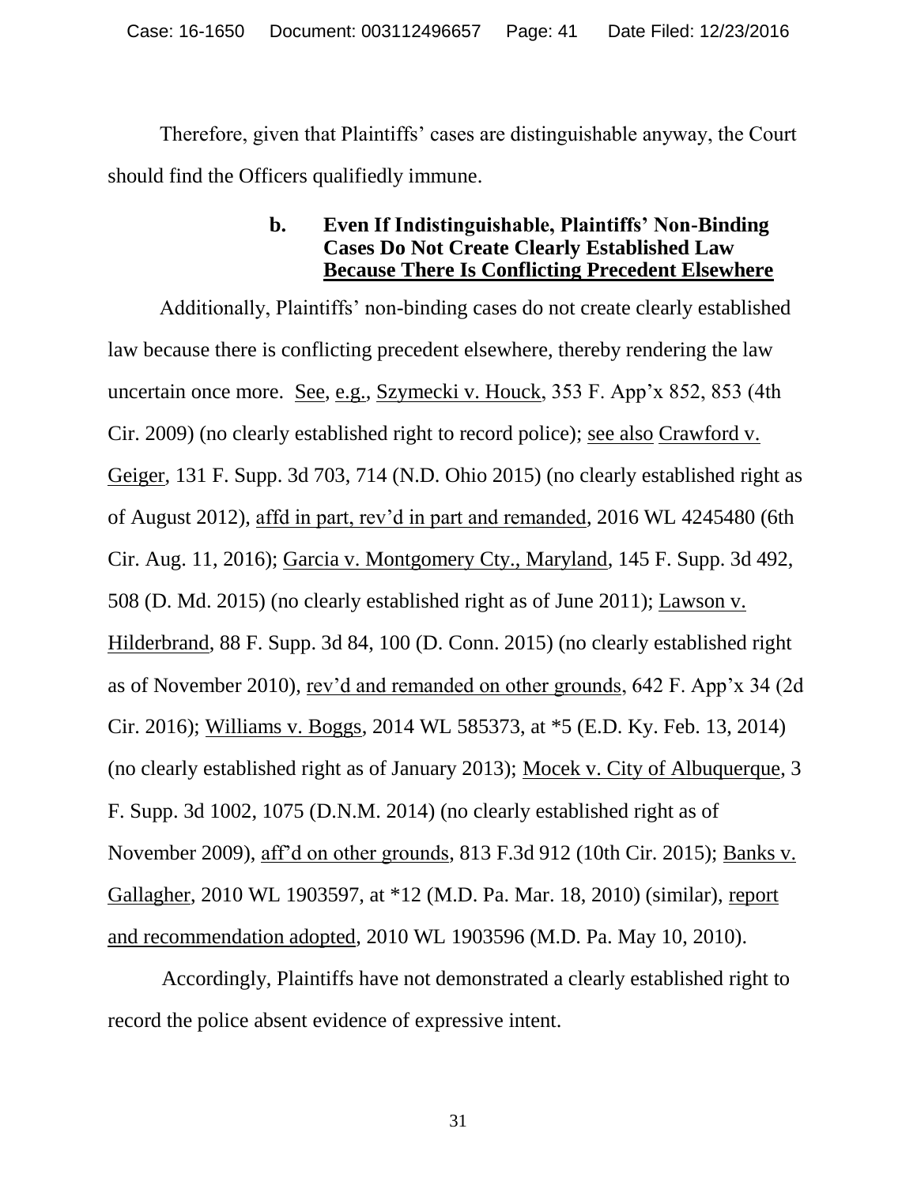Therefore, given that Plaintiffs' cases are distinguishable anyway, the Court should find the Officers qualifiedly immune.

### b. Even If Indistinguishable, Plaintiffs' Non-Binding Cases Do Not Create Clearly Established Law Because There Is Conflicting Precedent Elsewhere

Additionally, Plaintiffs' non-binding cases do not create clearly established law because there is conflicting precedent elsewhere, thereby rendering the law uncertain once more. See, e.g., Szymecki v. Houck, 353 F. App'x 852, 853 (4th Cir. 2009) (no clearly established right to record police); see also Crawford v. Geiger, 131 F. Supp. 3d 703, 714 (N.D. Ohio 2015) (no clearly established right as of August 2012), affd in part, rev'd in part and remanded, 2016 WL 4245480 (6th Cir. Aug. 11, 2016); Garcia v. Montgomery Cty., Maryland, 145 F. Supp. 3d 492, 508 (D. Md. 2015) (no clearly established right as of June 2011); Lawson v. Hilderbrand, 88 F. Supp. 3d 84, 100 (D. Conn. 2015) (no clearly established right as of November 2010), rev'd and remanded on other grounds, 642 F. App'x 34 (2d Cir. 2016); Williams v. Boggs, 2014 WL 585373, at *5 (E.D. Ky. Feb. 13, 2014) (no clearly established right as of January 2013); Mocek v. City of Albuquerque, 3 F. Supp. 3d 1002, 1075 (D.N.M. 2014) (no clearly established right as of November 2009), aff'd on other grounds, 813 F.3d 912 (10th Cir. 2015); Banks v. Gallagher, 2010 WL 1903597, at *12 (M.D. Pa. Mar. 18, 2010) (similar), report and recommendation adopted, 2010 WL 1903596 (M.D. Pa. May 10, 2010).

Accordingly, Plaintiffs have not demonstrated a clearly established right to record the police absent evidence of expressive intent.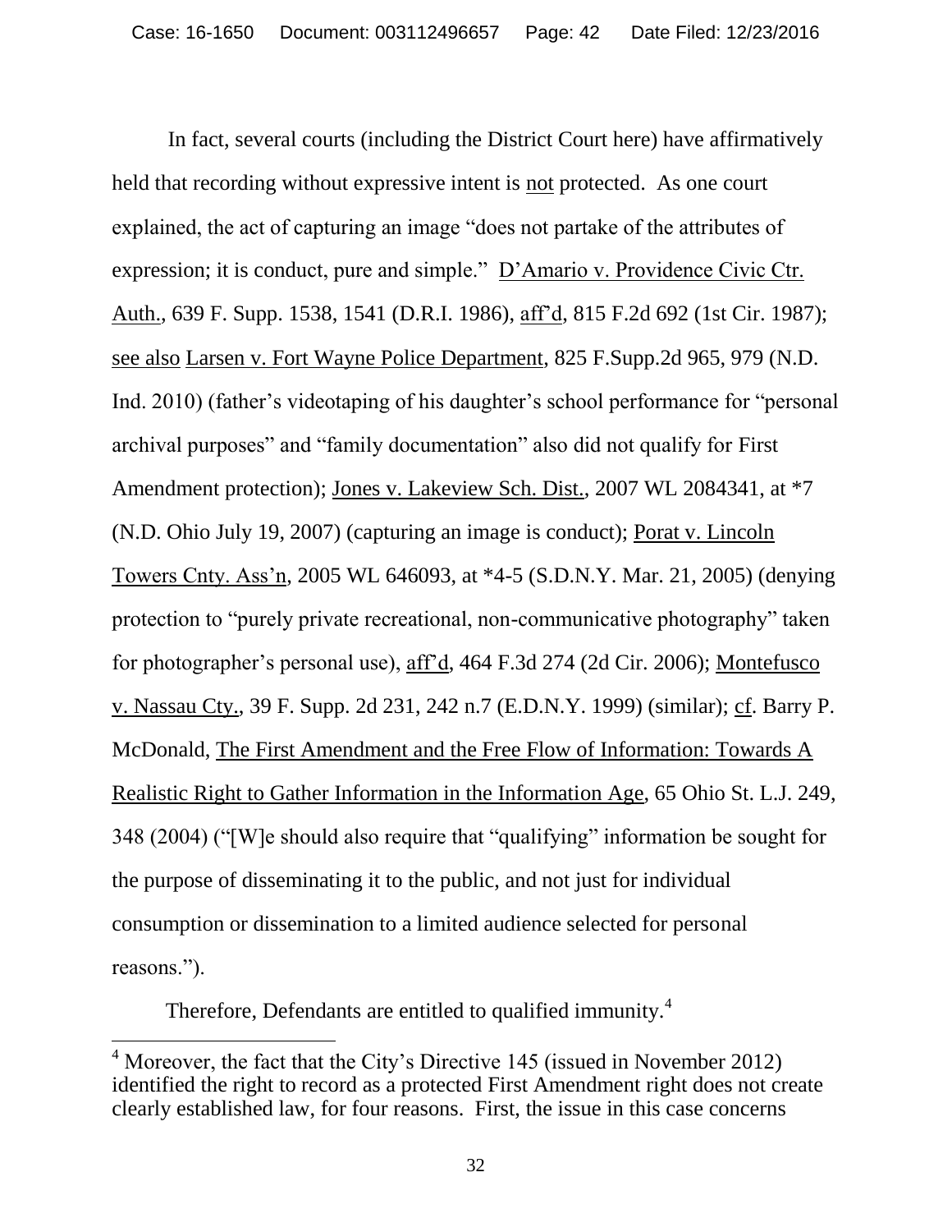In fact, several courts (including the District Court here) have affirmatively held that recording without expressive intent is not protected. As one court explained, the act of capturing an image "does not partake of the attributes of expression; it is conduct, pure and simple." D'Amario v. Providence Civic Ctr. Auth., 639 F. Supp. 1538, 1541 (D.R.I. 1986), aff'd, 815 F.2d 692 (1st Cir. 1987); see also Larsen v. Fort Wayne Police Department, 825 F.Supp.2d 965, 979 (N.D. Ind. 2010) (father's videotaping of his daughter's school performance for "personal archival purposes" and "family documentation" also did not qualify for First Amendment protection); Jones v. Lakeview Sch. Dist., 2007 WL 2084341, at *7 (N.D. Ohio July 19, 2007) (capturing an image is conduct); Porat v. Lincoln Towers Cnty. Ass'n, 2005 WL 646093, at *4-5 (S.D.N.Y. Mar. 21, 2005) (denying protection to "purely private recreational, non-communicative photography" taken for photographer's personal use), aff'd, 464 F.3d 274 (2d Cir. 2006); Montefusco v. Nassau Cty., 39 F. Supp. 2d 231, 242 n.7 (E.D.N.Y. 1999) (similar); cf. Barry P. McDonald, The First Amendment and the Free Flow of Information: Towards A Realistic Right to Gather Information in the Information Age, 65 Ohio St. L.J. 249, 348 (2004) ("[W]e should also require that "qualifying" information be sought for the purpose of disseminating it to the public, and not just for individual consumption or dissemination to a limited audience selected for personal reasons.").

Therefore, Defendants are entitled to qualified immunity.[4]

[4] Moreover, the fact that the City's Directive 145 (issued in November 2012) identified the right to record as a protected First Amendment right does not create clearly established law, for four reasons. First, the issue in this case concerns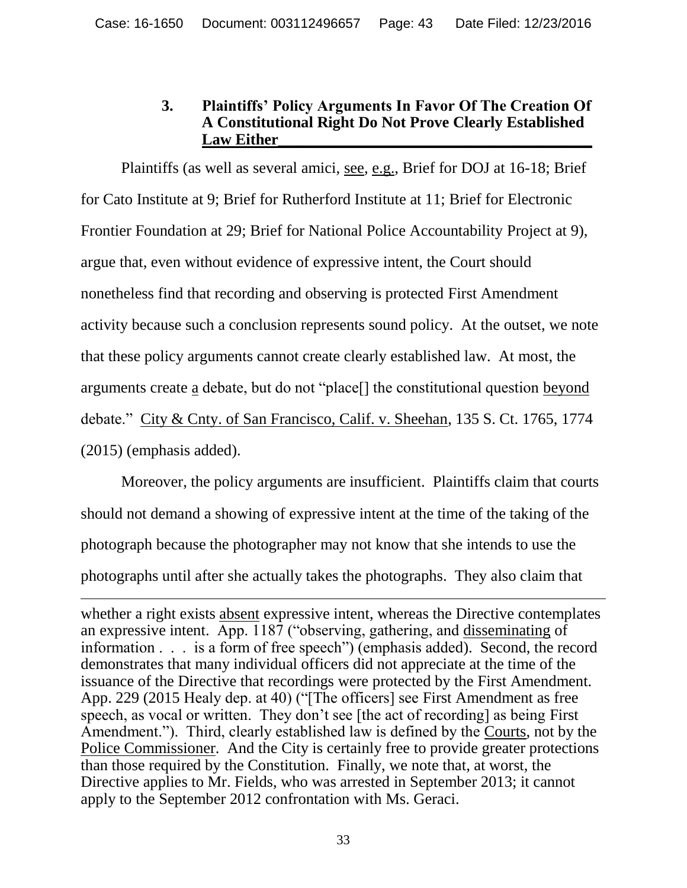### 3. Plaintiffs' Policy Arguments In Favor Of The Creation Of A Constitutional Right Do Not Prove Clearly Established Law Either

Plaintiffs (as well as several amici, see, e.g., Brief for DOJ at 16-18; Brief for Cato Institute at 9; Brief for Rutherford Institute at 11; Brief for Electronic Frontier Foundation at 29; Brief for National Police Accountability Project at 9), argue that, even without evidence of expressive intent, the Court should nonetheless find that recording and observing is protected First Amendment activity because such a conclusion represents sound policy. At the outset, we note that these policy arguments cannot create clearly established law. At most, the arguments create a debate, but do not "place[] the constitutional question beyond debate." City & Cnty. of San Francisco, Calif. v. Sheehan, 135 S. Ct. 1765, 1774 (2015) (emphasis added).

Moreover, the policy arguments are insufficient. Plaintiffs claim that courts should not demand a showing of expressive intent at the time of the taking of the photograph because the photographer may not know that she intends to use the photographs until after she actually takes the photographs. They also claim that

---

whether a right exists absent expressive intent, whereas the Directive contemplates an expressive intent. App. 1187 ("observing, gathering, and disseminating of information . . . is a form of free speech") (emphasis added). Second, the record demonstrates that many individual officers did not appreciate at the time of the issuance of the Directive that recordings were protected by the First Amendment. App. 229 (2015 Healy dep. at 40) ("[The officers] see First Amendment as free speech, as vocal or written. They don't see [the act of recording] as being First Amendment."). Third, clearly established law is defined by the Courts, not by the Police Commissioner. And the City is certainly free to provide greater protections than those required by the Constitution. Finally, we note that, at worst, the Directive applies to Mr. Fields, who was arrested in September 2013; it cannot apply to the September 2012 confrontation with Ms. Geraci.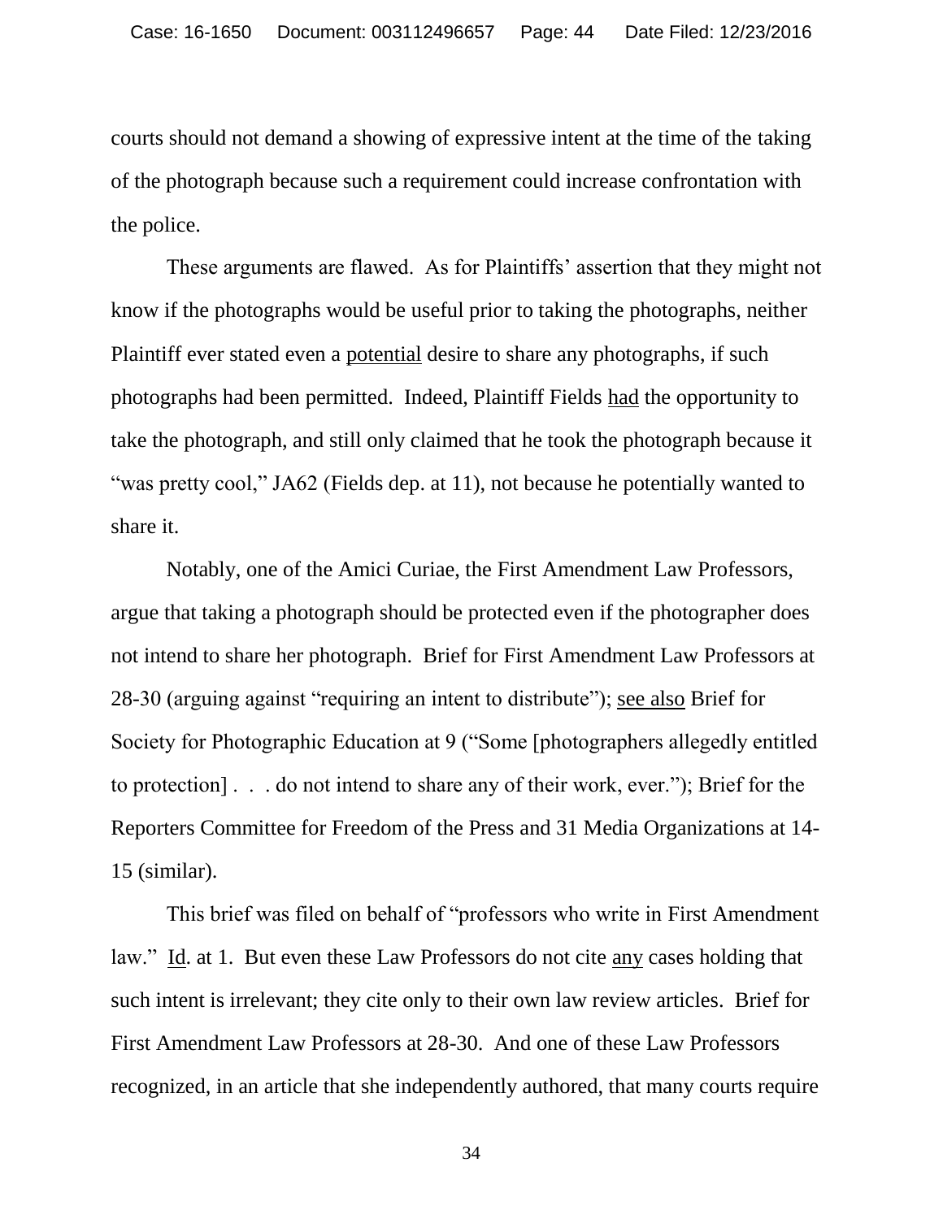courts should not demand a showing of expressive intent at the time of the taking of the photograph because such a requirement could increase confrontation with the police.

These arguments are flawed. As for Plaintiffs' assertion that they might not know if the photographs would be useful prior to taking the photographs, neither Plaintiff ever stated even a <u>potential</u> desire to share any photographs, if such photographs had been permitted. Indeed, Plaintiff Fields <u>had</u> the opportunity to take the photograph, and still only claimed that he took the photograph because it "was pretty cool," JA62 (Fields dep. at 11), not because he potentially wanted to share it.

Notably, one of the Amici Curiae, the First Amendment Law Professors, argue that taking a photograph should be protected even if the photographer does not intend to share her photograph. Brief for First Amendment Law Professors at 28-30 (arguing against "requiring an intent to distribute"); <u>see also</u> Brief for Society for Photographic Education at 9 ("Some [photographers allegedly entitled to protection] . . . do not intend to share any of their work, ever."); Brief for the Reporters Committee for Freedom of the Press and 31 Media Organizations at 14-15 (similar).

This brief was filed on behalf of "professors who write in First Amendment law." <u>Id</u>. at 1. But even these Law Professors do not cite <u>any</u> cases holding that such intent is irrelevant; they cite only to their own law review articles. Brief for First Amendment Law Professors at 28-30. And one of these Law Professors recognized, in an article that she independently authored, that many courts require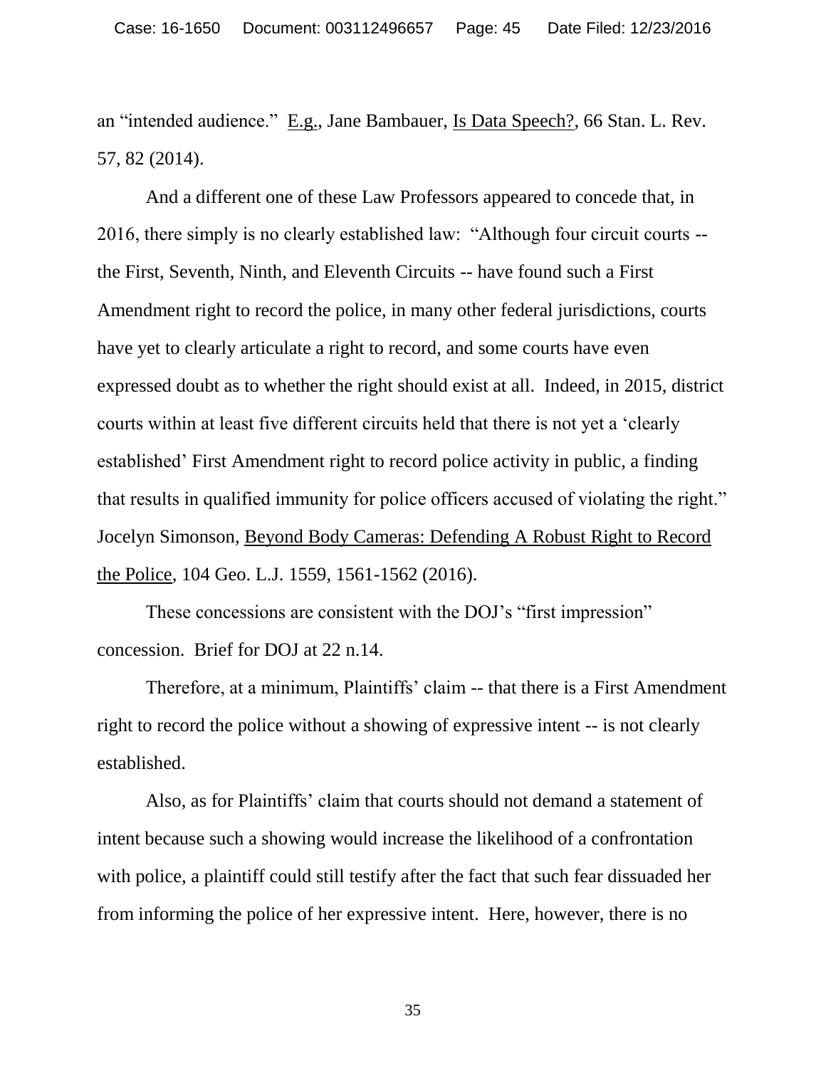an "intended audience." E.g., Jane Bambauer, Is Data Speech?, 66 Stan. L. Rev. 57, 82 (2014).

And a different one of these Law Professors appeared to concede that, in 2016, there simply is no clearly established law: "Although four circuit courts -- the First, Seventh, Ninth, and Eleventh Circuits -- have found such a First Amendment right to record the police, in many other federal jurisdictions, courts have yet to clearly articulate a right to record, and some courts have even expressed doubt as to whether the right should exist at all. Indeed, in 2015, district courts within at least five different circuits held that there is not yet a 'clearly established' First Amendment right to record police activity in public, a finding that results in qualified immunity for police officers accused of violating the right." Jocelyn Simonson, Beyond Body Cameras: Defending A Robust Right to Record the Police, 104 Geo. L.J. 1559, 1561-1562 (2016).

These concessions are consistent with the DOJ's "first impression" concession. Brief for DOJ at 22 n.14.

Therefore, at a minimum, Plaintiffs' claim -- that there is a First Amendment right to record the police without a showing of expressive intent -- is not clearly established.

Also, as for Plaintiffs' claim that courts should not demand a statement of intent because such a showing would increase the likelihood of a confrontation with police, a plaintiff could still testify after the fact that such fear dissuaded her from informing the police of her expressive intent. Here, however, there is no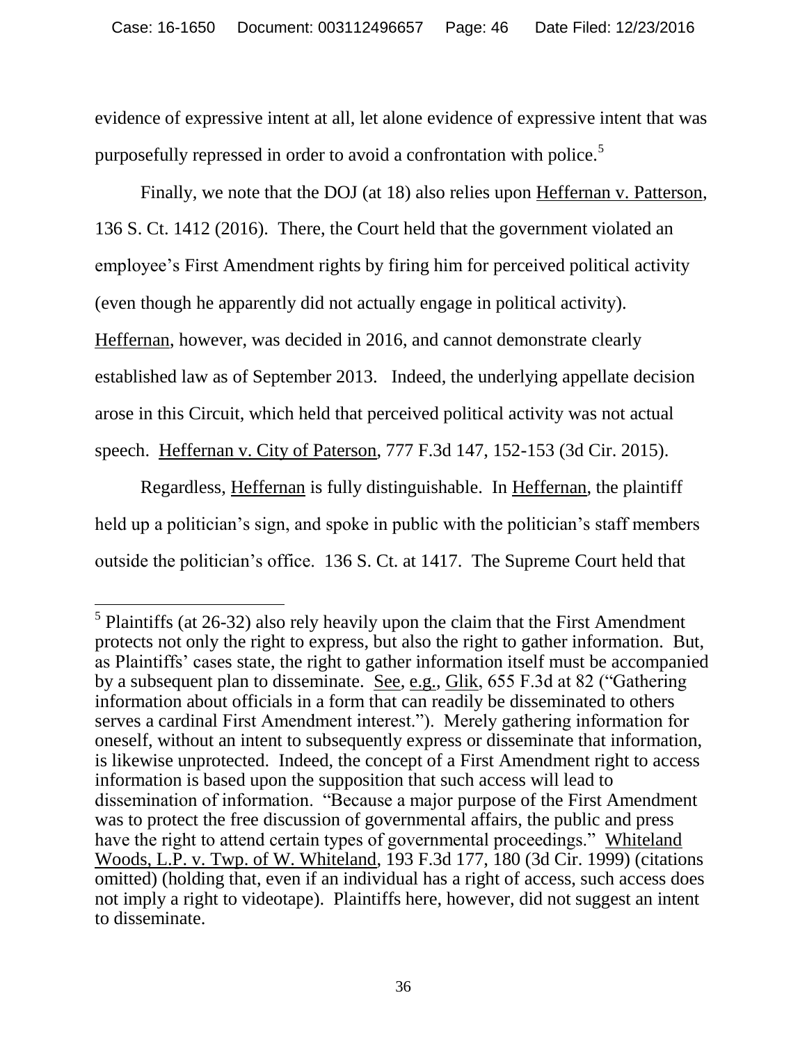evidence of expressive intent at all, let alone evidence of expressive intent that was purposefully repressed in order to avoid a confrontation with police.[5]

Finally, we note that the DOJ (at 18) also relies upon Heffernan v. Patterson, 136 S. Ct. 1412 (2016). There, the Court held that the government violated an employee's First Amendment rights by firing him for perceived political activity (even though he apparently did not actually engage in political activity). Heffernan, however, was decided in 2016, and cannot demonstrate clearly established law as of September 2013. Indeed, the underlying appellate decision arose in this Circuit, which held that perceived political activity was not actual speech. Heffernan v. City of Paterson, 777 F.3d 147, 152-153 (3d Cir. 2015).

Regardless, Heffernan is fully distinguishable. In Heffernan, the plaintiff held up a politician's sign, and spoke in public with the politician's staff members outside the politician's office. 136 S. Ct. at 1417. The Supreme Court held that

---

[5] Plaintiffs (at 26-32) also rely heavily upon the claim that the First Amendment protects not only the right to express, but also the right to gather information. But, as Plaintiffs' cases state, the right to gather information itself must be accompanied by a subsequent plan to disseminate. See, e.g., Glik, 655 F.3d at 82 ("Gathering information about officials in a form that can readily be disseminated to others serves a cardinal First Amendment interest."). Merely gathering information for oneself, without an intent to subsequently express or disseminate that information, is likewise unprotected. Indeed, the concept of a First Amendment right to access information is based upon the supposition that such access will lead to dissemination of information. "Because a major purpose of the First Amendment was to protect the free discussion of governmental affairs, the public and press have the right to attend certain types of governmental proceedings." Whiteland Woods, L.P. v. Twp. of W. Whiteland, 193 F.3d 177, 180 (3d Cir. 1999) (citations omitted) (holding that, even if an individual has a right of access, such access does not imply a right to videotape). Plaintiffs here, however, did not suggest an intent to disseminate.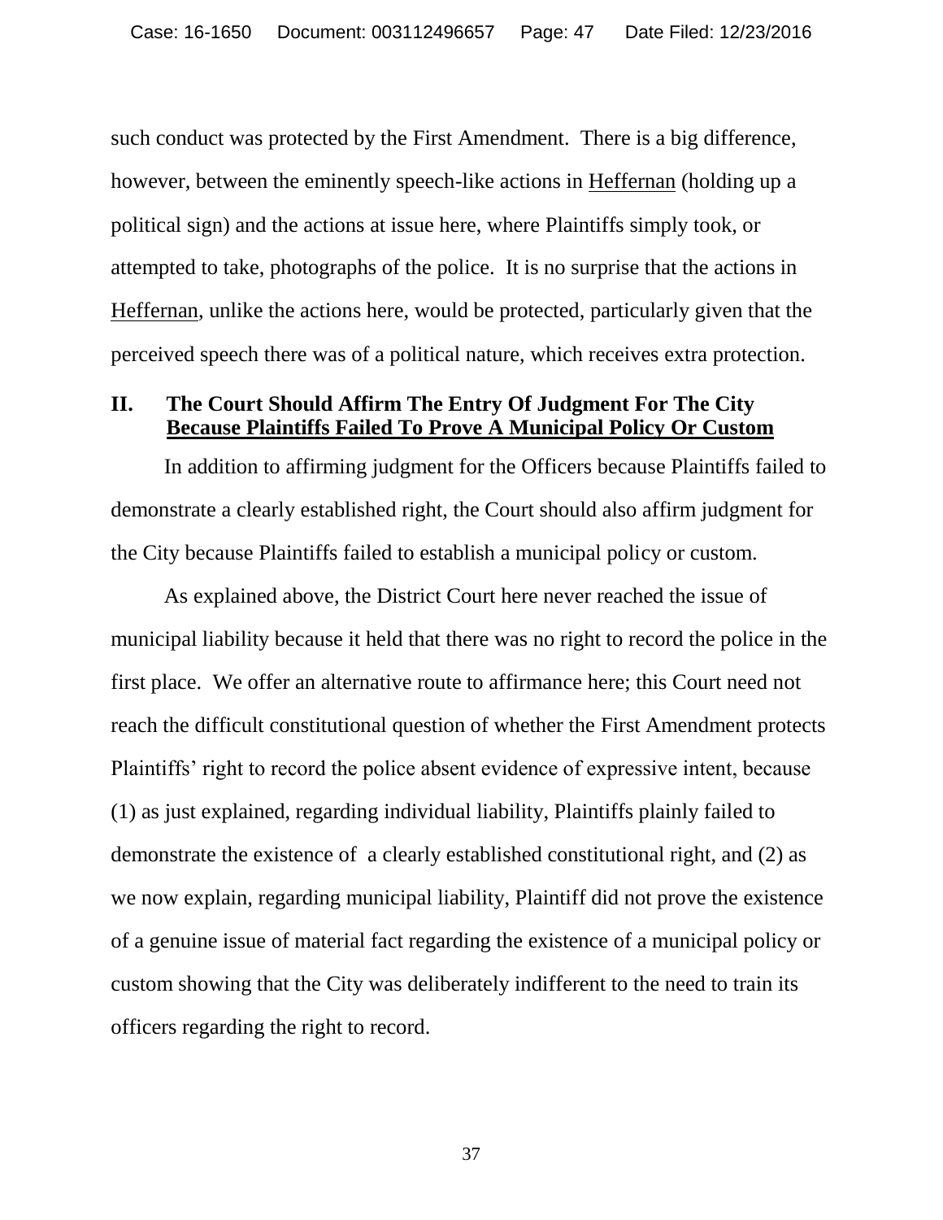such conduct was protected by the First Amendment. There is a big difference, however, between the eminently speech-like actions in Heffernan (holding up a political sign) and the actions at issue here, where Plaintiffs simply took, or attempted to take, photographs of the police. It is no surprise that the actions in Heffernan, unlike the actions here, would be protected, particularly given that the perceived speech there was of a political nature, which receives extra protection.

## II. The Court Should Affirm The Entry Of Judgment For The City Because Plaintiffs Failed To Prove A Municipal Policy Or Custom

In addition to affirming judgment for the Officers because Plaintiffs failed to demonstrate a clearly established right, the Court should also affirm judgment for the City because Plaintiffs failed to establish a municipal policy or custom.

As explained above, the District Court here never reached the issue of municipal liability because it held that there was no right to record the police in the first place. We offer an alternative route to affirmance here; this Court need not reach the difficult constitutional question of whether the First Amendment protects Plaintiffs' right to record the police absent evidence of expressive intent, because (1) as just explained, regarding individual liability, Plaintiffs plainly failed to demonstrate the existence of a clearly established constitutional right, and (2) as we now explain, regarding municipal liability, Plaintiff did not prove the existence of a genuine issue of material fact regarding the existence of a municipal policy or custom showing that the City was deliberately indifferent to the need to train its officers regarding the right to record.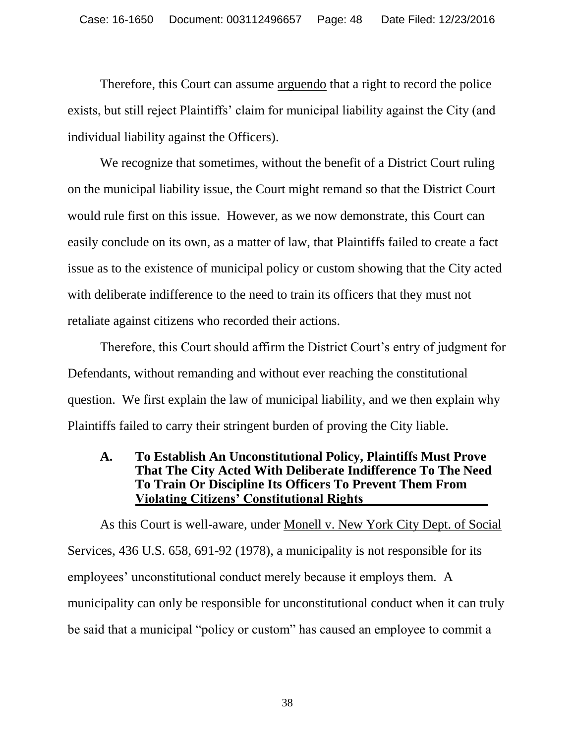Therefore, this Court can assume arguendo that a right to record the police exists, but still reject Plaintiffs' claim for municipal liability against the City (and individual liability against the Officers).

We recognize that sometimes, without the benefit of a District Court ruling on the municipal liability issue, the Court might remand so that the District Court would rule first on this issue. However, as we now demonstrate, this Court can easily conclude on its own, as a matter of law, that Plaintiffs failed to create a fact issue as to the existence of municipal policy or custom showing that the City acted with deliberate indifference to the need to train its officers that they must not retaliate against citizens who recorded their actions.

Therefore, this Court should affirm the District Court's entry of judgment for Defendants, without remanding and without ever reaching the constitutional question. We first explain the law of municipal liability, and we then explain why Plaintiffs failed to carry their stringent burden of proving the City liable.

### A. To Establish An Unconstitutional Policy, Plaintiffs Must Prove That The City Acted With Deliberate Indifference To The Need To Train Or Discipline Its Officers To Prevent Them From Violating Citizens' Constitutional Rights

As this Court is well-aware, under Monell v. New York City Dept. of Social Services, 436 U.S. 658, 691-92 (1978), a municipality is not responsible for its employees' unconstitutional conduct merely because it employs them. A municipality can only be responsible for unconstitutional conduct when it can truly be said that a municipal "policy or custom" has caused an employee to commit a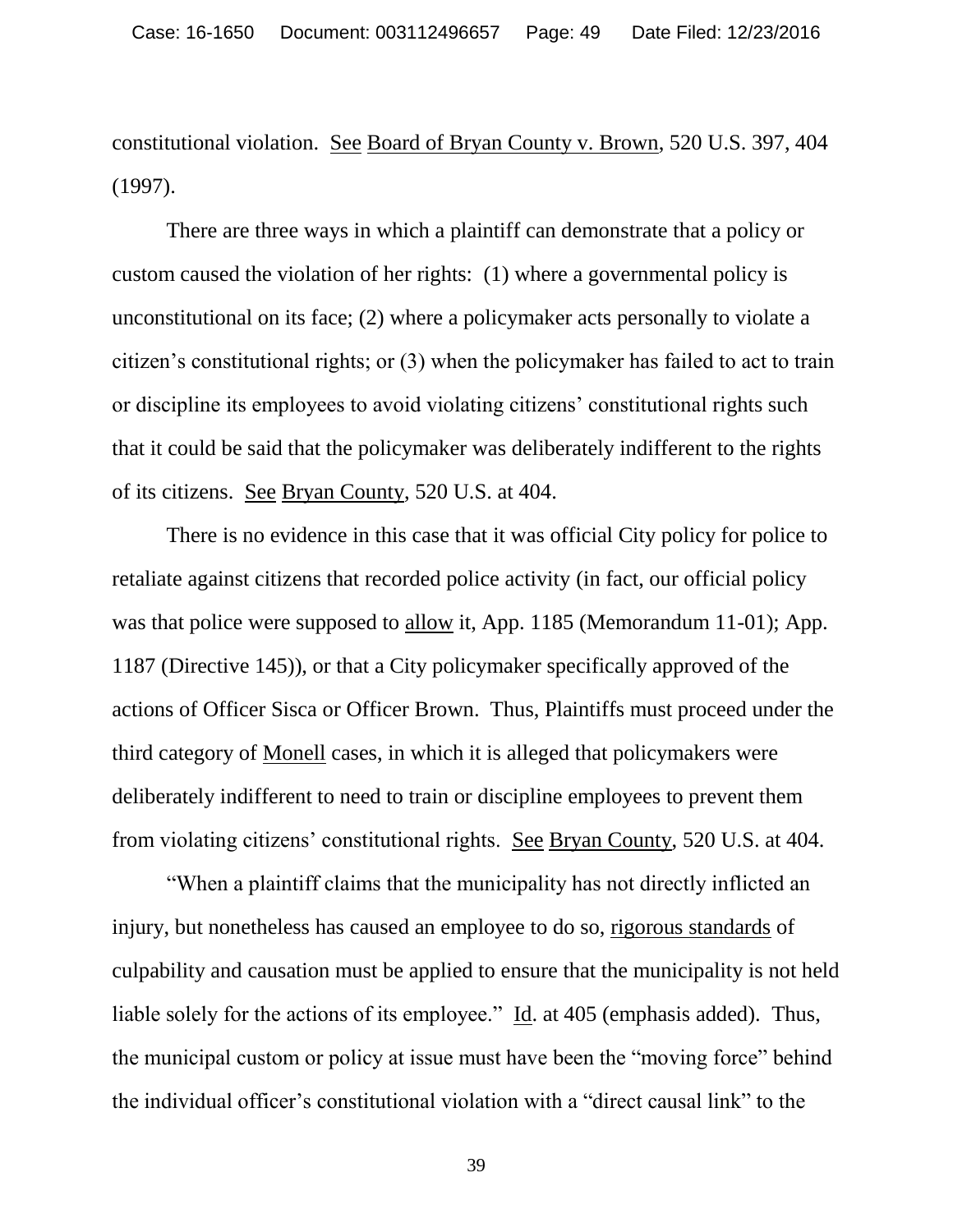constitutional violation. See Board of Bryan County v. Brown, 520 U.S. 397, 404 (1997).

There are three ways in which a plaintiff can demonstrate that a policy or custom caused the violation of her rights: (1) where a governmental policy is unconstitutional on its face; (2) where a policymaker acts personally to violate a citizen's constitutional rights; or (3) when the policymaker has failed to act to train or discipline its employees to avoid violating citizens' constitutional rights such that it could be said that the policymaker was deliberately indifferent to the rights of its citizens. See Bryan County, 520 U.S. at 404.

There is no evidence in this case that it was official City policy for police to retaliate against citizens that recorded police activity (in fact, our official policy was that police were supposed to allow it, App. 1185 (Memorandum 11-01); App. 1187 (Directive 145)), or that a City policymaker specifically approved of the actions of Officer Sisca or Officer Brown. Thus, Plaintiffs must proceed under the third category of Monell cases, in which it is alleged that policymakers were deliberately indifferent to need to train or discipline employees to prevent them from violating citizens' constitutional rights. See Bryan County, 520 U.S. at 404.

"When a plaintiff claims that the municipality has not directly inflicted an injury, but nonetheless has caused an employee to do so, rigorous standards of culpability and causation must be applied to ensure that the municipality is not held liable solely for the actions of its employee." Id. at 405 (emphasis added). Thus, the municipal custom or policy at issue must have been the "moving force" behind the individual officer's constitutional violation with a "direct causal link" to the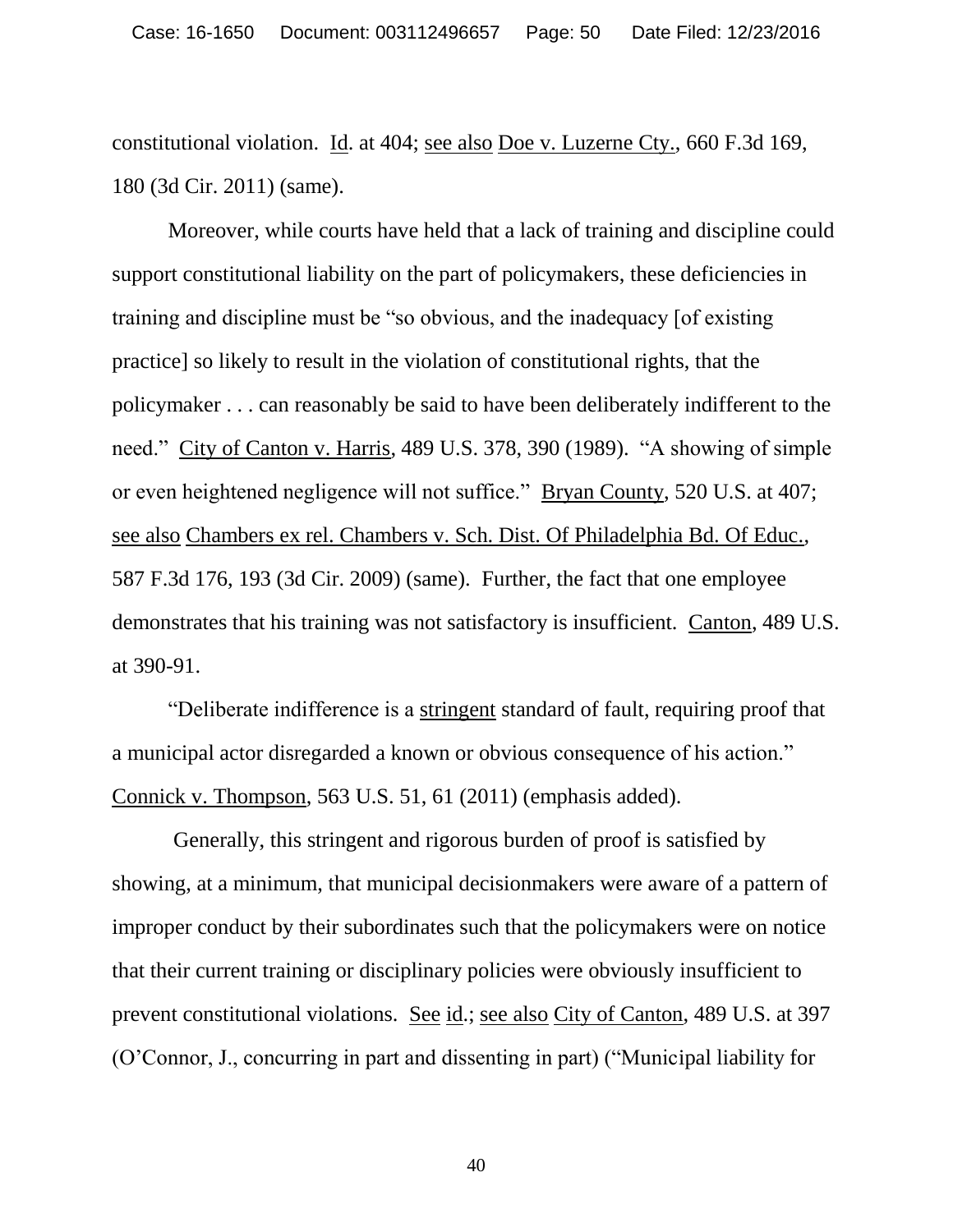constitutional violation. Id. at 404; see also Doe v. Luzerne Cty., 660 F.3d 169, 180 (3d Cir. 2011) (same).

Moreover, while courts have held that a lack of training and discipline could support constitutional liability on the part of policymakers, these deficiencies in training and discipline must be "so obvious, and the inadequacy [of existing practice] so likely to result in the violation of constitutional rights, that the policymaker . . . can reasonably be said to have been deliberately indifferent to the need." City of Canton v. Harris, 489 U.S. 378, 390 (1989). "A showing of simple or even heightened negligence will not suffice." Bryan County, 520 U.S. at 407; see also Chambers ex rel. Chambers v. Sch. Dist. Of Philadelphia Bd. Of Educ., 587 F.3d 176, 193 (3d Cir. 2009) (same). Further, the fact that one employee demonstrates that his training was not satisfactory is insufficient. Canton, 489 U.S. at 390-91.

"Deliberate indifference is a stringent standard of fault, requiring proof that a municipal actor disregarded a known or obvious consequence of his action." Connick v. Thompson, 563 U.S. 51, 61 (2011) (emphasis added).

Generally, this stringent and rigorous burden of proof is satisfied by showing, at a minimum, that municipal decisionmakers were aware of a pattern of improper conduct by their subordinates such that the policymakers were on notice that their current training or disciplinary policies were obviously insufficient to prevent constitutional violations. See id.; see also City of Canton, 489 U.S. at 397 (O'Connor, J., concurring in part and dissenting in part) ("Municipal liability for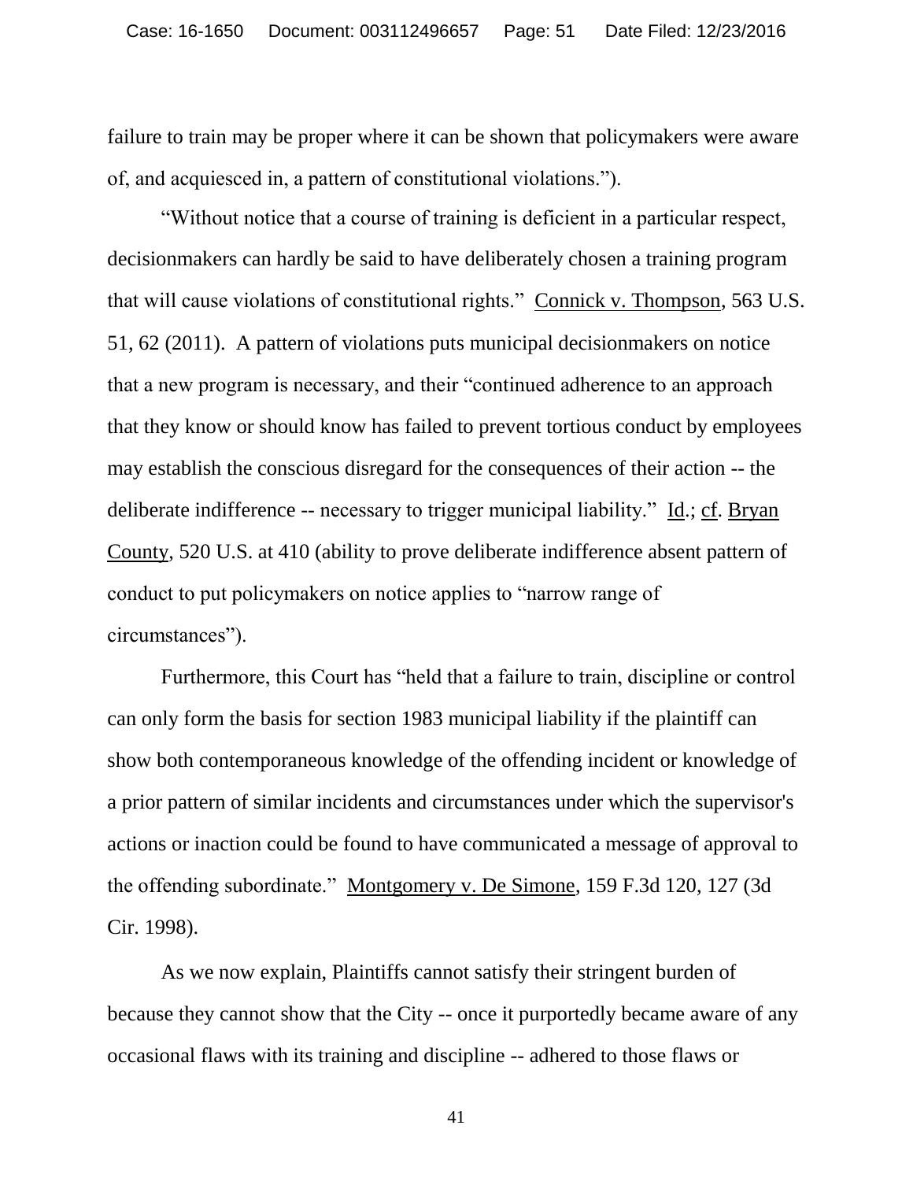failure to train may be proper where it can be shown that policymakers were aware of, and acquiesced in, a pattern of constitutional violations.").

"Without notice that a course of training is deficient in a particular respect, decisionmakers can hardly be said to have deliberately chosen a training program that will cause violations of constitutional rights." Connick v. Thompson, 563 U.S. 51, 62 (2011). A pattern of violations puts municipal decisionmakers on notice that a new program is necessary, and their "continued adherence to an approach that they know or should know has failed to prevent tortious conduct by employees may establish the conscious disregard for the consequences of their action -- the deliberate indifference -- necessary to trigger municipal liability." Id.; cf. Bryan County, 520 U.S. at 410 (ability to prove deliberate indifference absent pattern of conduct to put policymakers on notice applies to "narrow range of circumstances").

Furthermore, this Court has "held that a failure to train, discipline or control can only form the basis for section 1983 municipal liability if the plaintiff can show both contemporaneous knowledge of the offending incident or knowledge of a prior pattern of similar incidents and circumstances under which the supervisor's actions or inaction could be found to have communicated a message of approval to the offending subordinate." Montgomery v. De Simone, 159 F.3d 120, 127 (3d Cir. 1998).

As we now explain, Plaintiffs cannot satisfy their stringent burden of because they cannot show that the City -- once it purportedly became aware of any occasional flaws with its training and discipline -- adhered to those flaws or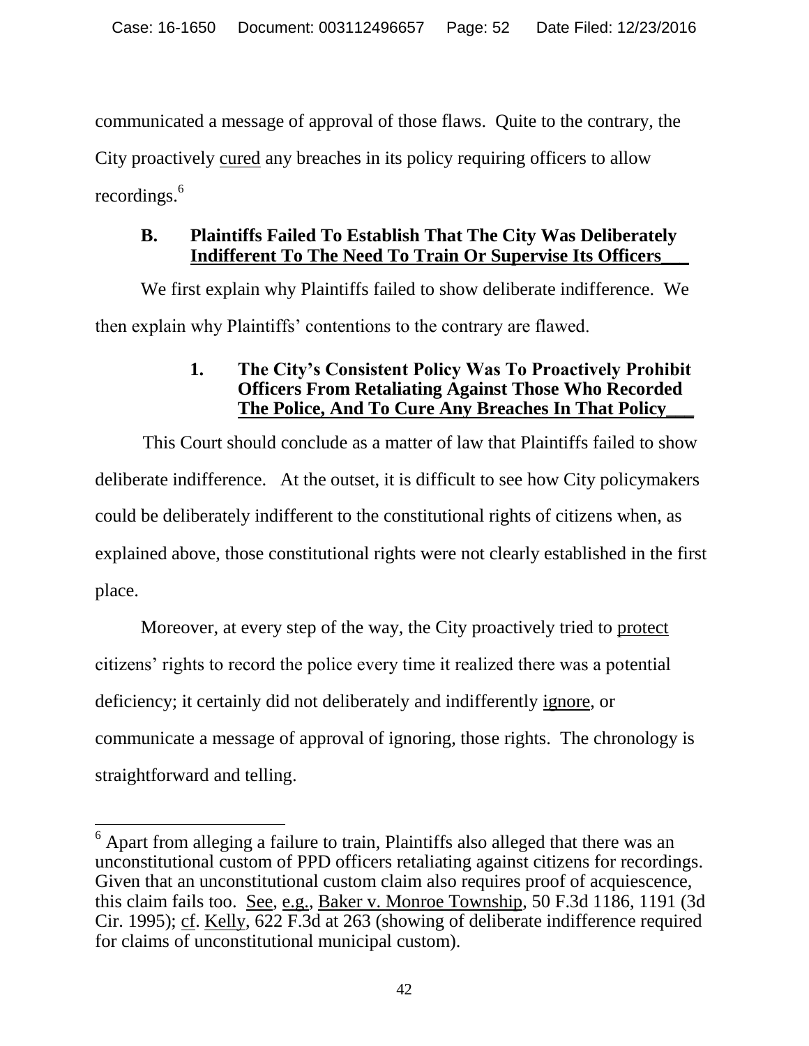communicated a message of approval of those flaws. Quite to the contrary, the City proactively cured any breaches in its policy requiring officers to allow recordings.[6]

### B. Plaintiffs Failed To Establish That The City Was Deliberately Indifferent To The Need To Train Or Supervise Its Officers

We first explain why Plaintiffs failed to show deliberate indifference. We then explain why Plaintiffs' contentions to the contrary are flawed.

#### 1. The City's Consistent Policy Was To Proactively Prohibit Officers From Retaliating Against Those Who Recorded The Police, And To Cure Any Breaches In That Policy

This Court should conclude as a matter of law that Plaintiffs failed to show deliberate indifference. At the outset, it is difficult to see how City policymakers could be deliberately indifferent to the constitutional rights of citizens when, as explained above, those constitutional rights were not clearly established in the first place.

Moreover, at every step of the way, the City proactively tried to protect citizens' rights to record the police every time it realized there was a potential deficiency; it certainly did not deliberately and indifferently ignore, or communicate a message of approval of ignoring, those rights. The chronology is straightforward and telling.

---

[6] Apart from alleging a failure to train, Plaintiffs also alleged that there was an unconstitutional custom of PPD officers retaliating against citizens for recordings. Given that an unconstitutional custom claim also requires proof of acquiescence, this claim fails too. See, e.g., Baker v. Monroe Township, 50 F.3d 1186, 1191 (3d Cir. 1995); cf. Kelly, 622 F.3d at 263 (showing of deliberate indifference required for claims of unconstitutional municipal custom).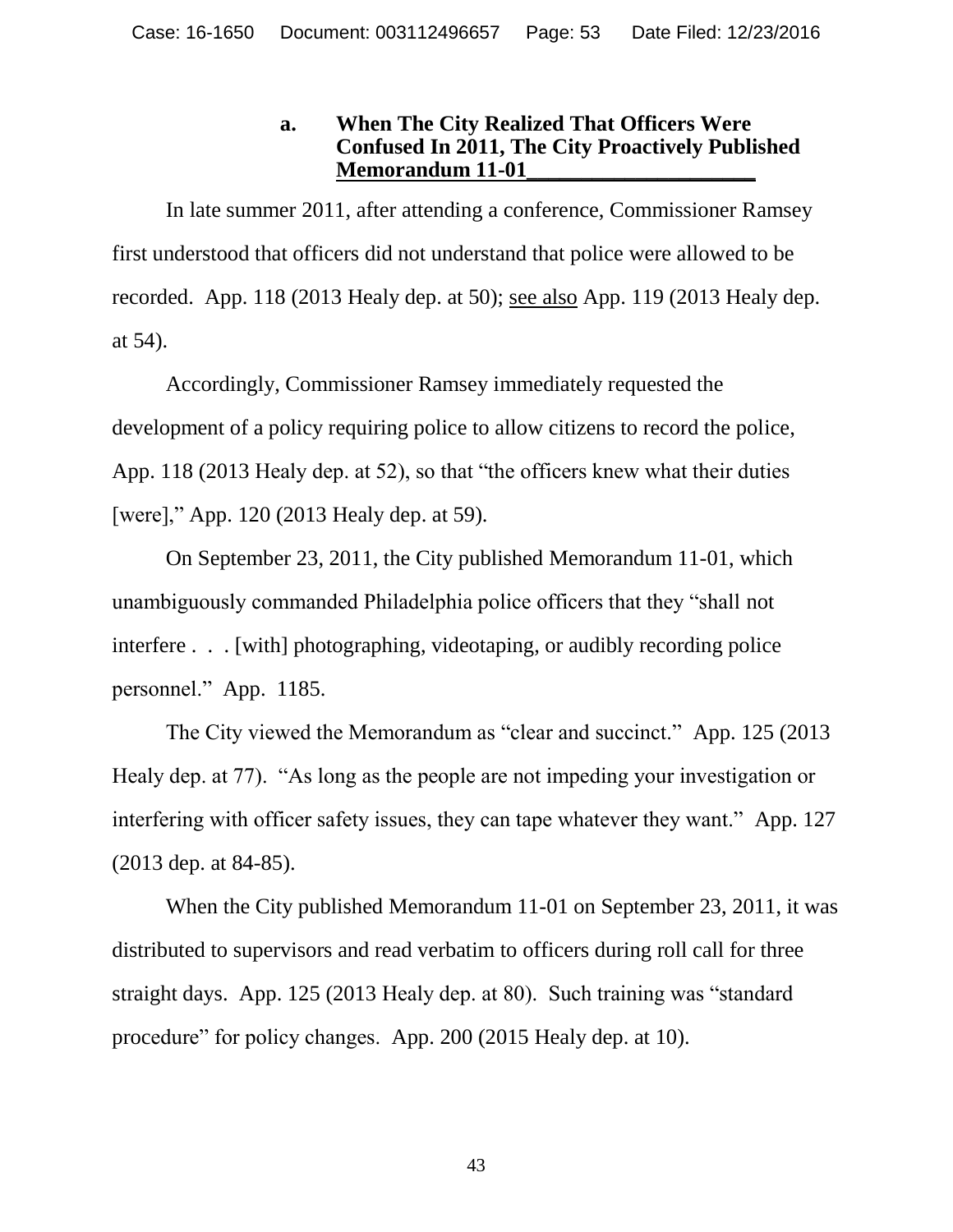### a. When The City Realized That Officers Were Confused In 2011, The City Proactively Published Memorandum 11-01

In late summer 2011, after attending a conference, Commissioner Ramsey first understood that officers did not understand that police were allowed to be recorded. App. 118 (2013 Healy dep. at 50); see also App. 119 (2013 Healy dep. at 54).

Accordingly, Commissioner Ramsey immediately requested the development of a policy requiring police to allow citizens to record the police, App. 118 (2013 Healy dep. at 52), so that "the officers knew what their duties [were]," App. 120 (2013 Healy dep. at 59).

On September 23, 2011, the City published Memorandum 11-01, which unambiguously commanded Philadelphia police officers that they "shall not interfere . . . [with] photographing, videotaping, or audibly recording police personnel." App. 1185.

The City viewed the Memorandum as "clear and succinct." App. 125 (2013 Healy dep. at 77). "As long as the people are not impeding your investigation or interfering with officer safety issues, they can tape whatever they want." App. 127 (2013 dep. at 84-85).

When the City published Memorandum 11-01 on September 23, 2011, it was distributed to supervisors and read verbatim to officers during roll call for three straight days. App. 125 (2013 Healy dep. at 80). Such training was "standard procedure" for policy changes. App. 200 (2015 Healy dep. at 10).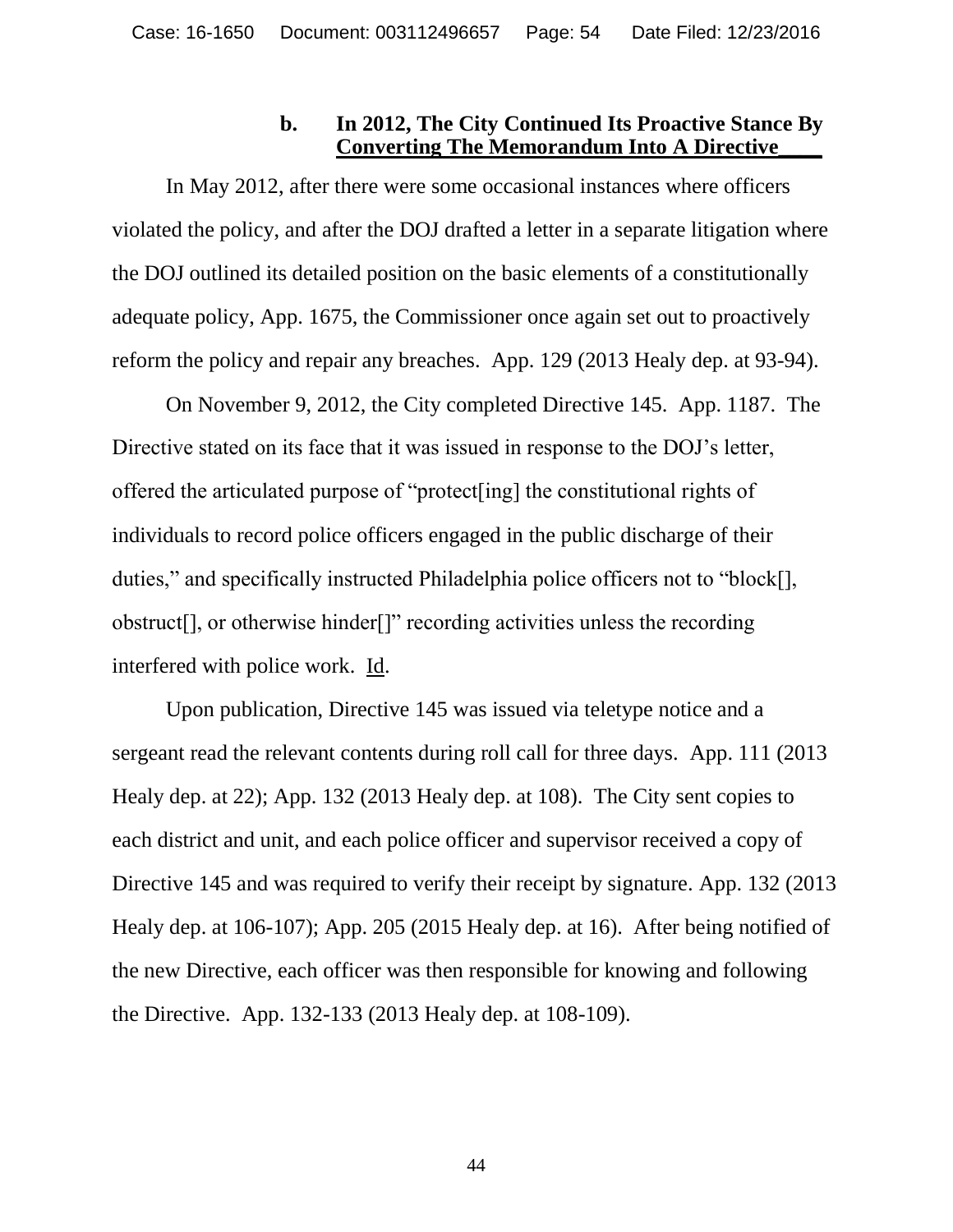### b. In 2012, The City Continued Its Proactive Stance By Converting The Memorandum Into A Directive

In May 2012, after there were some occasional instances where officers violated the policy, and after the DOJ drafted a letter in a separate litigation where the DOJ outlined its detailed position on the basic elements of a constitutionally adequate policy, App. 1675, the Commissioner once again set out to proactively reform the policy and repair any breaches. App. 129 (2013 Healy dep. at 93-94).

On November 9, 2012, the City completed Directive 145. App. 1187. The Directive stated on its face that it was issued in response to the DOJ's letter, offered the articulated purpose of "protect[ing] the constitutional rights of individuals to record police officers engaged in the public discharge of their duties," and specifically instructed Philadelphia police officers not to "block[], obstruct[], or otherwise hinder[]" recording activities unless the recording interfered with police work. Id.

Upon publication, Directive 145 was issued via teletype notice and a sergeant read the relevant contents during roll call for three days. App. 111 (2013 Healy dep. at 22); App. 132 (2013 Healy dep. at 108). The City sent copies to each district and unit, and each police officer and supervisor received a copy of Directive 145 and was required to verify their receipt by signature. App. 132 (2013 Healy dep. at 106-107); App. 205 (2015 Healy dep. at 16). After being notified of the new Directive, each officer was then responsible for knowing and following the Directive. App. 132-133 (2013 Healy dep. at 108-109).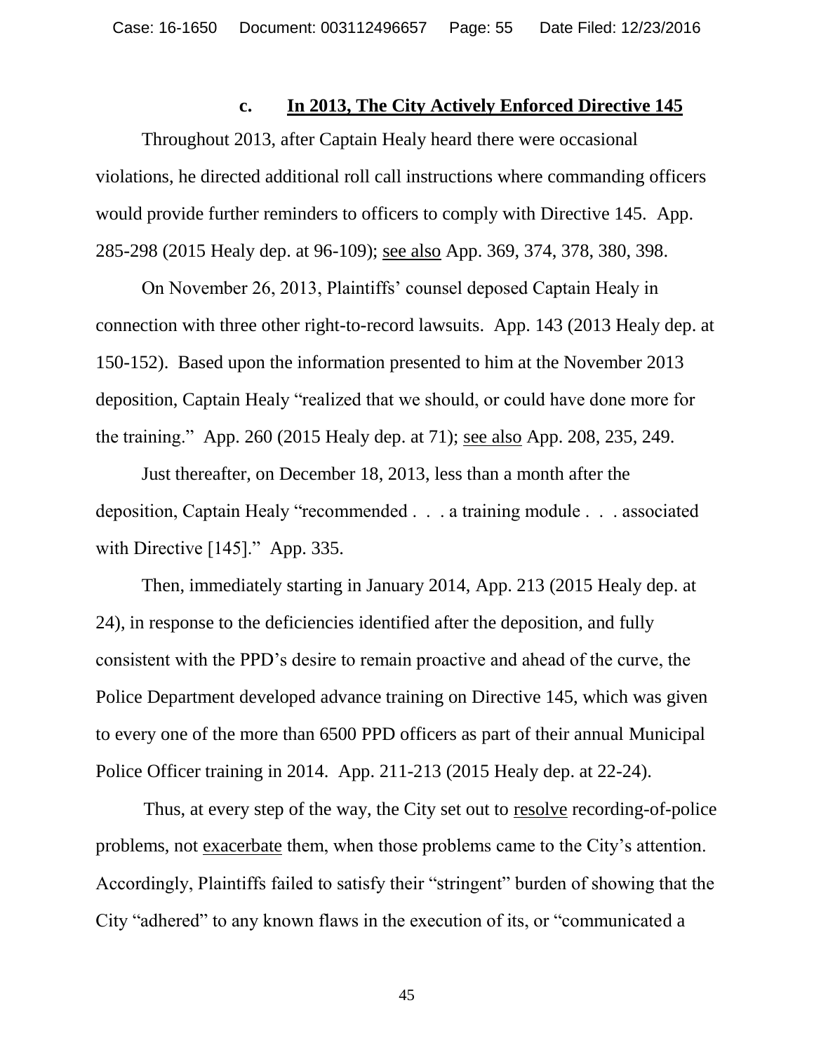### c. <u>In 2013, The City Actively Enforced Directive 145</u>

Throughout 2013, after Captain Healy heard there were occasional violations, he directed additional roll call instructions where commanding officers would provide further reminders to officers to comply with Directive 145. App. 285-298 (2015 Healy dep. at 96-109); <u>see also</u> App. 369, 374, 378, 380, 398.

On November 26, 2013, Plaintiffs' counsel deposed Captain Healy in connection with three other right-to-record lawsuits. App. 143 (2013 Healy dep. at 150-152). Based upon the information presented to him at the November 2013 deposition, Captain Healy "realized that we should, or could have done more for the training." App. 260 (2015 Healy dep. at 71); <u>see also</u> App. 208, 235, 249.

Just thereafter, on December 18, 2013, less than a month after the deposition, Captain Healy "recommended . . . a training module . . . associated with Directive [145]." App. 335.

Then, immediately starting in January 2014, App. 213 (2015 Healy dep. at 24), in response to the deficiencies identified after the deposition, and fully consistent with the PPD's desire to remain proactive and ahead of the curve, the Police Department developed advance training on Directive 145, which was given to every one of the more than 6500 PPD officers as part of their annual Municipal Police Officer training in 2014. App. 211-213 (2015 Healy dep. at 22-24).

Thus, at every step of the way, the City set out to <u>resolve</u> recording-of-police problems, not <u>exacerbate</u> them, when those problems came to the City's attention. Accordingly, Plaintiffs failed to satisfy their "stringent" burden of showing that the City "adhered" to any known flaws in the execution of its, or "communicated a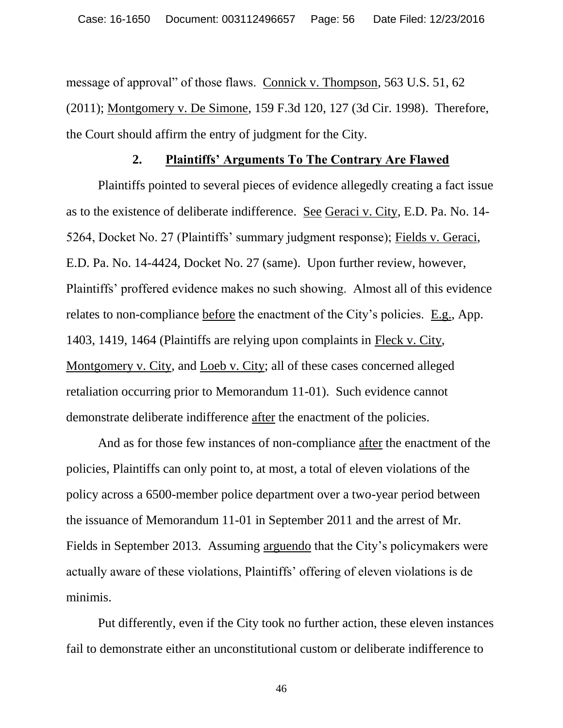message of approval" of those flaws. Connick v. Thompson, 563 U.S. 51, 62 (2011); Montgomery v. De Simone, 159 F.3d 120, 127 (3d Cir. 1998). Therefore, the Court should affirm the entry of judgment for the City.

### 2. Plaintiffs' Arguments To The Contrary Are Flawed

Plaintiffs pointed to several pieces of evidence allegedly creating a fact issue as to the existence of deliberate indifference. See Geraci v. City, E.D. Pa. No. 14-5264, Docket No. 27 (Plaintiffs' summary judgment response); Fields v. Geraci, E.D. Pa. No. 14-4424, Docket No. 27 (same). Upon further review, however, Plaintiffs' proffered evidence makes no such showing. Almost all of this evidence relates to non-compliance before the enactment of the City's policies. E.g., App. 1403, 1419, 1464 (Plaintiffs are relying upon complaints in Fleck v. City, Montgomery v. City, and Loeb v. City; all of these cases concerned alleged retaliation occurring prior to Memorandum 11-01). Such evidence cannot demonstrate deliberate indifference after the enactment of the policies.

And as for those few instances of non-compliance after the enactment of the policies, Plaintiffs can only point to, at most, a total of eleven violations of the policy across a 6500-member police department over a two-year period between the issuance of Memorandum 11-01 in September 2011 and the arrest of Mr. Fields in September 2013. Assuming arguendo that the City's policymakers were actually aware of these violations, Plaintiffs' offering of eleven violations is de minimis.

Put differently, even if the City took no further action, these eleven instances fail to demonstrate either an unconstitutional custom or deliberate indifference to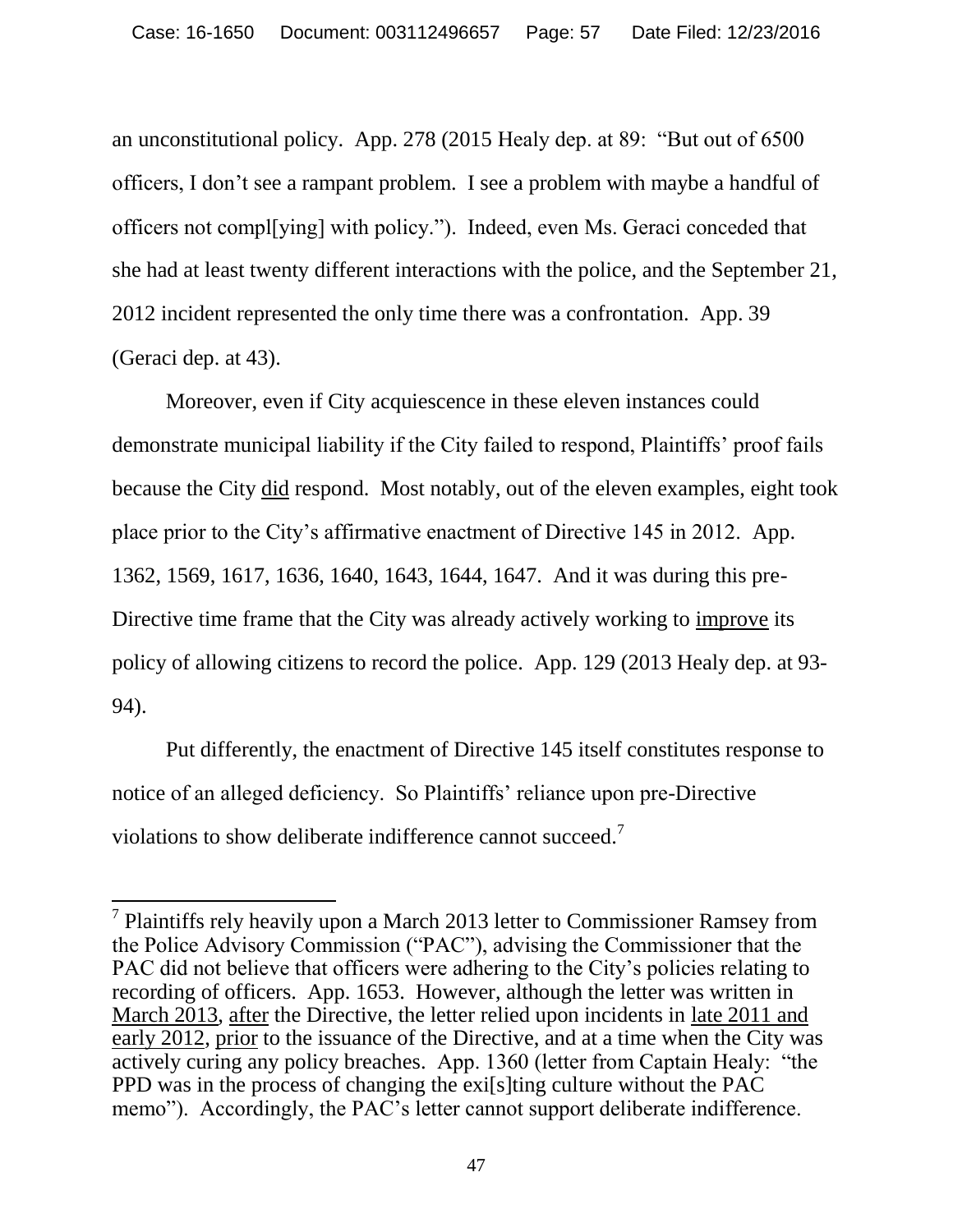an unconstitutional policy. App. 278 (2015 Healy dep. at 89: "But out of 6500 officers, I don't see a rampant problem. I see a problem with maybe a handful of officers not compl[ying] with policy."). Indeed, even Ms. Geraci conceded that she had at least twenty different interactions with the police, and the September 21, 2012 incident represented the only time there was a confrontation. App. 39 (Geraci dep. at 43).

Moreover, even if City acquiescence in these eleven instances could demonstrate municipal liability if the City failed to respond, Plaintiffs' proof fails because the City did respond. Most notably, out of the eleven examples, eight took place prior to the City's affirmative enactment of Directive 145 in 2012. App. 1362, 1569, 1617, 1636, 1640, 1643, 1644, 1647. And it was during this pre-Directive time frame that the City was already actively working to improve its policy of allowing citizens to record the police. App. 129 (2013 Healy dep. at 93-94).

Put differently, the enactment of Directive 145 itself constitutes response to notice of an alleged deficiency. So Plaintiffs' reliance upon pre-Directive violations to show deliberate indifference cannot succeed.[7]

---

[7] Plaintiffs rely heavily upon a March 2013 letter to Commissioner Ramsey from the Police Advisory Commission ("PAC"), advising the Commissioner that the PAC did not believe that officers were adhering to the City's policies relating to recording of officers. App. 1653. However, although the letter was written in March 2013, after the Directive, the letter relied upon incidents in late 2011 and early 2012, prior to the issuance of the Directive, and at a time when the City was actively curing any policy breaches. App. 1360 (letter from Captain Healy: "the PPD was in the process of changing the exi[s]ting culture without the PAC memo"). Accordingly, the PAC's letter cannot support deliberate indifference.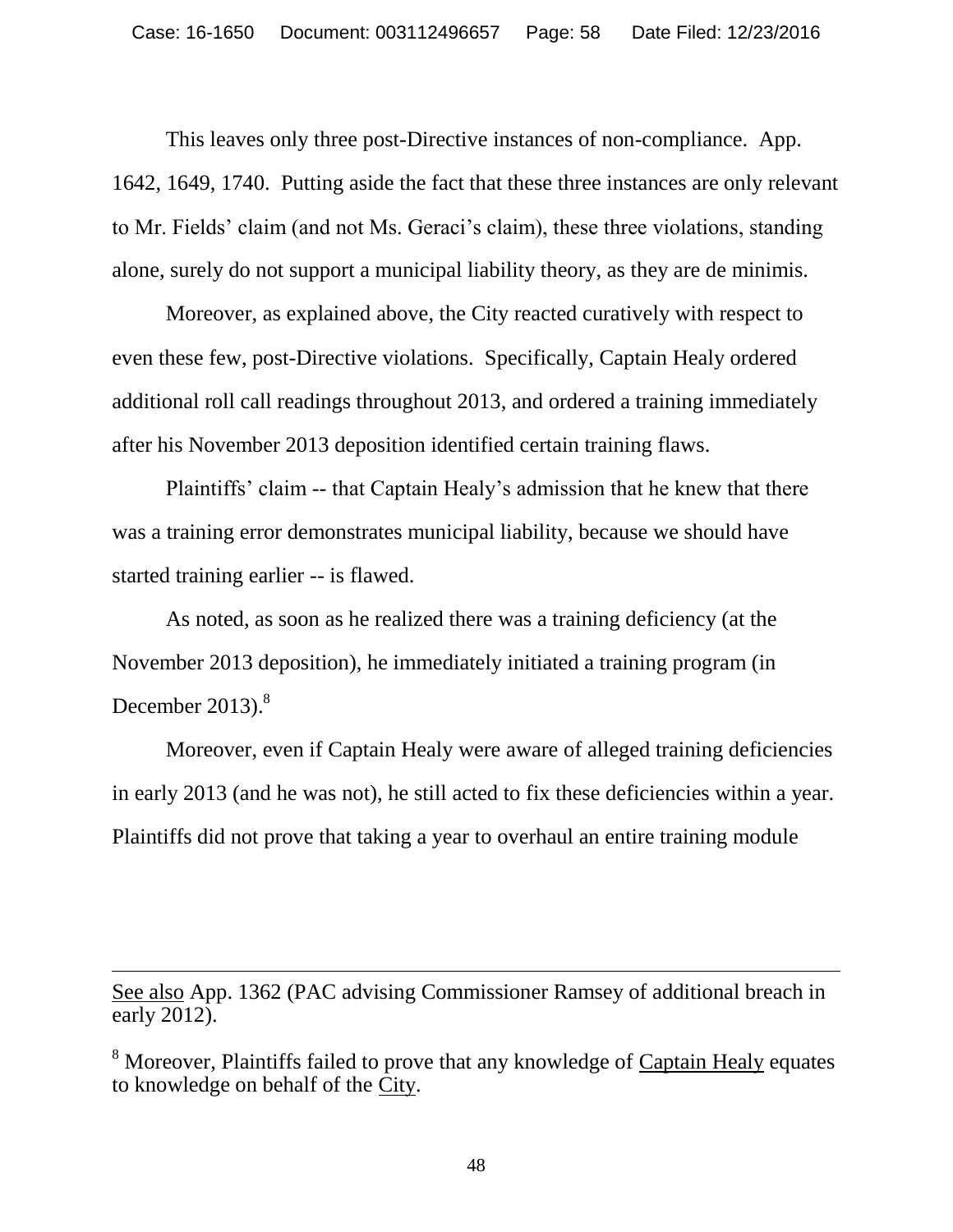This leaves only three post-Directive instances of non-compliance. App. 1642, 1649, 1740. Putting aside the fact that these three instances are only relevant to Mr. Fields' claim (and not Ms. Geraci's claim), these three violations, standing alone, surely do not support a municipal liability theory, as they are de minimis.

Moreover, as explained above, the City reacted curatively with respect to even these few, post-Directive violations. Specifically, Captain Healy ordered additional roll call readings throughout 2013, and ordered a training immediately after his November 2013 deposition identified certain training flaws.

Plaintiffs' claim -- that Captain Healy's admission that he knew that there was a training error demonstrates municipal liability, because we should have started training earlier -- is flawed.

As noted, as soon as he realized there was a training deficiency (at the November 2013 deposition), he immediately initiated a training program (in December 2013).[8]

Moreover, even if Captain Healy were aware of alleged training deficiencies in early 2013 (and he was not), he still acted to fix these deficiencies within a year. Plaintiffs did not prove that taking a year to overhaul an entire training module

---

See also App. 1362 (PAC advising Commissioner Ramsey of additional breach in early 2012).

[8] Moreover, Plaintiffs failed to prove that any knowledge of Captain Healy equates to knowledge on behalf of the City.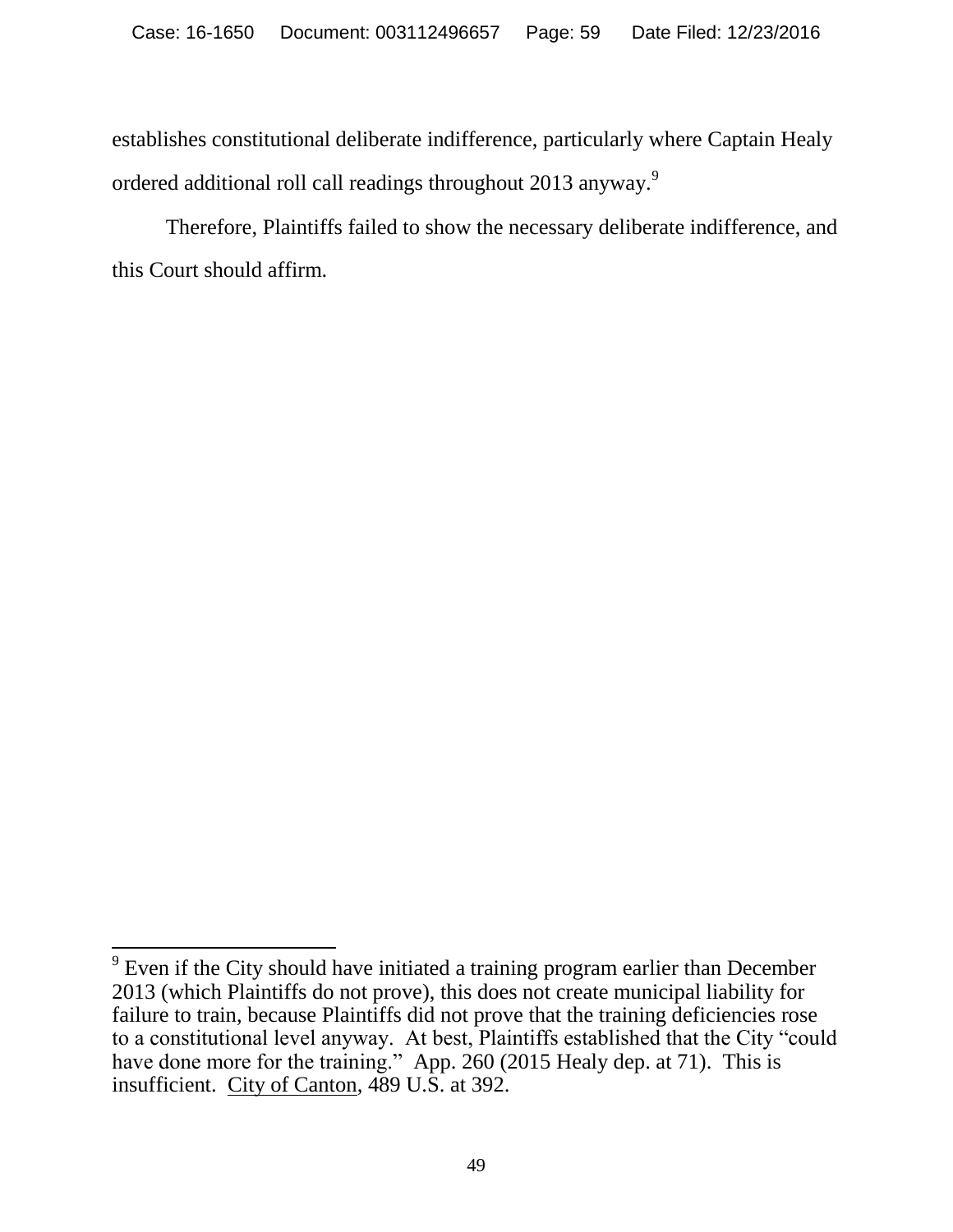establishes constitutional deliberate indifference, particularly where Captain Healy ordered additional roll call readings throughout 2013 anyway.[9]

Therefore, Plaintiffs failed to show the necessary deliberate indifference, and this Court should affirm.

---

[9] Even if the City should have initiated a training program earlier than December 2013 (which Plaintiffs do not prove), this does not create municipal liability for failure to train, because Plaintiffs did not prove that the training deficiencies rose to a constitutional level anyway. At best, Plaintiffs established that the City "could have done more for the training." App. 260 (2015 Healy dep. at 71). This is insufficient. City of Canton, 489 U.S. at 392.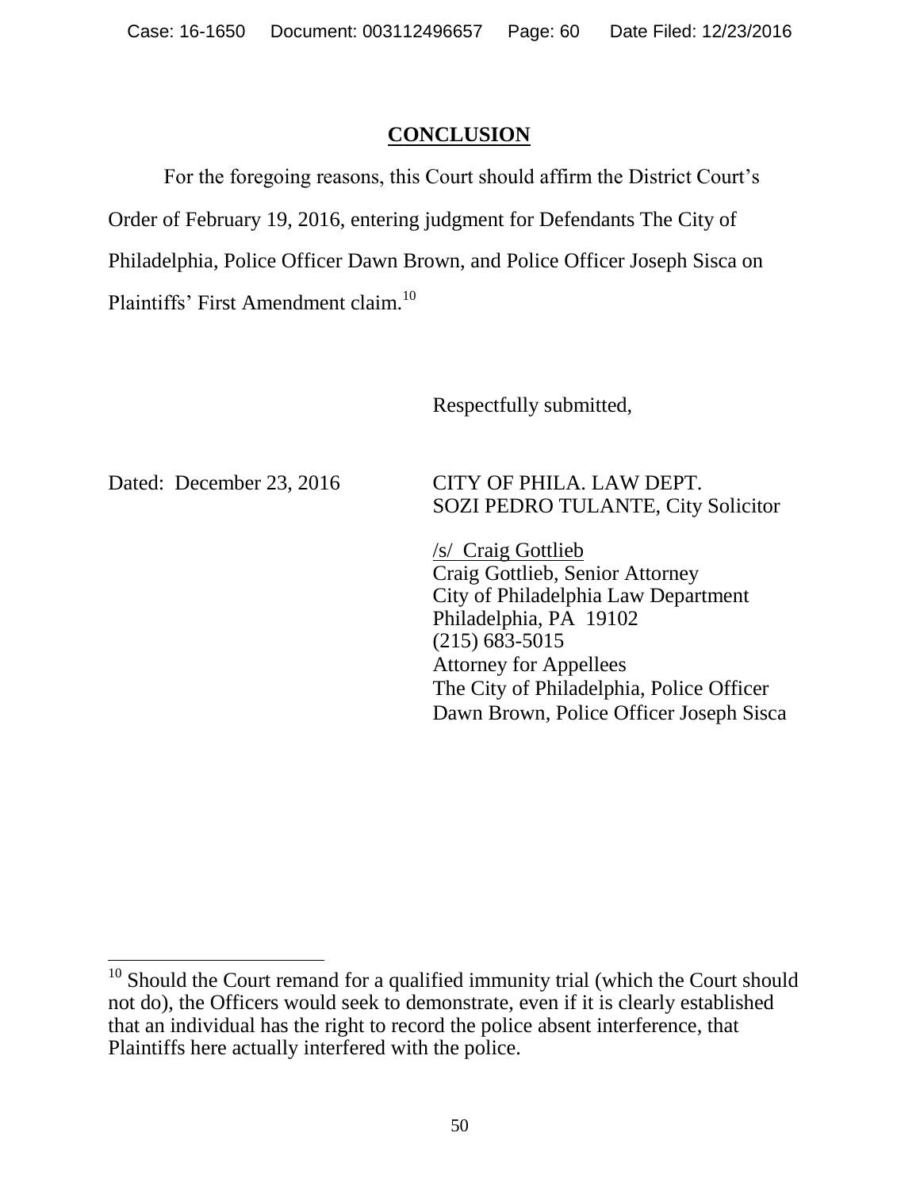## CONCLUSION

For the foregoing reasons, this Court should affirm the District Court's Order of February 19, 2016, entering judgment for Defendants The City of Philadelphia, Police Officer Dawn Brown, and Police Officer Joseph Sisca on Plaintiffs' First Amendment claim.[10]

Respectfully submitted,

Dated: December 23, 2016

CITY OF PHILA. LAW DEPT.
SOZI PEDRO TULANTE, City Solicitor

/s/ Craig Gottlieb
Craig Gottlieb, Senior Attorney
City of Philadelphia Law Department
Philadelphia, PA 19102
(215) 683-5015
Attorney for Appellees
The City of Philadelphia, Police Officer Dawn Brown, Police Officer Joseph Sisca

---

[10] Should the Court remand for a qualified immunity trial (which the Court should not do), the Officers would seek to demonstrate, even if it is clearly established that an individual has the right to record the police absent interference, that Plaintiffs here actually interfered with the police.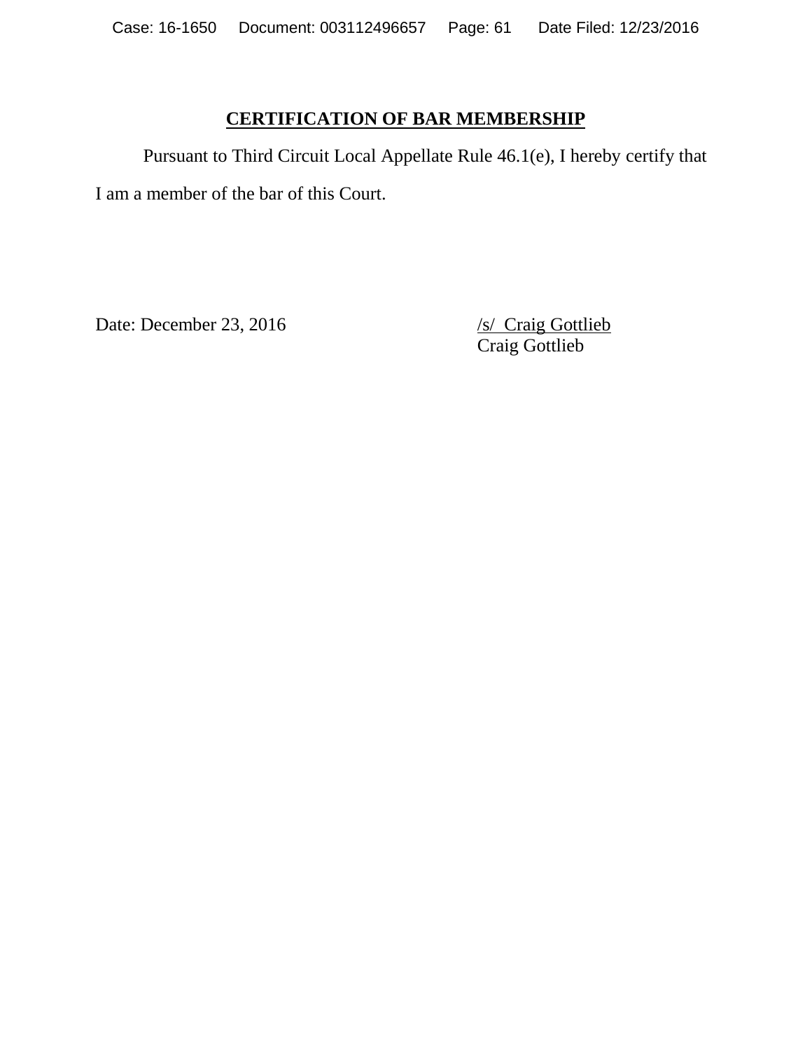## CERTIFICATION OF BAR MEMBERSHIP

Pursuant to Third Circuit Local Appellate Rule 46.1(e), I hereby certify that I am a member of the bar of this Court.

Date: December 23, 2016

/s/ Craig Gottlieb
Craig Gottlieb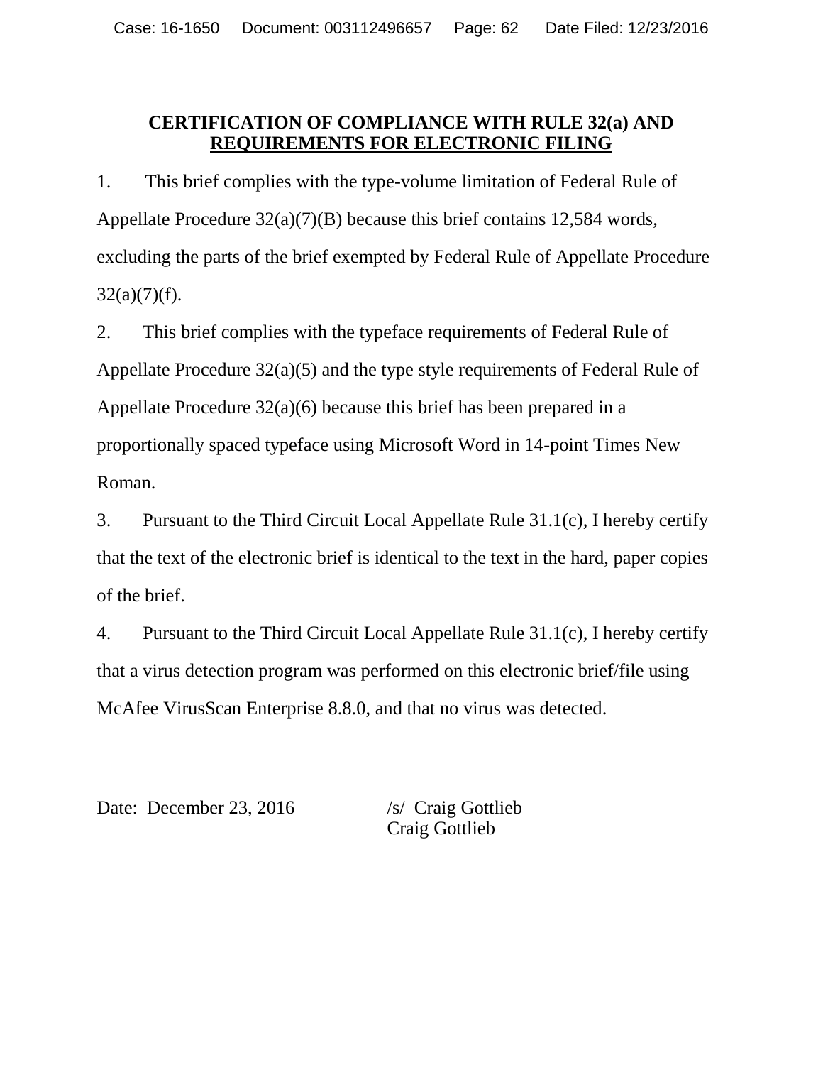**CERTIFICATION OF COMPLIANCE WITH RULE 32(a) AND REQUIREMENTS FOR ELECTRONIC FILING**

1. This brief complies with the type-volume limitation of Federal Rule of Appellate Procedure 32(a)(7)(B) because this brief contains 12,584 words, excluding the parts of the brief exempted by Federal Rule of Appellate Procedure 32(a)(7)(f).

2. This brief complies with the typeface requirements of Federal Rule of Appellate Procedure 32(a)(5) and the type style requirements of Federal Rule of Appellate Procedure 32(a)(6) because this brief has been prepared in a proportionally spaced typeface using Microsoft Word in 14-point Times New Roman.

3. Pursuant to the Third Circuit Local Appellate Rule 31.1(c), I hereby certify that the text of the electronic brief is identical to the text in the hard, paper copies of the brief.

4. Pursuant to the Third Circuit Local Appellate Rule 31.1(c), I hereby certify that a virus detection program was performed on this electronic brief/file using McAfee VirusScan Enterprise 8.8.0, and that no virus was detected.

Date: December 23, 2016

/s/ Craig Gottlieb
Craig Gottlieb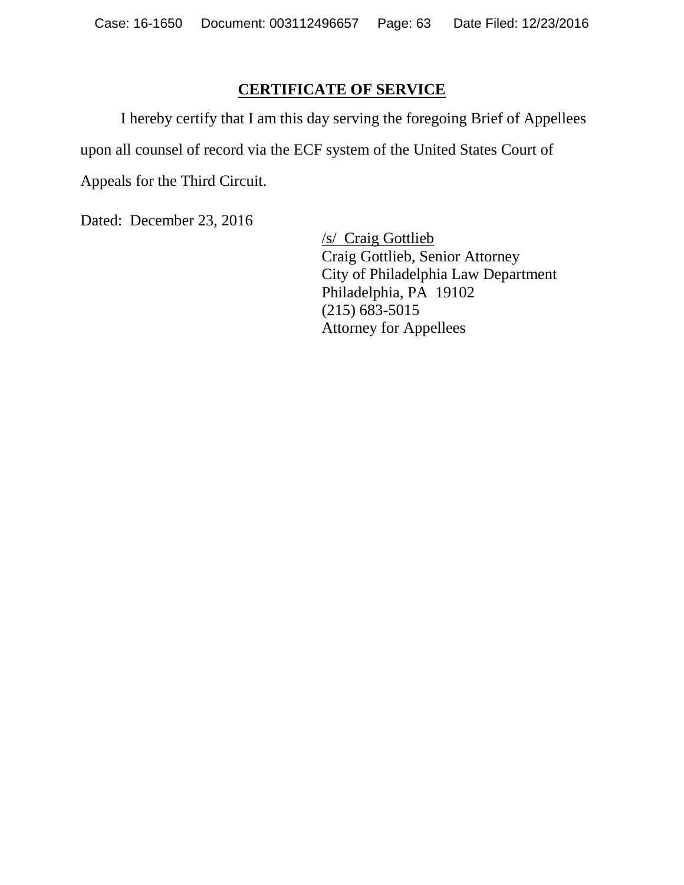## CERTIFICATE OF SERVICE

I hereby certify that I am this day serving the foregoing Brief of Appellees upon all counsel of record via the ECF system of the United States Court of Appeals for the Third Circuit.

Dated: December 23, 2016

/s/ Craig Gottlieb
Craig Gottlieb, Senior Attorney
City of Philadelphia Law Department
Philadelphia, PA 19102
(215) 683-5015
Attorney for Appellees